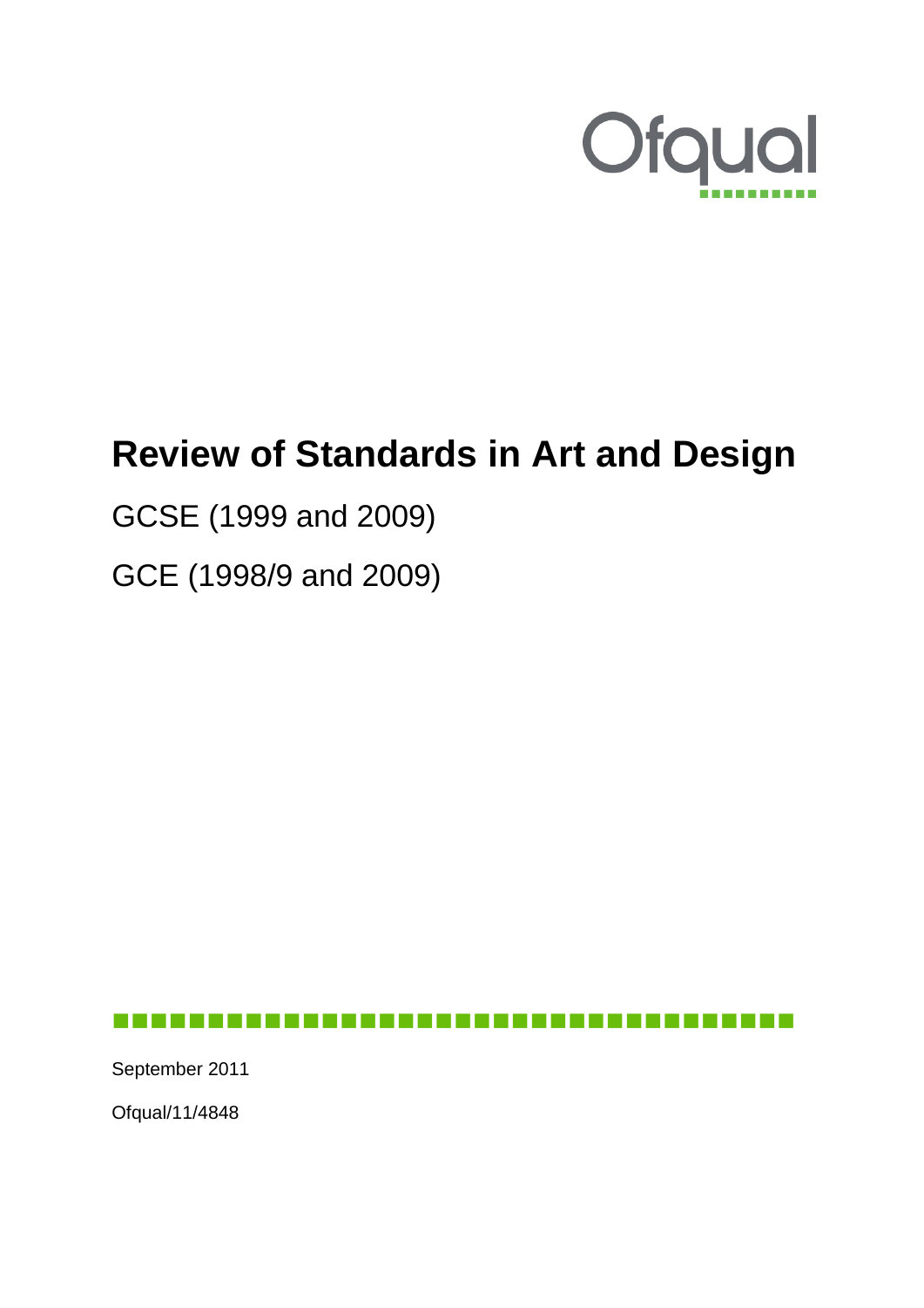Ofqual

# Review of Standards in Art and Design

GCSE (1999 and 2009)

GCE (1998/9 and 2009)

September 2011

Ofqual/11/4848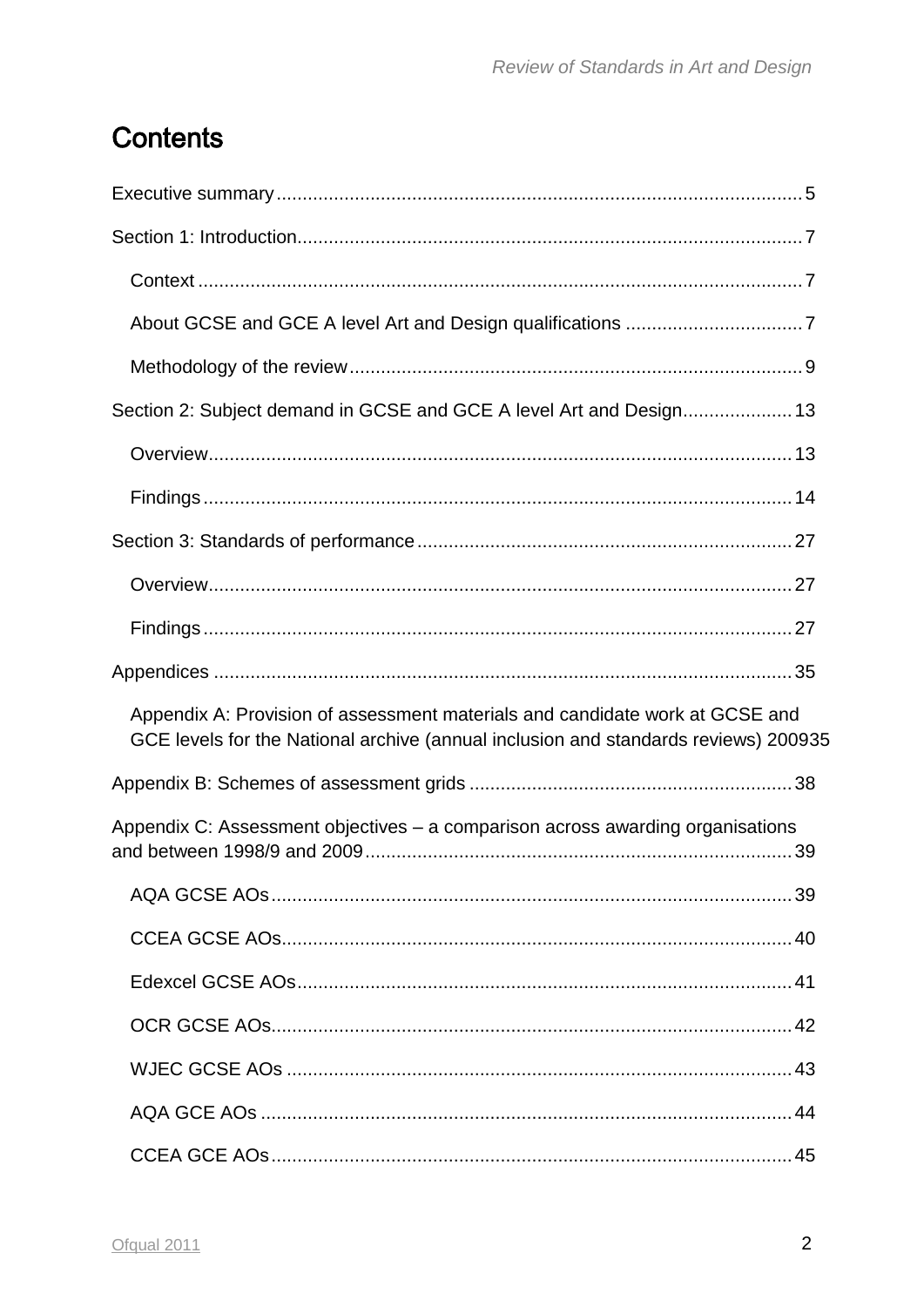# Contents

Executive summary ..... 5

Section 1: Introduction ..... 7

- Context ..... 7
- About GCSE and GCE A level Art and Design qualifications ..... 7
- Methodology of the review ..... 9

Section 2: Subject demand in GCSE and GCE A level Art and Design ..... 13

- Overview ..... 13
- Findings ..... 14

Section 3: Standards of performance ..... 27

- Overview ..... 27
- Findings ..... 27

Appendices ..... 35

- Appendix A: Provision of assessment materials and candidate work at GCSE and GCE levels for the National archive (annual inclusion and standards reviews) 200935

Appendix B: Schemes of assessment grids ..... 38

Appendix C: Assessment objectives – a comparison across awarding organisations and between 1998/9 and 2009 ..... 39

- AQA GCSE AOs ..... 39
- CCEA GCSE AOs ..... 40
- Edexcel GCSE AOs ..... 41
- OCR GCSE AOs ..... 42
- WJEC GCSE AOs ..... 43
- AQA GCE AOs ..... 44
- CCEA GCE AOs ..... 45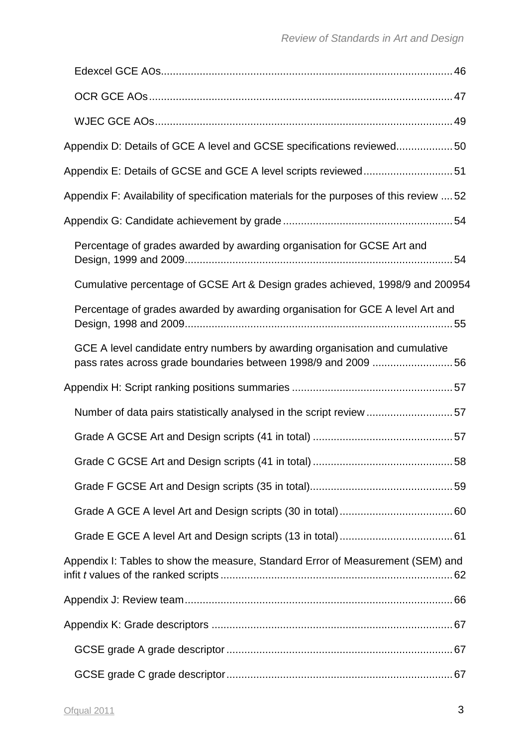- Edexcel GCE AOs ..... 46
- OCR GCE AOs ..... 47
- WJEC GCE AOs ..... 49

Appendix D: Details of GCE A level and GCSE specifications reviewed ..... 50

Appendix E: Details of GCSE and GCE A level scripts reviewed ..... 51

Appendix F: Availability of specification materials for the purposes of this review ..... 52

Appendix G: Candidate achievement by grade ..... 54

- Percentage of grades awarded by awarding organisation for GCSE Art and Design, 1999 and 2009 ..... 54
- Cumulative percentage of GCSE Art & Design grades achieved, 1998/9 and 2009 ..... 54
- Percentage of grades awarded by awarding organisation for GCE A level Art and Design, 1998 and 2009 ..... 55
- GCE A level candidate entry numbers by awarding organisation and cumulative pass rates across grade boundaries between 1998/9 and 2009 ..... 56

Appendix H: Script ranking positions summaries ..... 57

- Number of data pairs statistically analysed in the script review ..... 57
- Grade A GCSE Art and Design scripts (41 in total) ..... 57
- Grade C GCSE Art and Design scripts (41 in total) ..... 58
- Grade F GCSE Art and Design scripts (35 in total) ..... 59
- Grade A GCE A level Art and Design scripts (30 in total) ..... 60
- Grade E GCE A level Art and Design scripts (13 in total) ..... 61

Appendix I: Tables to show the measure, Standard Error of Measurement (SEM) and infit *t* values of the ranked scripts ..... 62

Appendix J: Review team ..... 66

Appendix K: Grade descriptors ..... 67

- GCSE grade A grade descriptor ..... 67
- GCSE grade C grade descriptor ..... 67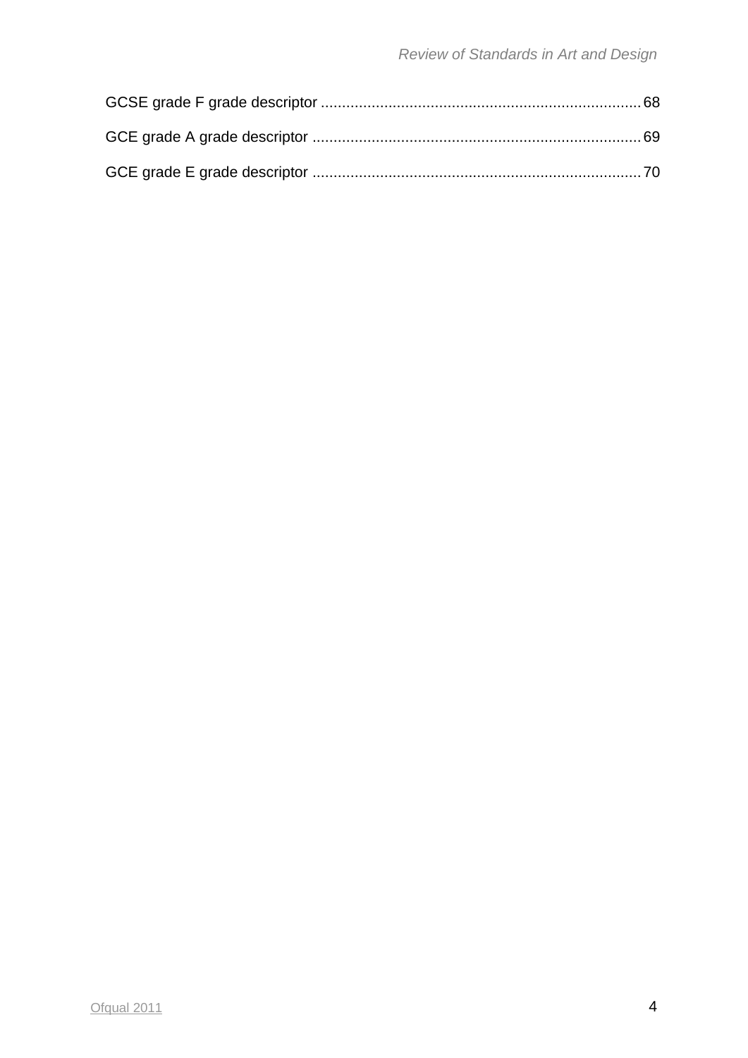GCSE grade F grade descriptor ........................................................................... 68

GCE grade A grade descriptor ............................................................................. 69

GCE grade E grade descriptor ............................................................................. 70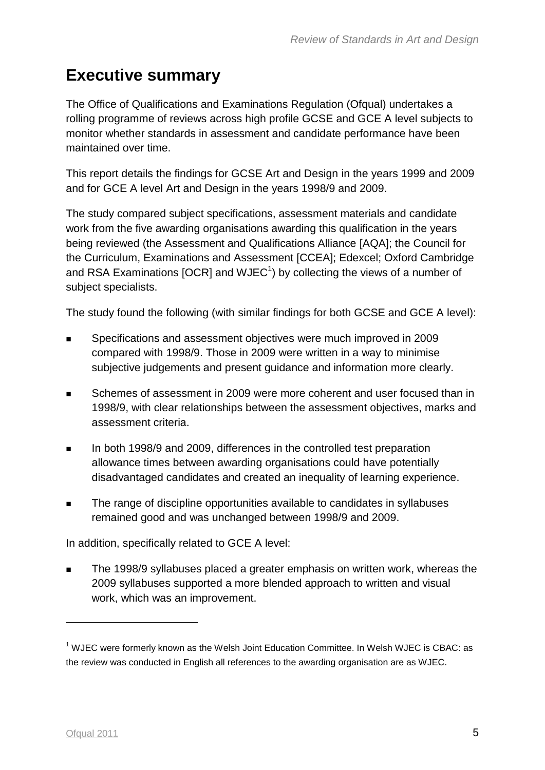# Executive summary

The Office of Qualifications and Examinations Regulation (Ofqual) undertakes a rolling programme of reviews across high profile GCSE and GCE A level subjects to monitor whether standards in assessment and candidate performance have been maintained over time.

This report details the findings for GCSE Art and Design in the years 1999 and 2009 and for GCE A level Art and Design in the years 1998/9 and 2009.

The study compared subject specifications, assessment materials and candidate work from the five awarding organisations awarding this qualification in the years being reviewed (the Assessment and Qualifications Alliance [AQA]; the Council for the Curriculum, Examinations and Assessment [CCEA]; Edexcel; Oxford Cambridge and RSA Examinations [OCR] and WJEC[1]) by collecting the views of a number of subject specialists.

The study found the following (with similar findings for both GCSE and GCE A level):

- Specifications and assessment objectives were much improved in 2009 compared with 1998/9. Those in 2009 were written in a way to minimise subjective judgements and present guidance and information more clearly.
- Schemes of assessment in 2009 were more coherent and user focused than in 1998/9, with clear relationships between the assessment objectives, marks and assessment criteria.
- In both 1998/9 and 2009, differences in the controlled test preparation allowance times between awarding organisations could have potentially disadvantaged candidates and created an inequality of learning experience.
- The range of discipline opportunities available to candidates in syllabuses remained good and was unchanged between 1998/9 and 2009.

In addition, specifically related to GCE A level:

- The 1998/9 syllabuses placed a greater emphasis on written work, whereas the 2009 syllabuses supported a more blended approach to written and visual work, which was an improvement.

---

[1] WJEC were formerly known as the Welsh Joint Education Committee. In Welsh WJEC is CBAC: as the review was conducted in English all references to the awarding organisation are as WJEC.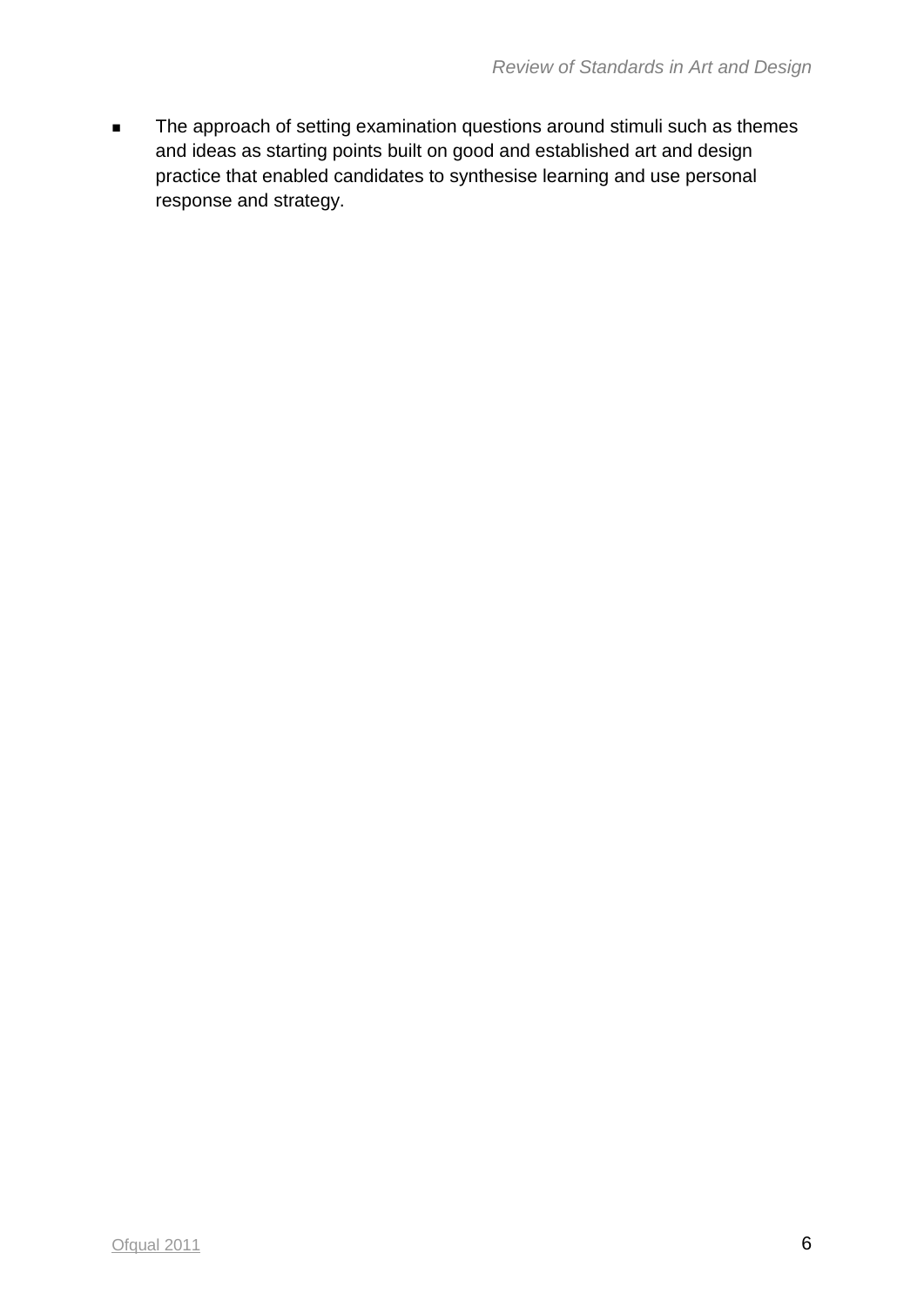- The approach of setting examination questions around stimuli such as themes and ideas as starting points built on good and established art and design practice that enabled candidates to synthesise learning and use personal response and strategy.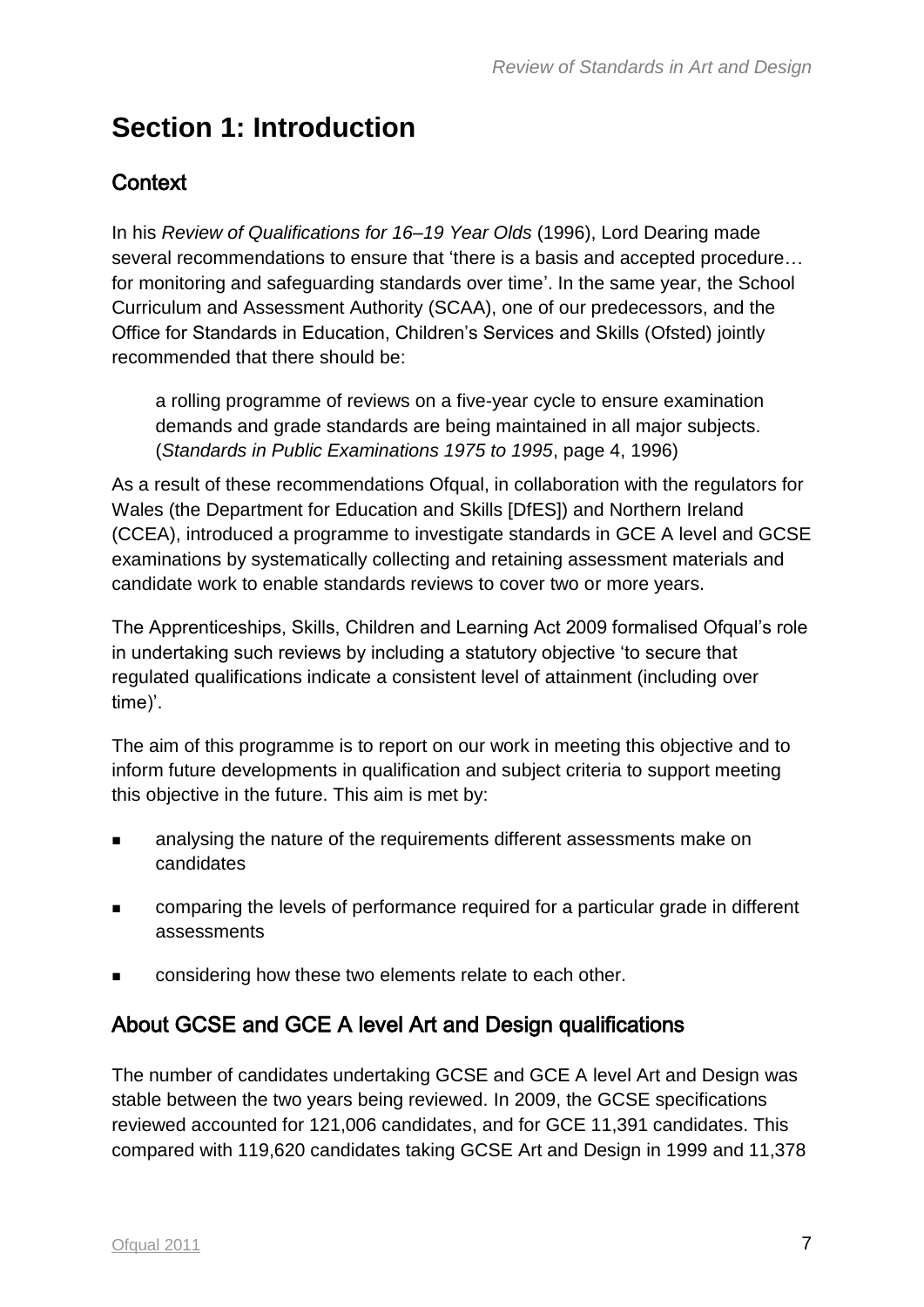# Section 1: Introduction

## Context

In his *Review of Qualifications for 16–19 Year Olds* (1996), Lord Dearing made several recommendations to ensure that 'there is a basis and accepted procedure… for monitoring and safeguarding standards over time'. In the same year, the School Curriculum and Assessment Authority (SCAA), one of our predecessors, and the Office for Standards in Education, Children's Services and Skills (Ofsted) jointly recommended that there should be:

> a rolling programme of reviews on a five-year cycle to ensure examination demands and grade standards are being maintained in all major subjects. (*Standards in Public Examinations 1975 to 1995*, page 4, 1996)

As a result of these recommendations Ofqual, in collaboration with the regulators for Wales (the Department for Education and Skills [DfES]) and Northern Ireland (CCEA), introduced a programme to investigate standards in GCE A level and GCSE examinations by systematically collecting and retaining assessment materials and candidate work to enable standards reviews to cover two or more years.

The Apprenticeships, Skills, Children and Learning Act 2009 formalised Ofqual's role in undertaking such reviews by including a statutory objective 'to secure that regulated qualifications indicate a consistent level of attainment (including over time)'.

The aim of this programme is to report on our work in meeting this objective and to inform future developments in qualification and subject criteria to support meeting this objective in the future. This aim is met by:

- analysing the nature of the requirements different assessments make on candidates
- comparing the levels of performance required for a particular grade in different assessments
- considering how these two elements relate to each other.

## About GCSE and GCE A level Art and Design qualifications

The number of candidates undertaking GCSE and GCE A level Art and Design was stable between the two years being reviewed. In 2009, the GCSE specifications reviewed accounted for 121,006 candidates, and for GCE 11,391 candidates. This compared with 119,620 candidates taking GCSE Art and Design in 1999 and 11,378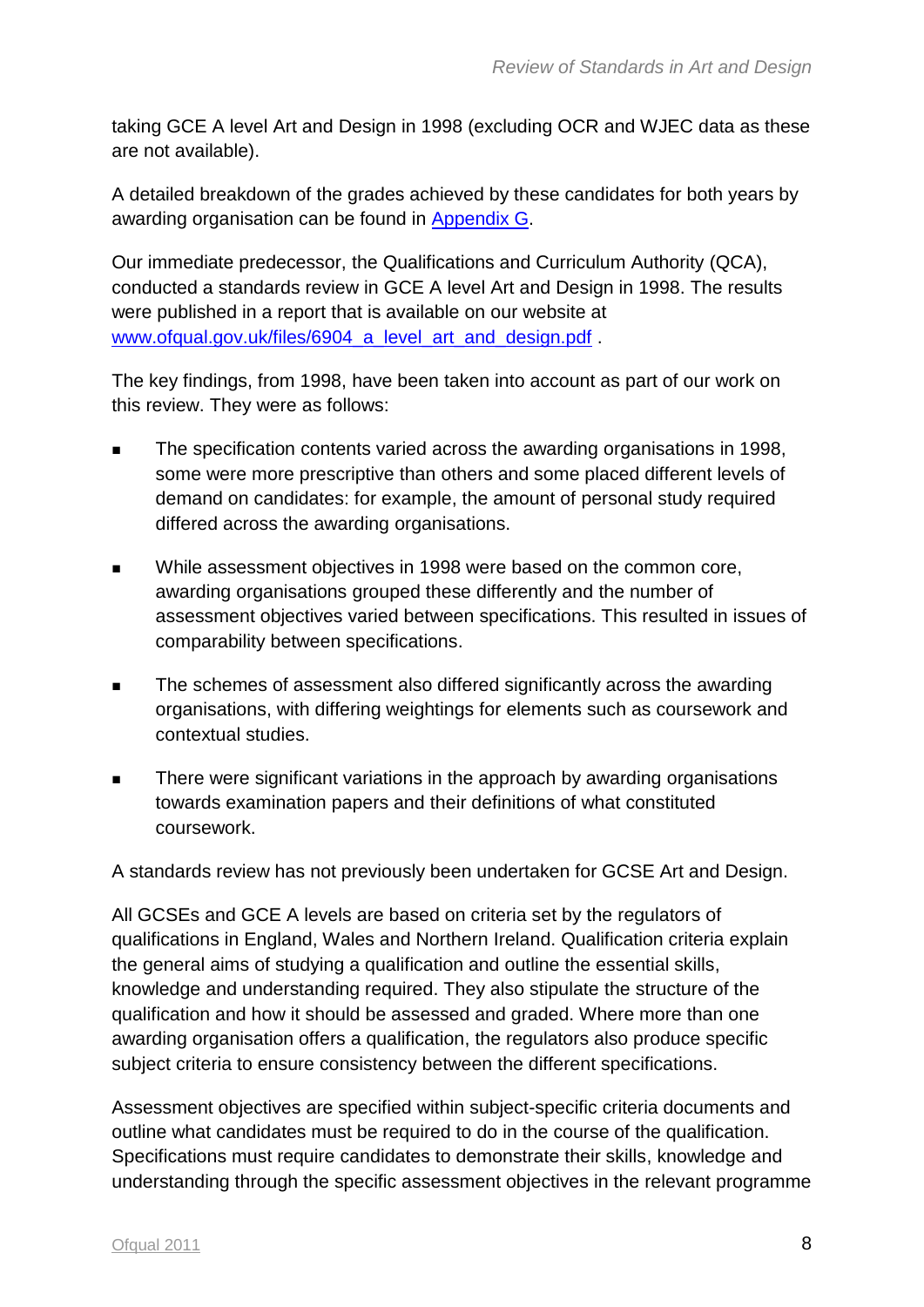taking GCE A level Art and Design in 1998 (excluding OCR and WJEC data as these are not available).

A detailed breakdown of the grades achieved by these candidates for both years by awarding organisation can be found in Appendix G.

Our immediate predecessor, the Qualifications and Curriculum Authority (QCA), conducted a standards review in GCE A level Art and Design in 1998. The results were published in a report that is available on our website at www.ofqual.gov.uk/files/6904_a_level_art_and_design.pdf .

The key findings, from 1998, have been taken into account as part of our work on this review. They were as follows:

- The specification contents varied across the awarding organisations in 1998, some were more prescriptive than others and some placed different levels of demand on candidates: for example, the amount of personal study required differed across the awarding organisations.
- While assessment objectives in 1998 were based on the common core, awarding organisations grouped these differently and the number of assessment objectives varied between specifications. This resulted in issues of comparability between specifications.
- The schemes of assessment also differed significantly across the awarding organisations, with differing weightings for elements such as coursework and contextual studies.
- There were significant variations in the approach by awarding organisations towards examination papers and their definitions of what constituted coursework.

A standards review has not previously been undertaken for GCSE Art and Design.

All GCSEs and GCE A levels are based on criteria set by the regulators of qualifications in England, Wales and Northern Ireland. Qualification criteria explain the general aims of studying a qualification and outline the essential skills, knowledge and understanding required. They also stipulate the structure of the qualification and how it should be assessed and graded. Where more than one awarding organisation offers a qualification, the regulators also produce specific subject criteria to ensure consistency between the different specifications.

Assessment objectives are specified within subject-specific criteria documents and outline what candidates must be required to do in the course of the qualification. Specifications must require candidates to demonstrate their skills, knowledge and understanding through the specific assessment objectives in the relevant programme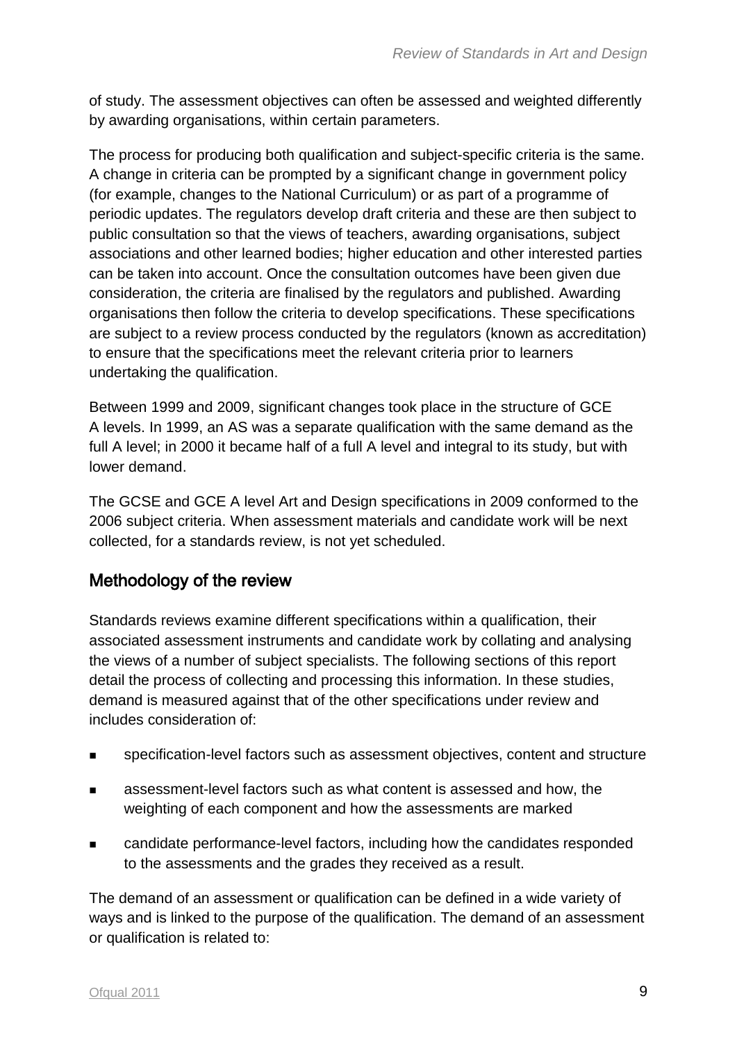of study. The assessment objectives can often be assessed and weighted differently by awarding organisations, within certain parameters.

The process for producing both qualification and subject-specific criteria is the same. A change in criteria can be prompted by a significant change in government policy (for example, changes to the National Curriculum) or as part of a programme of periodic updates. The regulators develop draft criteria and these are then subject to public consultation so that the views of teachers, awarding organisations, subject associations and other learned bodies; higher education and other interested parties can be taken into account. Once the consultation outcomes have been given due consideration, the criteria are finalised by the regulators and published. Awarding organisations then follow the criteria to develop specifications. These specifications are subject to a review process conducted by the regulators (known as accreditation) to ensure that the specifications meet the relevant criteria prior to learners undertaking the qualification.

Between 1999 and 2009, significant changes took place in the structure of GCE A levels. In 1999, an AS was a separate qualification with the same demand as the full A level; in 2000 it became half of a full A level and integral to its study, but with lower demand.

The GCSE and GCE A level Art and Design specifications in 2009 conformed to the 2006 subject criteria. When assessment materials and candidate work will be next collected, for a standards review, is not yet scheduled.

## Methodology of the review

Standards reviews examine different specifications within a qualification, their associated assessment instruments and candidate work by collating and analysing the views of a number of subject specialists. The following sections of this report detail the process of collecting and processing this information. In these studies, demand is measured against that of the other specifications under review and includes consideration of:

- specification-level factors such as assessment objectives, content and structure
- assessment-level factors such as what content is assessed and how, the weighting of each component and how the assessments are marked
- candidate performance-level factors, including how the candidates responded to the assessments and the grades they received as a result.

The demand of an assessment or qualification can be defined in a wide variety of ways and is linked to the purpose of the qualification. The demand of an assessment or qualification is related to: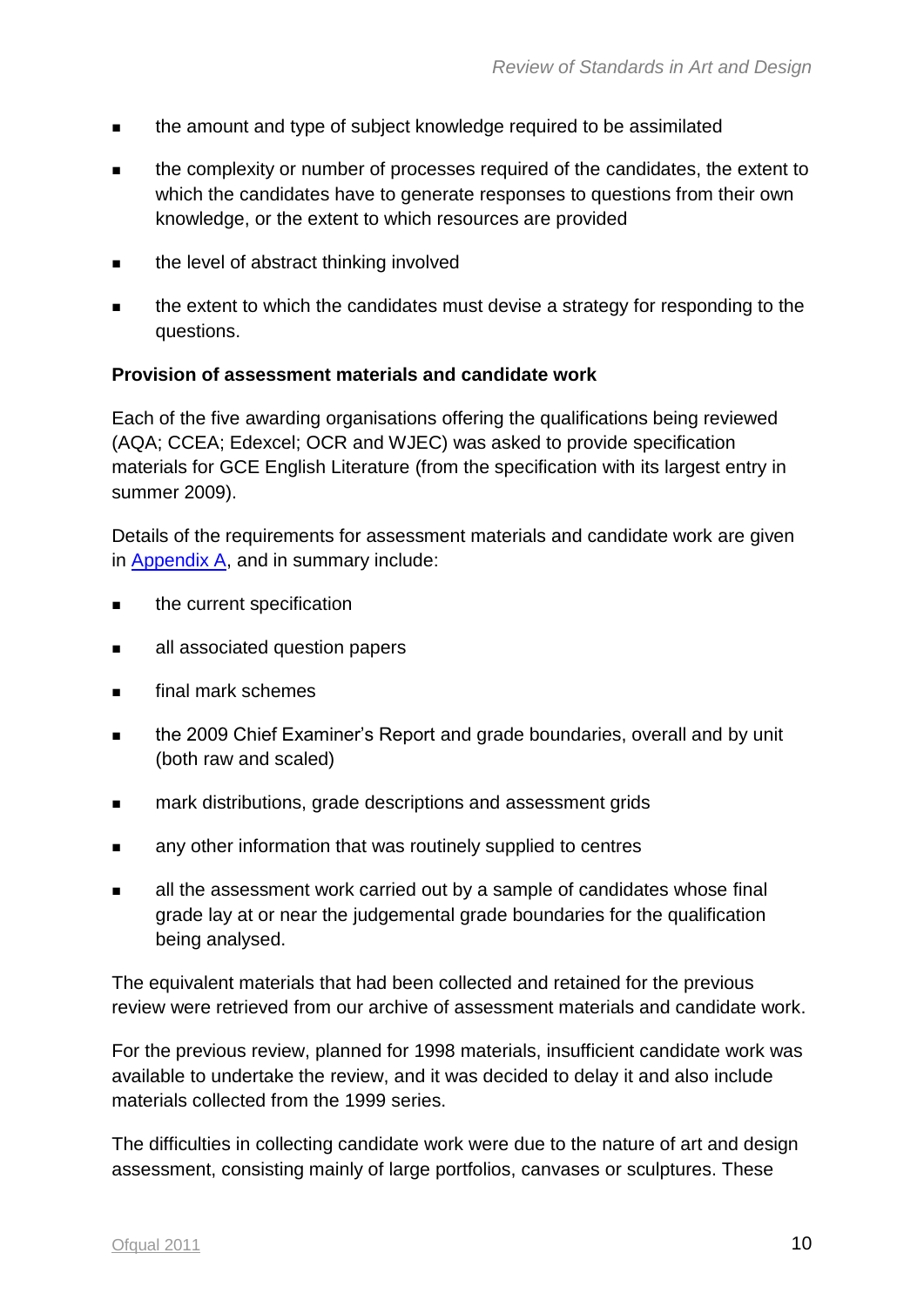- the amount and type of subject knowledge required to be assimilated
- the complexity or number of processes required of the candidates, the extent to which the candidates have to generate responses to questions from their own knowledge, or the extent to which resources are provided
- the level of abstract thinking involved
- the extent to which the candidates must devise a strategy for responding to the questions.

**Provision of assessment materials and candidate work**

Each of the five awarding organisations offering the qualifications being reviewed (AQA; CCEA; Edexcel; OCR and WJEC) was asked to provide specification materials for GCE English Literature (from the specification with its largest entry in summer 2009).

Details of the requirements for assessment materials and candidate work are given in Appendix A, and in summary include:

- the current specification
- all associated question papers
- final mark schemes
- the 2009 Chief Examiner's Report and grade boundaries, overall and by unit (both raw and scaled)
- mark distributions, grade descriptions and assessment grids
- any other information that was routinely supplied to centres
- all the assessment work carried out by a sample of candidates whose final grade lay at or near the judgemental grade boundaries for the qualification being analysed.

The equivalent materials that had been collected and retained for the previous review were retrieved from our archive of assessment materials and candidate work.

For the previous review, planned for 1998 materials, insufficient candidate work was available to undertake the review, and it was decided to delay it and also include materials collected from the 1999 series.

The difficulties in collecting candidate work were due to the nature of art and design assessment, consisting mainly of large portfolios, canvases or sculptures. These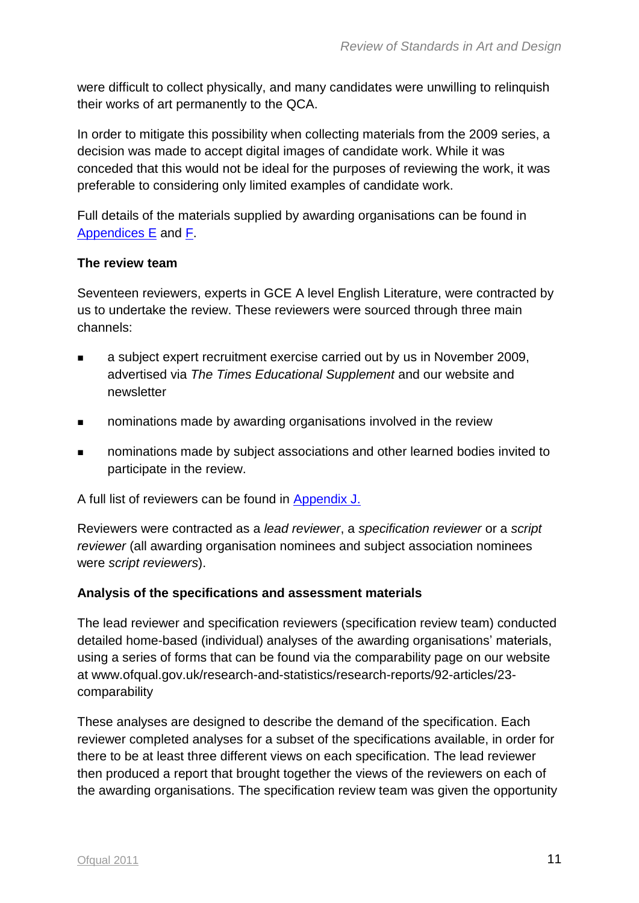were difficult to collect physically, and many candidates were unwilling to relinquish their works of art permanently to the QCA.

In order to mitigate this possibility when collecting materials from the 2009 series, a decision was made to accept digital images of candidate work. While it was conceded that this would not be ideal for the purposes of reviewing the work, it was preferable to considering only limited examples of candidate work.

Full details of the materials supplied by awarding organisations can be found in Appendices E and F.

**The review team**

Seventeen reviewers, experts in GCE A level English Literature, were contracted by us to undertake the review. These reviewers were sourced through three main channels:

- a subject expert recruitment exercise carried out by us in November 2009, advertised via *The Times Educational Supplement* and our website and newsletter
- nominations made by awarding organisations involved in the review
- nominations made by subject associations and other learned bodies invited to participate in the review.

A full list of reviewers can be found in Appendix J.

Reviewers were contracted as a *lead reviewer*, a *specification reviewer* or a *script reviewer* (all awarding organisation nominees and subject association nominees were *script reviewers*).

**Analysis of the specifications and assessment materials**

The lead reviewer and specification reviewers (specification review team) conducted detailed home-based (individual) analyses of the awarding organisations' materials, using a series of forms that can be found via the comparability page on our website at www.ofqual.gov.uk/research-and-statistics/research-reports/92-articles/23-comparability

These analyses are designed to describe the demand of the specification. Each reviewer completed analyses for a subset of the specifications available, in order for there to be at least three different views on each specification. The lead reviewer then produced a report that brought together the views of the reviewers on each of the awarding organisations. The specification review team was given the opportunity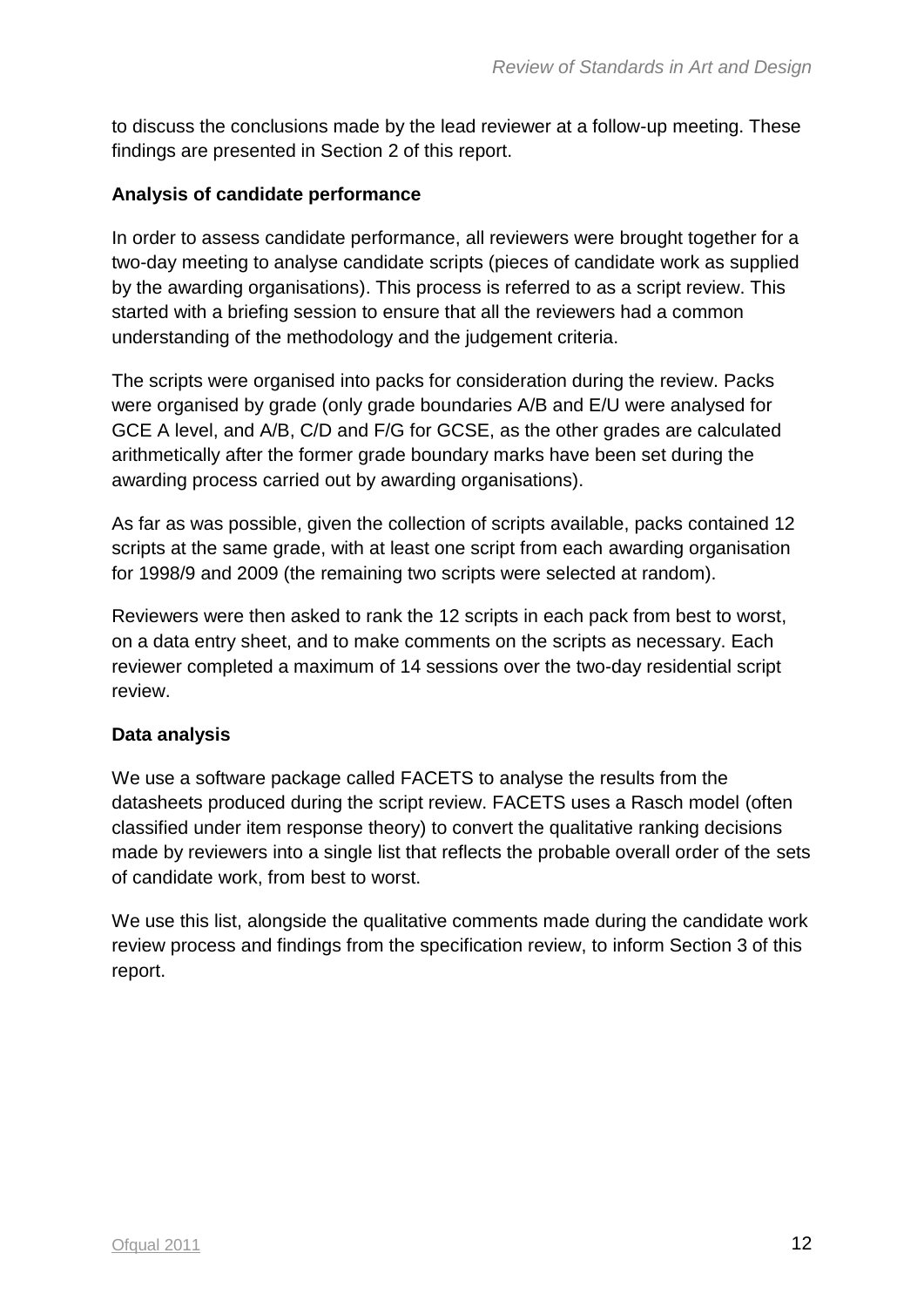to discuss the conclusions made by the lead reviewer at a follow-up meeting. These findings are presented in Section 2 of this report.

**Analysis of candidate performance**

In order to assess candidate performance, all reviewers were brought together for a two-day meeting to analyse candidate scripts (pieces of candidate work as supplied by the awarding organisations). This process is referred to as a script review. This started with a briefing session to ensure that all the reviewers had a common understanding of the methodology and the judgement criteria.

The scripts were organised into packs for consideration during the review. Packs were organised by grade (only grade boundaries A/B and E/U were analysed for GCE A level, and A/B, C/D and F/G for GCSE, as the other grades are calculated arithmetically after the former grade boundary marks have been set during the awarding process carried out by awarding organisations).

As far as was possible, given the collection of scripts available, packs contained 12 scripts at the same grade, with at least one script from each awarding organisation for 1998/9 and 2009 (the remaining two scripts were selected at random).

Reviewers were then asked to rank the 12 scripts in each pack from best to worst, on a data entry sheet, and to make comments on the scripts as necessary. Each reviewer completed a maximum of 14 sessions over the two-day residential script review.

**Data analysis**

We use a software package called FACETS to analyse the results from the datasheets produced during the script review. FACETS uses a Rasch model (often classified under item response theory) to convert the qualitative ranking decisions made by reviewers into a single list that reflects the probable overall order of the sets of candidate work, from best to worst.

We use this list, alongside the qualitative comments made during the candidate work review process and findings from the specification review, to inform Section 3 of this report.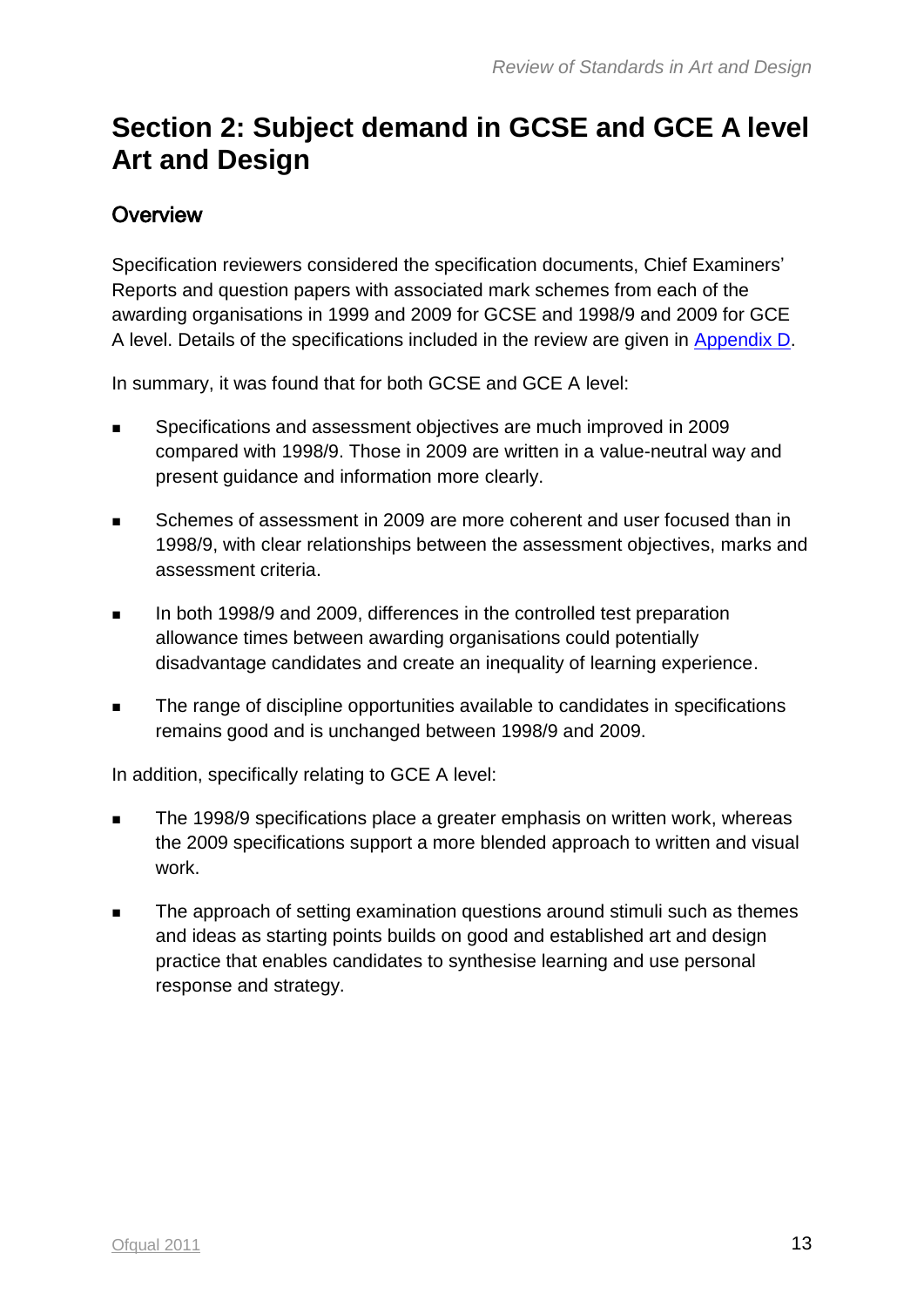# Section 2: Subject demand in GCSE and GCE A level Art and Design

## Overview

Specification reviewers considered the specification documents, Chief Examiners' Reports and question papers with associated mark schemes from each of the awarding organisations in 1999 and 2009 for GCSE and 1998/9 and 2009 for GCE A level. Details of the specifications included in the review are given in Appendix D.

In summary, it was found that for both GCSE and GCE A level:

- Specifications and assessment objectives are much improved in 2009 compared with 1998/9. Those in 2009 are written in a value-neutral way and present guidance and information more clearly.
- Schemes of assessment in 2009 are more coherent and user focused than in 1998/9, with clear relationships between the assessment objectives, marks and assessment criteria.
- In both 1998/9 and 2009, differences in the controlled test preparation allowance times between awarding organisations could potentially disadvantage candidates and create an inequality of learning experience.
- The range of discipline opportunities available to candidates in specifications remains good and is unchanged between 1998/9 and 2009.

In addition, specifically relating to GCE A level:

- The 1998/9 specifications place a greater emphasis on written work, whereas the 2009 specifications support a more blended approach to written and visual work.
- The approach of setting examination questions around stimuli such as themes and ideas as starting points builds on good and established art and design practice that enables candidates to synthesise learning and use personal response and strategy.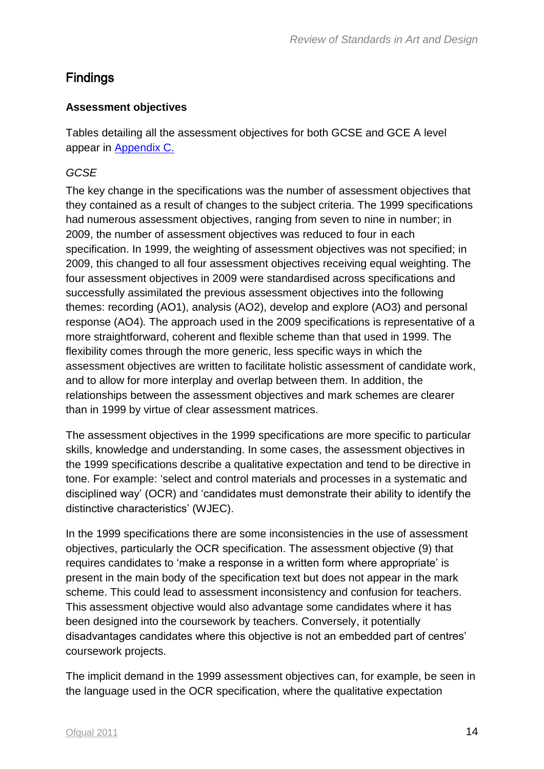## Findings

### Assessment objectives

Tables detailing all the assessment objectives for both GCSE and GCE A level appear in [Appendix C.](#)

*GCSE*

The key change in the specifications was the number of assessment objectives that they contained as a result of changes to the subject criteria. The 1999 specifications had numerous assessment objectives, ranging from seven to nine in number; in 2009, the number of assessment objectives was reduced to four in each specification. In 1999, the weighting of assessment objectives was not specified; in 2009, this changed to all four assessment objectives receiving equal weighting. The four assessment objectives in 2009 were standardised across specifications and successfully assimilated the previous assessment objectives into the following themes: recording (AO1), analysis (AO2), develop and explore (AO3) and personal response (AO4). The approach used in the 2009 specifications is representative of a more straightforward, coherent and flexible scheme than that used in 1999. The flexibility comes through the more generic, less specific ways in which the assessment objectives are written to facilitate holistic assessment of candidate work, and to allow for more interplay and overlap between them. In addition, the relationships between the assessment objectives and mark schemes are clearer than in 1999 by virtue of clear assessment matrices.

The assessment objectives in the 1999 specifications are more specific to particular skills, knowledge and understanding. In some cases, the assessment objectives in the 1999 specifications describe a qualitative expectation and tend to be directive in tone. For example: 'select and control materials and processes in a systematic and disciplined way' (OCR) and 'candidates must demonstrate their ability to identify the distinctive characteristics' (WJEC).

In the 1999 specifications there are some inconsistencies in the use of assessment objectives, particularly the OCR specification. The assessment objective (9) that requires candidates to 'make a response in a written form where appropriate' is present in the main body of the specification text but does not appear in the mark scheme. This could lead to assessment inconsistency and confusion for teachers. This assessment objective would also advantage some candidates where it has been designed into the coursework by teachers. Conversely, it potentially disadvantages candidates where this objective is not an embedded part of centres' coursework projects.

The implicit demand in the 1999 assessment objectives can, for example, be seen in the language used in the OCR specification, where the qualitative expectation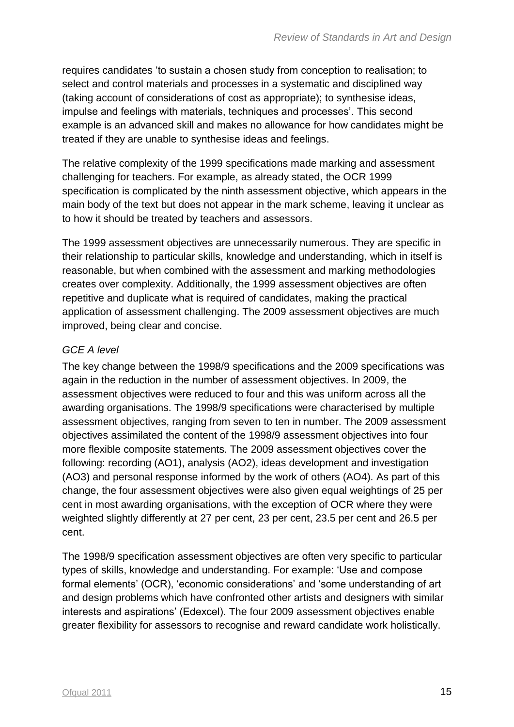requires candidates 'to sustain a chosen study from conception to realisation; to select and control materials and processes in a systematic and disciplined way (taking account of considerations of cost as appropriate); to synthesise ideas, impulse and feelings with materials, techniques and processes'. This second example is an advanced skill and makes no allowance for how candidates might be treated if they are unable to synthesise ideas and feelings.

The relative complexity of the 1999 specifications made marking and assessment challenging for teachers. For example, as already stated, the OCR 1999 specification is complicated by the ninth assessment objective, which appears in the main body of the text but does not appear in the mark scheme, leaving it unclear as to how it should be treated by teachers and assessors.

The 1999 assessment objectives are unnecessarily numerous. They are specific in their relationship to particular skills, knowledge and understanding, which in itself is reasonable, but when combined with the assessment and marking methodologies creates over complexity. Additionally, the 1999 assessment objectives are often repetitive and duplicate what is required of candidates, making the practical application of assessment challenging. The 2009 assessment objectives are much improved, being clear and concise.

*GCE A level*

The key change between the 1998/9 specifications and the 2009 specifications was again in the reduction in the number of assessment objectives. In 2009, the assessment objectives were reduced to four and this was uniform across all the awarding organisations. The 1998/9 specifications were characterised by multiple assessment objectives, ranging from seven to ten in number. The 2009 assessment objectives assimilated the content of the 1998/9 assessment objectives into four more flexible composite statements. The 2009 assessment objectives cover the following: recording (AO1), analysis (AO2), ideas development and investigation (AO3) and personal response informed by the work of others (AO4). As part of this change, the four assessment objectives were also given equal weightings of 25 per cent in most awarding organisations, with the exception of OCR where they were weighted slightly differently at 27 per cent, 23 per cent, 23.5 per cent and 26.5 per cent.

The 1998/9 specification assessment objectives are often very specific to particular types of skills, knowledge and understanding. For example: 'Use and compose formal elements' (OCR), 'economic considerations' and 'some understanding of art and design problems which have confronted other artists and designers with similar interests and aspirations' (Edexcel). The four 2009 assessment objectives enable greater flexibility for assessors to recognise and reward candidate work holistically.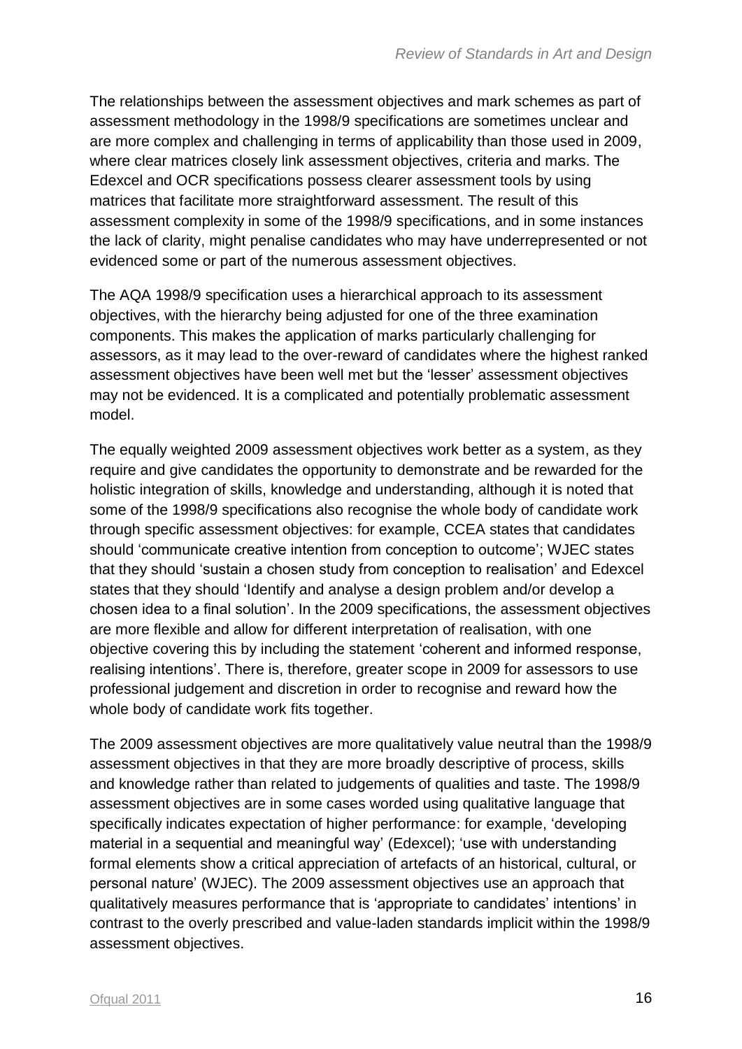The relationships between the assessment objectives and mark schemes as part of assessment methodology in the 1998/9 specifications are sometimes unclear and are more complex and challenging in terms of applicability than those used in 2009, where clear matrices closely link assessment objectives, criteria and marks. The Edexcel and OCR specifications possess clearer assessment tools by using matrices that facilitate more straightforward assessment. The result of this assessment complexity in some of the 1998/9 specifications, and in some instances the lack of clarity, might penalise candidates who may have underrepresented or not evidenced some or part of the numerous assessment objectives.

The AQA 1998/9 specification uses a hierarchical approach to its assessment objectives, with the hierarchy being adjusted for one of the three examination components. This makes the application of marks particularly challenging for assessors, as it may lead to the over-reward of candidates where the highest ranked assessment objectives have been well met but the 'lesser' assessment objectives may not be evidenced. It is a complicated and potentially problematic assessment model.

The equally weighted 2009 assessment objectives work better as a system, as they require and give candidates the opportunity to demonstrate and be rewarded for the holistic integration of skills, knowledge and understanding, although it is noted that some of the 1998/9 specifications also recognise the whole body of candidate work through specific assessment objectives: for example, CCEA states that candidates should 'communicate creative intention from conception to outcome'; WJEC states that they should 'sustain a chosen study from conception to realisation' and Edexcel states that they should 'Identify and analyse a design problem and/or develop a chosen idea to a final solution'. In the 2009 specifications, the assessment objectives are more flexible and allow for different interpretation of realisation, with one objective covering this by including the statement 'coherent and informed response, realising intentions'. There is, therefore, greater scope in 2009 for assessors to use professional judgement and discretion in order to recognise and reward how the whole body of candidate work fits together.

The 2009 assessment objectives are more qualitatively value neutral than the 1998/9 assessment objectives in that they are more broadly descriptive of process, skills and knowledge rather than related to judgements of qualities and taste. The 1998/9 assessment objectives are in some cases worded using qualitative language that specifically indicates expectation of higher performance: for example, 'developing material in a sequential and meaningful way' (Edexcel); 'use with understanding formal elements show a critical appreciation of artefacts of an historical, cultural, or personal nature' (WJEC). The 2009 assessment objectives use an approach that qualitatively measures performance that is 'appropriate to candidates' intentions' in contrast to the overly prescribed and value-laden standards implicit within the 1998/9 assessment objectives.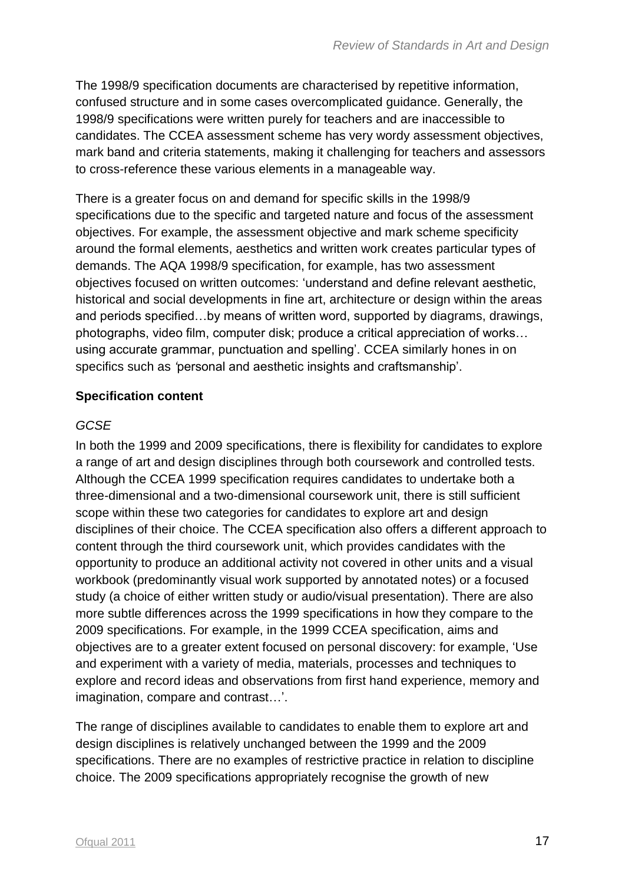The 1998/9 specification documents are characterised by repetitive information, confused structure and in some cases overcomplicated guidance. Generally, the 1998/9 specifications were written purely for teachers and are inaccessible to candidates. The CCEA assessment scheme has very wordy assessment objectives, mark band and criteria statements, making it challenging for teachers and assessors to cross-reference these various elements in a manageable way.

There is a greater focus on and demand for specific skills in the 1998/9 specifications due to the specific and targeted nature and focus of the assessment objectives. For example, the assessment objective and mark scheme specificity around the formal elements, aesthetics and written work creates particular types of demands. The AQA 1998/9 specification, for example, has two assessment objectives focused on written outcomes: 'understand and define relevant aesthetic, historical and social developments in fine art, architecture or design within the areas and periods specified…by means of written word, supported by diagrams, drawings, photographs, video film, computer disk; produce a critical appreciation of works… using accurate grammar, punctuation and spelling'. CCEA similarly hones in on specifics such as *'*personal and aesthetic insights and craftsmanship'.

**Specification content**

*GCSE*

In both the 1999 and 2009 specifications, there is flexibility for candidates to explore a range of art and design disciplines through both coursework and controlled tests. Although the CCEA 1999 specification requires candidates to undertake both a three-dimensional and a two-dimensional coursework unit, there is still sufficient scope within these two categories for candidates to explore art and design disciplines of their choice. The CCEA specification also offers a different approach to content through the third coursework unit, which provides candidates with the opportunity to produce an additional activity not covered in other units and a visual workbook (predominantly visual work supported by annotated notes) or a focused study (a choice of either written study or audio/visual presentation). There are also more subtle differences across the 1999 specifications in how they compare to the 2009 specifications. For example, in the 1999 CCEA specification, aims and objectives are to a greater extent focused on personal discovery: for example, 'Use and experiment with a variety of media, materials, processes and techniques to explore and record ideas and observations from first hand experience, memory and imagination, compare and contrast…'.

The range of disciplines available to candidates to enable them to explore art and design disciplines is relatively unchanged between the 1999 and the 2009 specifications. There are no examples of restrictive practice in relation to discipline choice. The 2009 specifications appropriately recognise the growth of new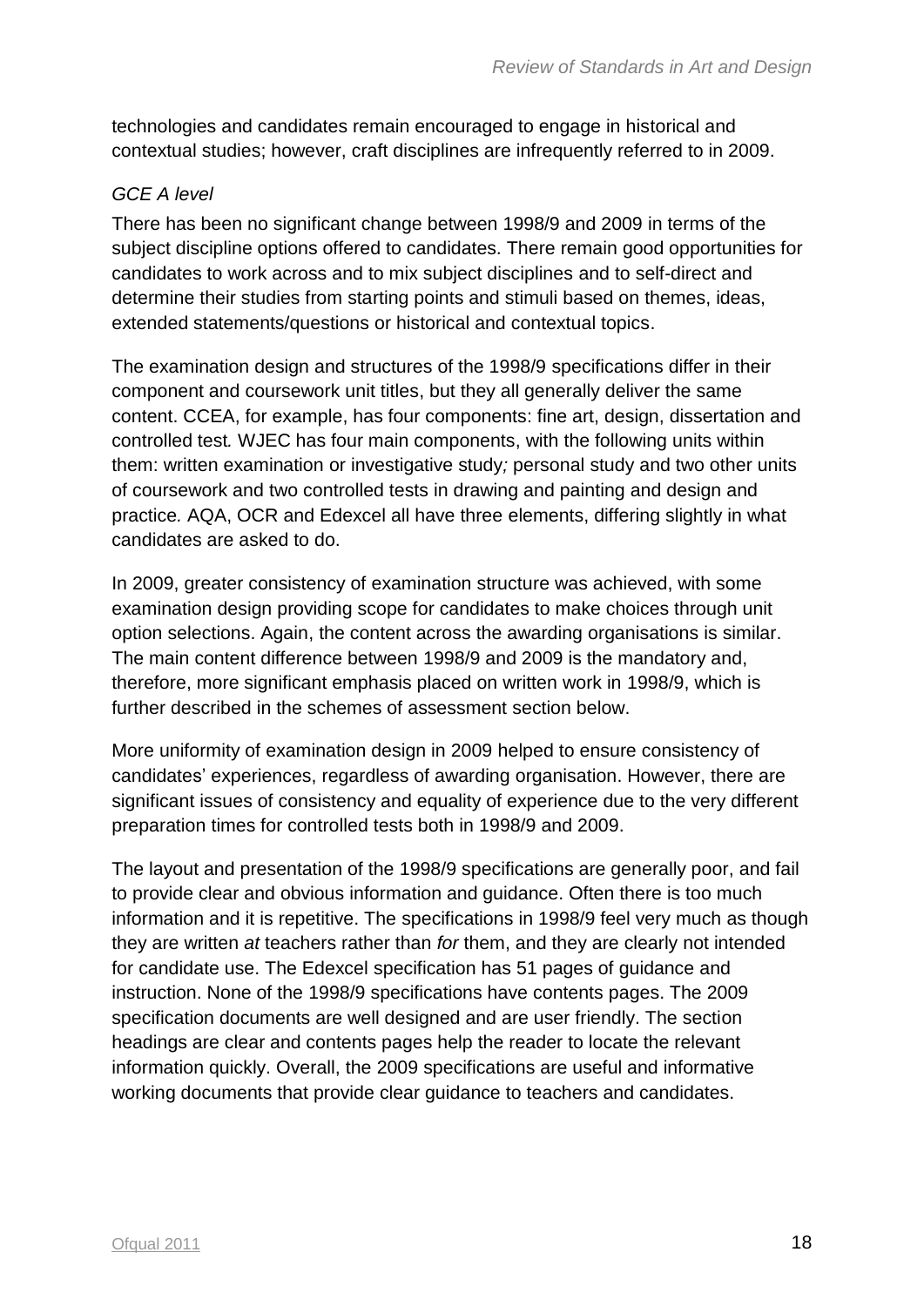technologies and candidates remain encouraged to engage in historical and contextual studies; however, craft disciplines are infrequently referred to in 2009.

*GCE A level*

There has been no significant change between 1998/9 and 2009 in terms of the subject discipline options offered to candidates. There remain good opportunities for candidates to work across and to mix subject disciplines and to self-direct and determine their studies from starting points and stimuli based on themes, ideas, extended statements/questions or historical and contextual topics.

The examination design and structures of the 1998/9 specifications differ in their component and coursework unit titles, but they all generally deliver the same content. CCEA, for example, has four components: fine art, design, dissertation and controlled test. WJEC has four main components, with the following units within them: written examination or investigative study; personal study and two other units of coursework and two controlled tests in drawing and painting and design and practice. AQA, OCR and Edexcel all have three elements, differing slightly in what candidates are asked to do.

In 2009, greater consistency of examination structure was achieved, with some examination design providing scope for candidates to make choices through unit option selections. Again, the content across the awarding organisations is similar. The main content difference between 1998/9 and 2009 is the mandatory and, therefore, more significant emphasis placed on written work in 1998/9, which is further described in the schemes of assessment section below.

More uniformity of examination design in 2009 helped to ensure consistency of candidates' experiences, regardless of awarding organisation. However, there are significant issues of consistency and equality of experience due to the very different preparation times for controlled tests both in 1998/9 and 2009.

The layout and presentation of the 1998/9 specifications are generally poor, and fail to provide clear and obvious information and guidance. Often there is too much information and it is repetitive. The specifications in 1998/9 feel very much as though they are written *at* teachers rather than *for* them, and they are clearly not intended for candidate use. The Edexcel specification has 51 pages of guidance and instruction. None of the 1998/9 specifications have contents pages. The 2009 specification documents are well designed and are user friendly. The section headings are clear and contents pages help the reader to locate the relevant information quickly. Overall, the 2009 specifications are useful and informative working documents that provide clear guidance to teachers and candidates.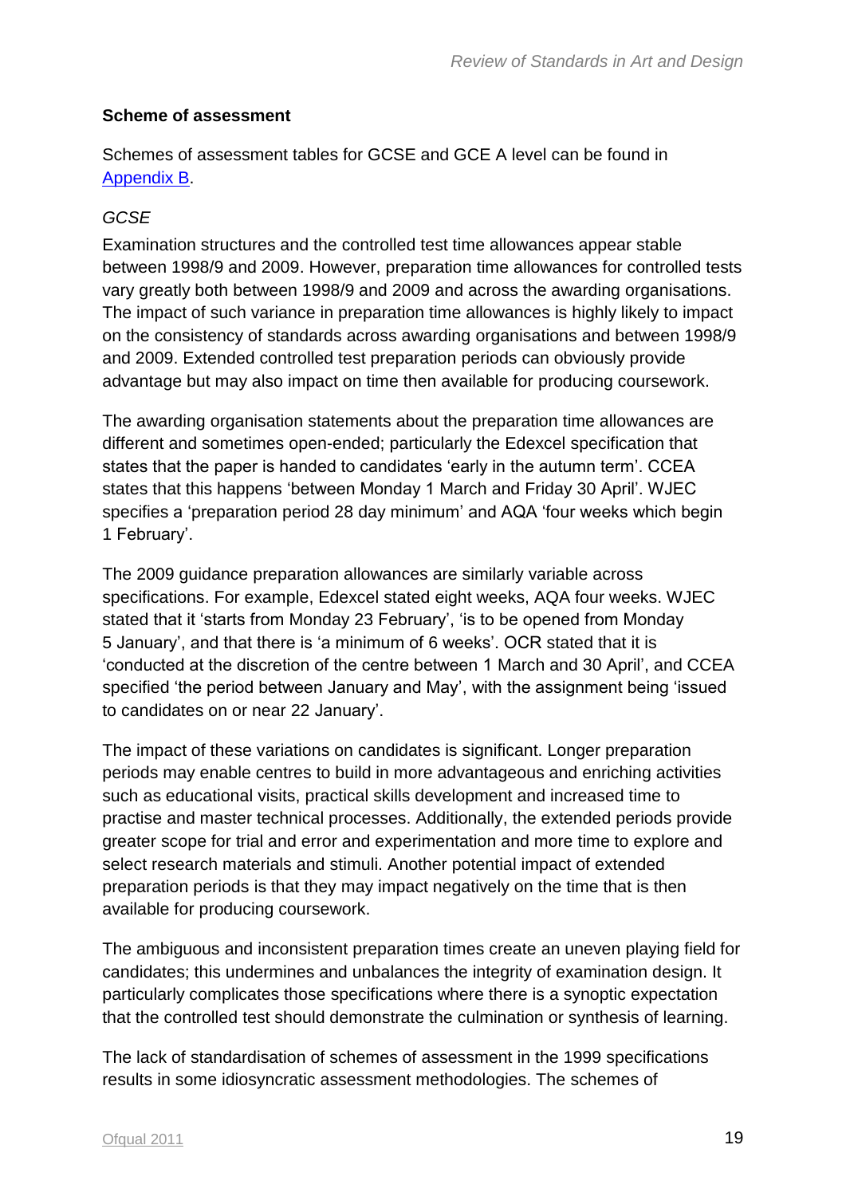**Scheme of assessment**

Schemes of assessment tables for GCSE and GCE A level can be found in [Appendix B](#).

*GCSE*

Examination structures and the controlled test time allowances appear stable between 1998/9 and 2009. However, preparation time allowances for controlled tests vary greatly both between 1998/9 and 2009 and across the awarding organisations. The impact of such variance in preparation time allowances is highly likely to impact on the consistency of standards across awarding organisations and between 1998/9 and 2009. Extended controlled test preparation periods can obviously provide advantage but may also impact on time then available for producing coursework.

The awarding organisation statements about the preparation time allowances are different and sometimes open-ended; particularly the Edexcel specification that states that the paper is handed to candidates 'early in the autumn term'. CCEA states that this happens 'between Monday 1 March and Friday 30 April'. WJEC specifies a 'preparation period 28 day minimum' and AQA 'four weeks which begin 1 February'.

The 2009 guidance preparation allowances are similarly variable across specifications. For example, Edexcel stated eight weeks, AQA four weeks. WJEC stated that it 'starts from Monday 23 February', 'is to be opened from Monday 5 January', and that there is 'a minimum of 6 weeks'. OCR stated that it is 'conducted at the discretion of the centre between 1 March and 30 April', and CCEA specified 'the period between January and May', with the assignment being 'issued to candidates on or near 22 January'.

The impact of these variations on candidates is significant. Longer preparation periods may enable centres to build in more advantageous and enriching activities such as educational visits, practical skills development and increased time to practise and master technical processes. Additionally, the extended periods provide greater scope for trial and error and experimentation and more time to explore and select research materials and stimuli. Another potential impact of extended preparation periods is that they may impact negatively on the time that is then available for producing coursework.

The ambiguous and inconsistent preparation times create an uneven playing field for candidates; this undermines and unbalances the integrity of examination design. It particularly complicates those specifications where there is a synoptic expectation that the controlled test should demonstrate the culmination or synthesis of learning.

The lack of standardisation of schemes of assessment in the 1999 specifications results in some idiosyncratic assessment methodologies. The schemes of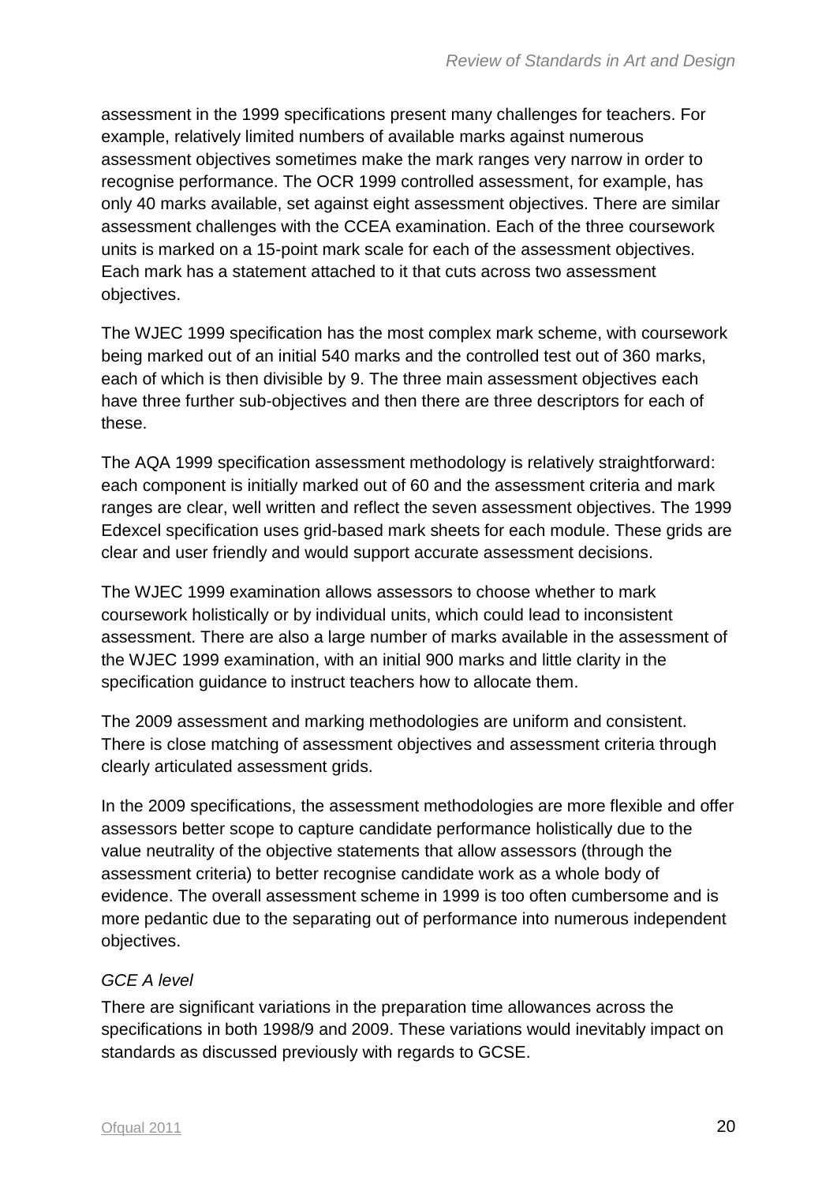assessment in the 1999 specifications present many challenges for teachers. For example, relatively limited numbers of available marks against numerous assessment objectives sometimes make the mark ranges very narrow in order to recognise performance. The OCR 1999 controlled assessment, for example, has only 40 marks available, set against eight assessment objectives. There are similar assessment challenges with the CCEA examination. Each of the three coursework units is marked on a 15-point mark scale for each of the assessment objectives. Each mark has a statement attached to it that cuts across two assessment objectives.

The WJEC 1999 specification has the most complex mark scheme, with coursework being marked out of an initial 540 marks and the controlled test out of 360 marks, each of which is then divisible by 9. The three main assessment objectives each have three further sub-objectives and then there are three descriptors for each of these.

The AQA 1999 specification assessment methodology is relatively straightforward: each component is initially marked out of 60 and the assessment criteria and mark ranges are clear, well written and reflect the seven assessment objectives. The 1999 Edexcel specification uses grid-based mark sheets for each module. These grids are clear and user friendly and would support accurate assessment decisions.

The WJEC 1999 examination allows assessors to choose whether to mark coursework holistically or by individual units, which could lead to inconsistent assessment. There are also a large number of marks available in the assessment of the WJEC 1999 examination, with an initial 900 marks and little clarity in the specification guidance to instruct teachers how to allocate them.

The 2009 assessment and marking methodologies are uniform and consistent. There is close matching of assessment objectives and assessment criteria through clearly articulated assessment grids.

In the 2009 specifications, the assessment methodologies are more flexible and offer assessors better scope to capture candidate performance holistically due to the value neutrality of the objective statements that allow assessors (through the assessment criteria) to better recognise candidate work as a whole body of evidence. The overall assessment scheme in 1999 is too often cumbersome and is more pedantic due to the separating out of performance into numerous independent objectives.

*GCE A level*

There are significant variations in the preparation time allowances across the specifications in both 1998/9 and 2009. These variations would inevitably impact on standards as discussed previously with regards to GCSE.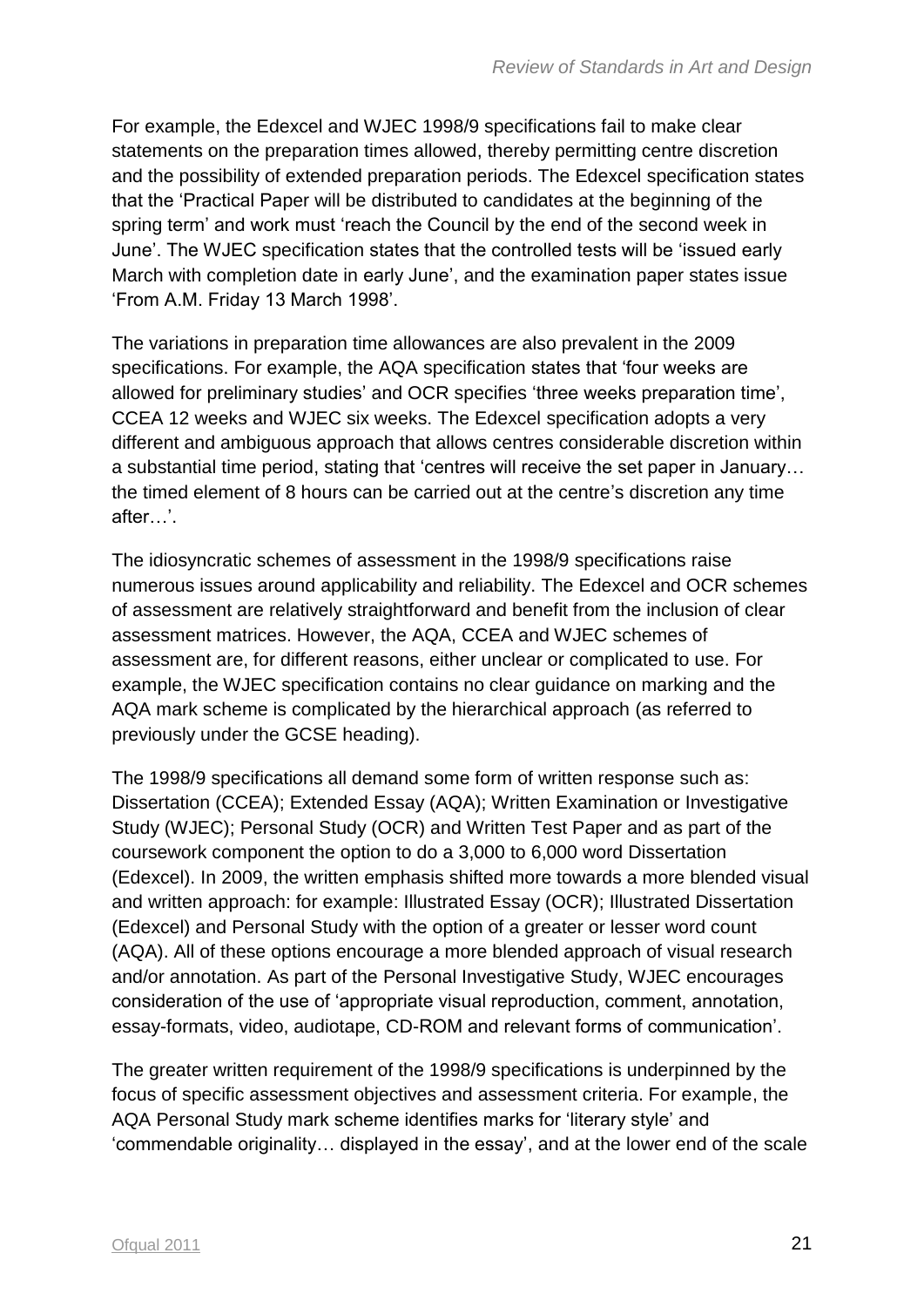For example, the Edexcel and WJEC 1998/9 specifications fail to make clear statements on the preparation times allowed, thereby permitting centre discretion and the possibility of extended preparation periods. The Edexcel specification states that the 'Practical Paper will be distributed to candidates at the beginning of the spring term' and work must 'reach the Council by the end of the second week in June'. The WJEC specification states that the controlled tests will be 'issued early March with completion date in early June', and the examination paper states issue 'From A.M. Friday 13 March 1998'.

The variations in preparation time allowances are also prevalent in the 2009 specifications. For example, the AQA specification states that 'four weeks are allowed for preliminary studies' and OCR specifies 'three weeks preparation time', CCEA 12 weeks and WJEC six weeks. The Edexcel specification adopts a very different and ambiguous approach that allows centres considerable discretion within a substantial time period, stating that 'centres will receive the set paper in January… the timed element of 8 hours can be carried out at the centre's discretion any time after…'.

The idiosyncratic schemes of assessment in the 1998/9 specifications raise numerous issues around applicability and reliability. The Edexcel and OCR schemes of assessment are relatively straightforward and benefit from the inclusion of clear assessment matrices. However, the AQA, CCEA and WJEC schemes of assessment are, for different reasons, either unclear or complicated to use. For example, the WJEC specification contains no clear guidance on marking and the AQA mark scheme is complicated by the hierarchical approach (as referred to previously under the GCSE heading).

The 1998/9 specifications all demand some form of written response such as: Dissertation (CCEA); Extended Essay (AQA); Written Examination or Investigative Study (WJEC); Personal Study (OCR) and Written Test Paper and as part of the coursework component the option to do a 3,000 to 6,000 word Dissertation (Edexcel). In 2009, the written emphasis shifted more towards a more blended visual and written approach: for example: Illustrated Essay (OCR); Illustrated Dissertation (Edexcel) and Personal Study with the option of a greater or lesser word count (AQA). All of these options encourage a more blended approach of visual research and/or annotation. As part of the Personal Investigative Study, WJEC encourages consideration of the use of 'appropriate visual reproduction, comment, annotation, essay-formats, video, audiotape, CD-ROM and relevant forms of communication'.

The greater written requirement of the 1998/9 specifications is underpinned by the focus of specific assessment objectives and assessment criteria. For example, the AQA Personal Study mark scheme identifies marks for 'literary style' and 'commendable originality… displayed in the essay', and at the lower end of the scale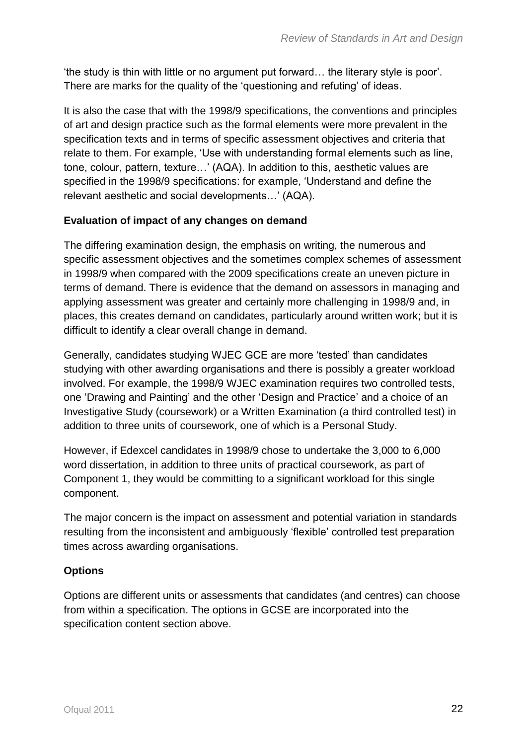'the study is thin with little or no argument put forward… the literary style is poor'. There are marks for the quality of the 'questioning and refuting' of ideas.

It is also the case that with the 1998/9 specifications, the conventions and principles of art and design practice such as the formal elements were more prevalent in the specification texts and in terms of specific assessment objectives and criteria that relate to them. For example, 'Use with understanding formal elements such as line, tone, colour, pattern, texture…' (AQA). In addition to this, aesthetic values are specified in the 1998/9 specifications: for example, 'Understand and define the relevant aesthetic and social developments…' (AQA).

**Evaluation of impact of any changes on demand**

The differing examination design, the emphasis on writing, the numerous and specific assessment objectives and the sometimes complex schemes of assessment in 1998/9 when compared with the 2009 specifications create an uneven picture in terms of demand. There is evidence that the demand on assessors in managing and applying assessment was greater and certainly more challenging in 1998/9 and, in places, this creates demand on candidates, particularly around written work; but it is difficult to identify a clear overall change in demand.

Generally, candidates studying WJEC GCE are more 'tested' than candidates studying with other awarding organisations and there is possibly a greater workload involved. For example, the 1998/9 WJEC examination requires two controlled tests, one 'Drawing and Painting' and the other 'Design and Practice' and a choice of an Investigative Study (coursework) or a Written Examination (a third controlled test) in addition to three units of coursework, one of which is a Personal Study.

However, if Edexcel candidates in 1998/9 chose to undertake the 3,000 to 6,000 word dissertation, in addition to three units of practical coursework, as part of Component 1, they would be committing to a significant workload for this single component.

The major concern is the impact on assessment and potential variation in standards resulting from the inconsistent and ambiguously 'flexible' controlled test preparation times across awarding organisations.

**Options**

Options are different units or assessments that candidates (and centres) can choose from within a specification. The options in GCSE are incorporated into the specification content section above.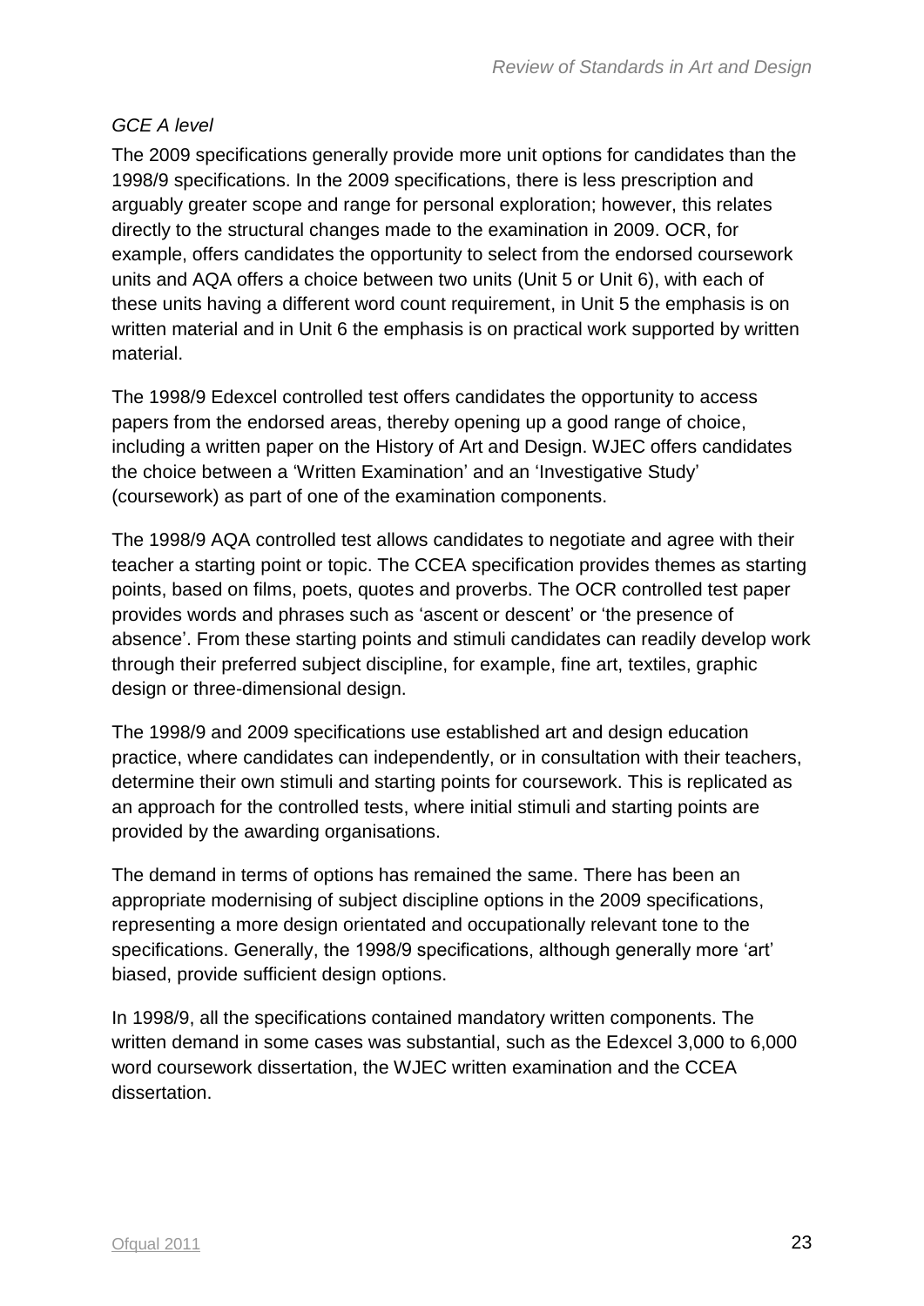*GCE A level*

The 2009 specifications generally provide more unit options for candidates than the 1998/9 specifications. In the 2009 specifications, there is less prescription and arguably greater scope and range for personal exploration; however, this relates directly to the structural changes made to the examination in 2009. OCR, for example, offers candidates the opportunity to select from the endorsed coursework units and AQA offers a choice between two units (Unit 5 or Unit 6), with each of these units having a different word count requirement, in Unit 5 the emphasis is on written material and in Unit 6 the emphasis is on practical work supported by written material.

The 1998/9 Edexcel controlled test offers candidates the opportunity to access papers from the endorsed areas, thereby opening up a good range of choice, including a written paper on the History of Art and Design. WJEC offers candidates the choice between a 'Written Examination' and an 'Investigative Study' (coursework) as part of one of the examination components.

The 1998/9 AQA controlled test allows candidates to negotiate and agree with their teacher a starting point or topic. The CCEA specification provides themes as starting points, based on films, poets, quotes and proverbs. The OCR controlled test paper provides words and phrases such as 'ascent or descent' or 'the presence of absence'. From these starting points and stimuli candidates can readily develop work through their preferred subject discipline, for example, fine art, textiles, graphic design or three-dimensional design.

The 1998/9 and 2009 specifications use established art and design education practice, where candidates can independently, or in consultation with their teachers, determine their own stimuli and starting points for coursework. This is replicated as an approach for the controlled tests, where initial stimuli and starting points are provided by the awarding organisations.

The demand in terms of options has remained the same. There has been an appropriate modernising of subject discipline options in the 2009 specifications, representing a more design orientated and occupationally relevant tone to the specifications. Generally, the 1998/9 specifications, although generally more 'art' biased, provide sufficient design options.

In 1998/9, all the specifications contained mandatory written components. The written demand in some cases was substantial, such as the Edexcel 3,000 to 6,000 word coursework dissertation, the WJEC written examination and the CCEA dissertation.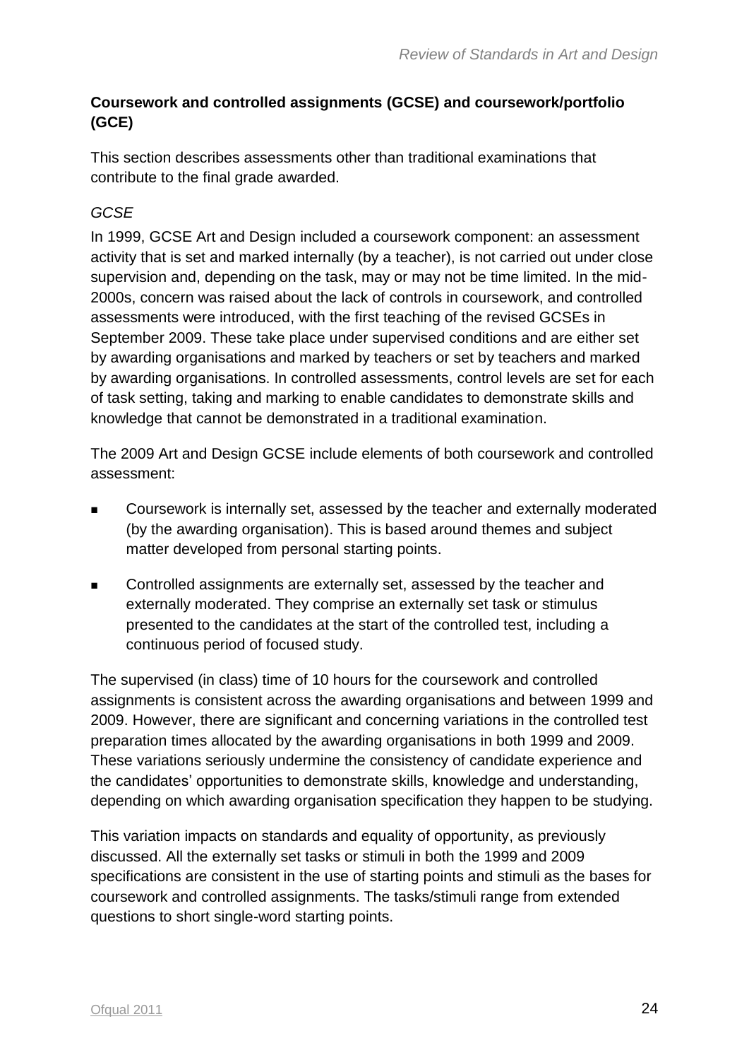### Coursework and controlled assignments (GCSE) and coursework/portfolio (GCE)

This section describes assessments other than traditional examinations that contribute to the final grade awarded.

*GCSE*

In 1999, GCSE Art and Design included a coursework component: an assessment activity that is set and marked internally (by a teacher), is not carried out under close supervision and, depending on the task, may or may not be time limited. In the mid-2000s, concern was raised about the lack of controls in coursework, and controlled assessments were introduced, with the first teaching of the revised GCSEs in September 2009. These take place under supervised conditions and are either set by awarding organisations and marked by teachers or set by teachers and marked by awarding organisations. In controlled assessments, control levels are set for each of task setting, taking and marking to enable candidates to demonstrate skills and knowledge that cannot be demonstrated in a traditional examination.

The 2009 Art and Design GCSE include elements of both coursework and controlled assessment:

- Coursework is internally set, assessed by the teacher and externally moderated (by the awarding organisation). This is based around themes and subject matter developed from personal starting points.
- Controlled assignments are externally set, assessed by the teacher and externally moderated. They comprise an externally set task or stimulus presented to the candidates at the start of the controlled test, including a continuous period of focused study.

The supervised (in class) time of 10 hours for the coursework and controlled assignments is consistent across the awarding organisations and between 1999 and 2009. However, there are significant and concerning variations in the controlled test preparation times allocated by the awarding organisations in both 1999 and 2009. These variations seriously undermine the consistency of candidate experience and the candidates' opportunities to demonstrate skills, knowledge and understanding, depending on which awarding organisation specification they happen to be studying.

This variation impacts on standards and equality of opportunity, as previously discussed. All the externally set tasks or stimuli in both the 1999 and 2009 specifications are consistent in the use of starting points and stimuli as the bases for coursework and controlled assignments. The tasks/stimuli range from extended questions to short single-word starting points.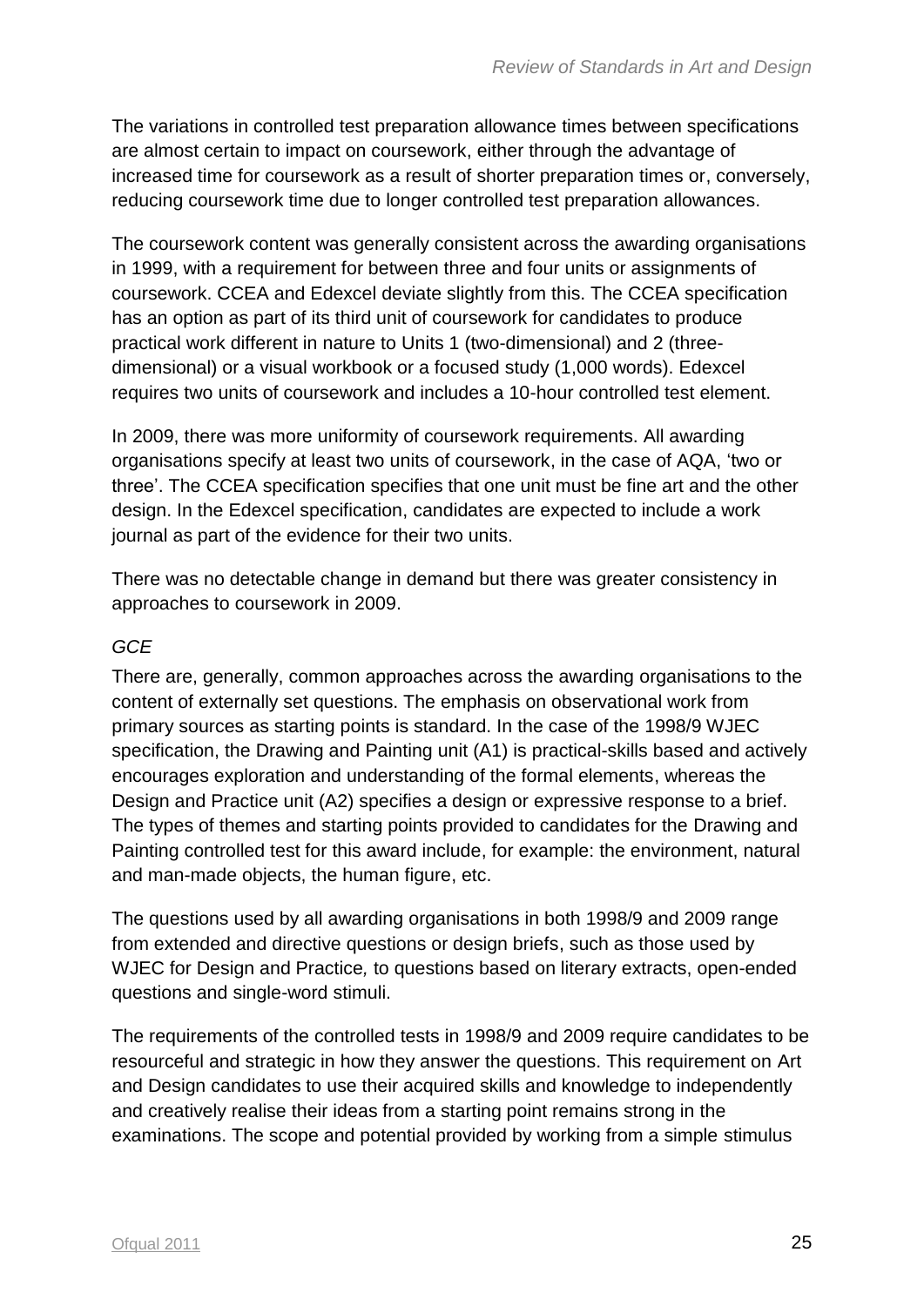The variations in controlled test preparation allowance times between specifications are almost certain to impact on coursework, either through the advantage of increased time for coursework as a result of shorter preparation times or, conversely, reducing coursework time due to longer controlled test preparation allowances.

The coursework content was generally consistent across the awarding organisations in 1999, with a requirement for between three and four units or assignments of coursework. CCEA and Edexcel deviate slightly from this. The CCEA specification has an option as part of its third unit of coursework for candidates to produce practical work different in nature to Units 1 (two-dimensional) and 2 (three-dimensional) or a visual workbook or a focused study (1,000 words). Edexcel requires two units of coursework and includes a 10-hour controlled test element.

In 2009, there was more uniformity of coursework requirements. All awarding organisations specify at least two units of coursework, in the case of AQA, 'two or three'. The CCEA specification specifies that one unit must be fine art and the other design. In the Edexcel specification, candidates are expected to include a work journal as part of the evidence for their two units.

There was no detectable change in demand but there was greater consistency in approaches to coursework in 2009.

*GCE*

There are, generally, common approaches across the awarding organisations to the content of externally set questions. The emphasis on observational work from primary sources as starting points is standard. In the case of the 1998/9 WJEC specification, the Drawing and Painting unit (A1) is practical-skills based and actively encourages exploration and understanding of the formal elements, whereas the Design and Practice unit (A2) specifies a design or expressive response to a brief. The types of themes and starting points provided to candidates for the Drawing and Painting controlled test for this award include, for example: the environment, natural and man-made objects, the human figure, etc.

The questions used by all awarding organisations in both 1998/9 and 2009 range from extended and directive questions or design briefs, such as those used by WJEC for Design and Practice*,* to questions based on literary extracts, open-ended questions and single-word stimuli.

The requirements of the controlled tests in 1998/9 and 2009 require candidates to be resourceful and strategic in how they answer the questions. This requirement on Art and Design candidates to use their acquired skills and knowledge to independently and creatively realise their ideas from a starting point remains strong in the examinations. The scope and potential provided by working from a simple stimulus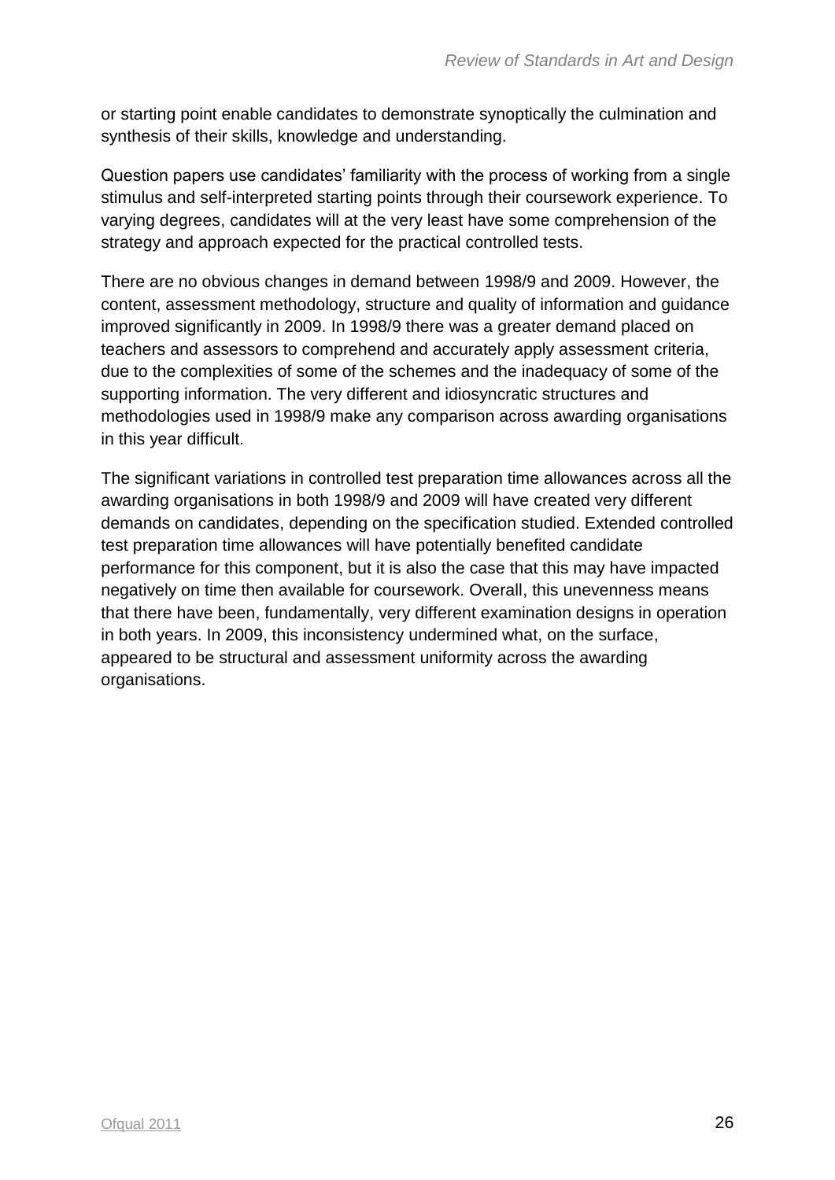or starting point enable candidates to demonstrate synoptically the culmination and synthesis of their skills, knowledge and understanding.

Question papers use candidates' familiarity with the process of working from a single stimulus and self-interpreted starting points through their coursework experience. To varying degrees, candidates will at the very least have some comprehension of the strategy and approach expected for the practical controlled tests.

There are no obvious changes in demand between 1998/9 and 2009. However, the content, assessment methodology, structure and quality of information and guidance improved significantly in 2009. In 1998/9 there was a greater demand placed on teachers and assessors to comprehend and accurately apply assessment criteria, due to the complexities of some of the schemes and the inadequacy of some of the supporting information. The very different and idiosyncratic structures and methodologies used in 1998/9 make any comparison across awarding organisations in this year difficult.

The significant variations in controlled test preparation time allowances across all the awarding organisations in both 1998/9 and 2009 will have created very different demands on candidates, depending on the specification studied. Extended controlled test preparation time allowances will have potentially benefited candidate performance for this component, but it is also the case that this may have impacted negatively on time then available for coursework. Overall, this unevenness means that there have been, fundamentally, very different examination designs in operation in both years. In 2009, this inconsistency undermined what, on the surface, appeared to be structural and assessment uniformity across the awarding organisations.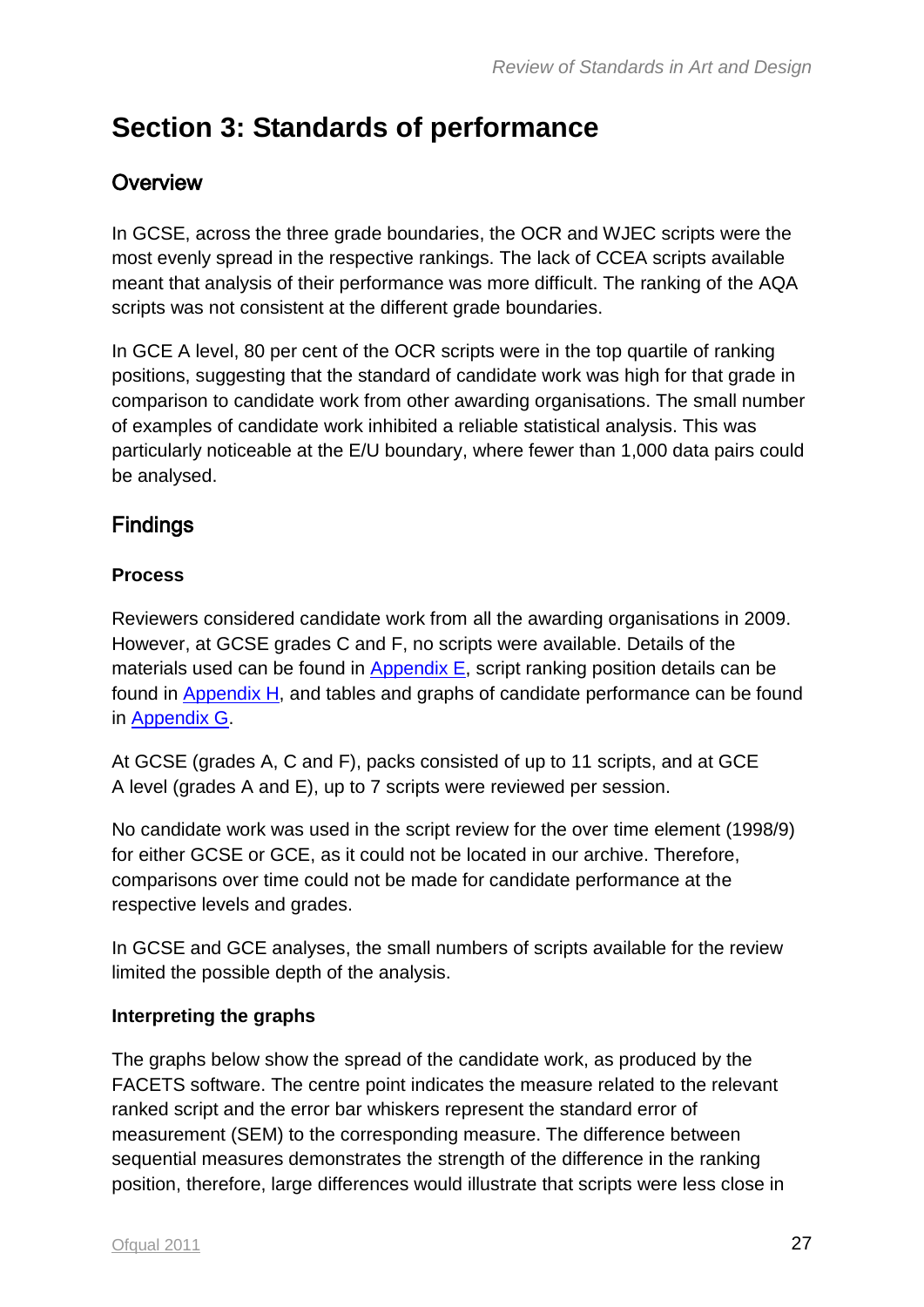# Section 3: Standards of performance

## Overview

In GCSE, across the three grade boundaries, the OCR and WJEC scripts were the most evenly spread in the respective rankings. The lack of CCEA scripts available meant that analysis of their performance was more difficult. The ranking of the AQA scripts was not consistent at the different grade boundaries.

In GCE A level, 80 per cent of the OCR scripts were in the top quartile of ranking positions, suggesting that the standard of candidate work was high for that grade in comparison to candidate work from other awarding organisations. The small number of examples of candidate work inhibited a reliable statistical analysis. This was particularly noticeable at the E/U boundary, where fewer than 1,000 data pairs could be analysed.

## Findings

### Process

Reviewers considered candidate work from all the awarding organisations in 2009. However, at GCSE grades C and F, no scripts were available. Details of the materials used can be found in Appendix E, script ranking position details can be found in Appendix H, and tables and graphs of candidate performance can be found in Appendix G.

At GCSE (grades A, C and F), packs consisted of up to 11 scripts, and at GCE A level (grades A and E), up to 7 scripts were reviewed per session.

No candidate work was used in the script review for the over time element (1998/9) for either GCSE or GCE, as it could not be located in our archive. Therefore, comparisons over time could not be made for candidate performance at the respective levels and grades.

In GCSE and GCE analyses, the small numbers of scripts available for the review limited the possible depth of the analysis.

### Interpreting the graphs

The graphs below show the spread of the candidate work, as produced by the FACETS software. The centre point indicates the measure related to the relevant ranked script and the error bar whiskers represent the standard error of measurement (SEM) to the corresponding measure. The difference between sequential measures demonstrates the strength of the difference in the ranking position, therefore, large differences would illustrate that scripts were less close in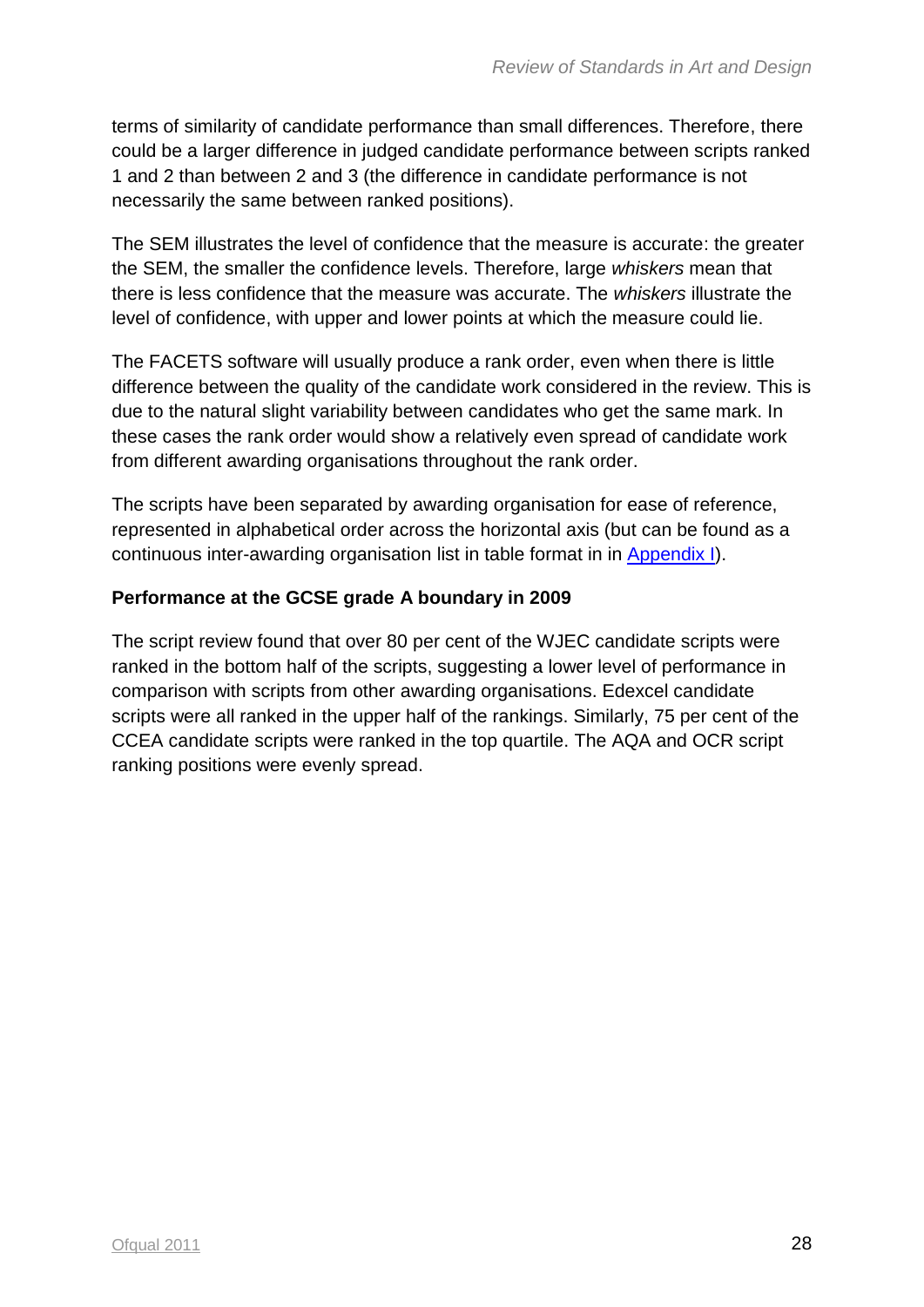terms of similarity of candidate performance than small differences. Therefore, there could be a larger difference in judged candidate performance between scripts ranked 1 and 2 than between 2 and 3 (the difference in candidate performance is not necessarily the same between ranked positions).

The SEM illustrates the level of confidence that the measure is accurate: the greater the SEM, the smaller the confidence levels. Therefore, large *whiskers* mean that there is less confidence that the measure was accurate. The *whiskers* illustrate the level of confidence, with upper and lower points at which the measure could lie.

The FACETS software will usually produce a rank order, even when there is little difference between the quality of the candidate work considered in the review. This is due to the natural slight variability between candidates who get the same mark. In these cases the rank order would show a relatively even spread of candidate work from different awarding organisations throughout the rank order.

The scripts have been separated by awarding organisation for ease of reference, represented in alphabetical order across the horizontal axis (but can be found as a continuous inter-awarding organisation list in table format in in Appendix I).

**Performance at the GCSE grade A boundary in 2009**

The script review found that over 80 per cent of the WJEC candidate scripts were ranked in the bottom half of the scripts, suggesting a lower level of performance in comparison with scripts from other awarding organisations. Edexcel candidate scripts were all ranked in the upper half of the rankings. Similarly, 75 per cent of the CCEA candidate scripts were ranked in the top quartile. The AQA and OCR script ranking positions were evenly spread.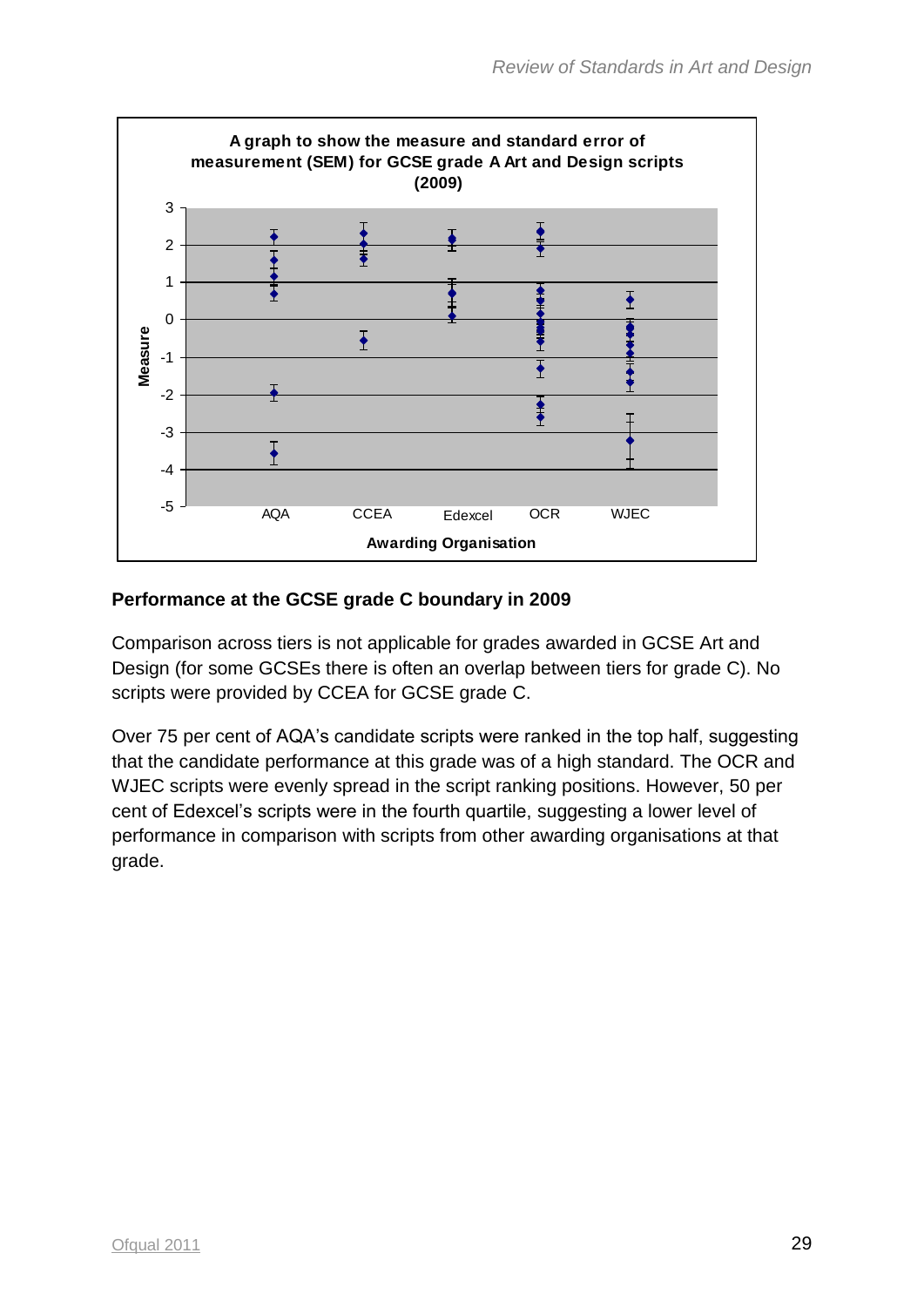A graph to show the measure and standard error of measurement (SEM) for GCSE grade A Art and Design scripts (2009)

## Performance at the GCSE grade C boundary in 2009

Comparison across tiers is not applicable for grades awarded in GCSE Art and Design (for some GCSEs there is often an overlap between tiers for grade C). No scripts were provided by CCEA for GCSE grade C.

Over 75 per cent of AQA's candidate scripts were ranked in the top half, suggesting that the candidate performance at this grade was of a high standard. The OCR and WJEC scripts were evenly spread in the script ranking positions. However, 50 per cent of Edexcel's scripts were in the fourth quartile, suggesting a lower level of performance in comparison with scripts from other awarding organisations at that grade.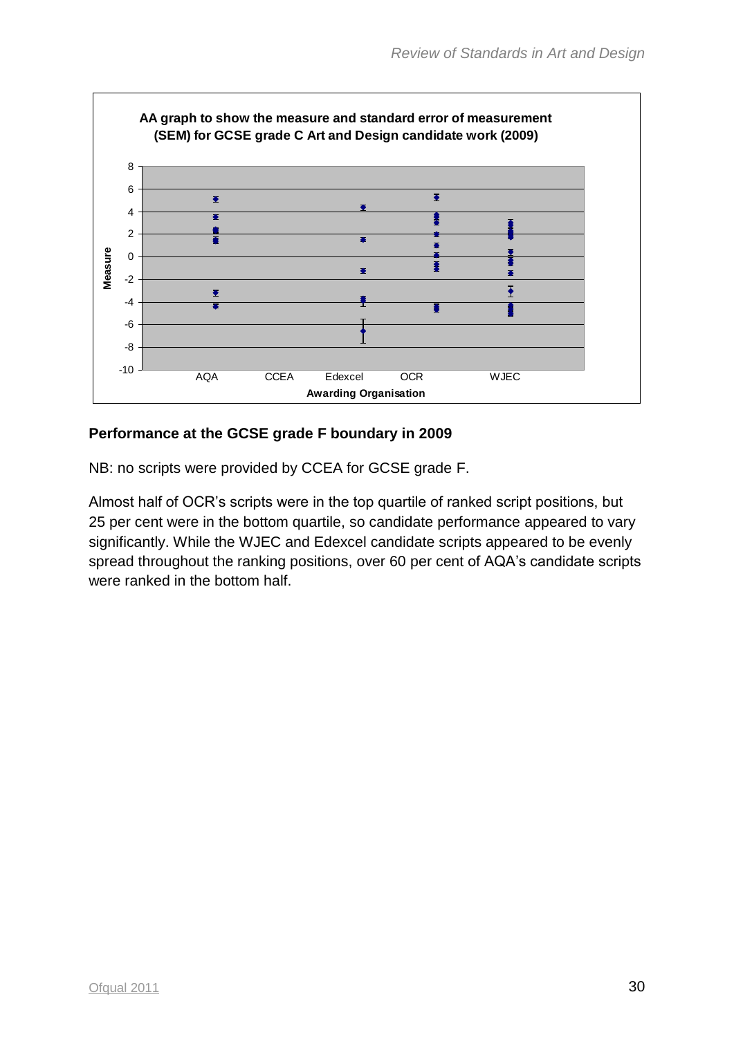AA graph to show the measure and standard error of measurement (SEM) for GCSE grade C Art and Design candidate work (2009)

## Performance at the GCSE grade F boundary in 2009

NB: no scripts were provided by CCEA for GCSE grade F.

Almost half of OCR's scripts were in the top quartile of ranked script positions, but 25 per cent were in the bottom quartile, so candidate performance appeared to vary significantly. While the WJEC and Edexcel candidate scripts appeared to be evenly spread throughout the ranking positions, over 60 per cent of AQA's candidate scripts were ranked in the bottom half.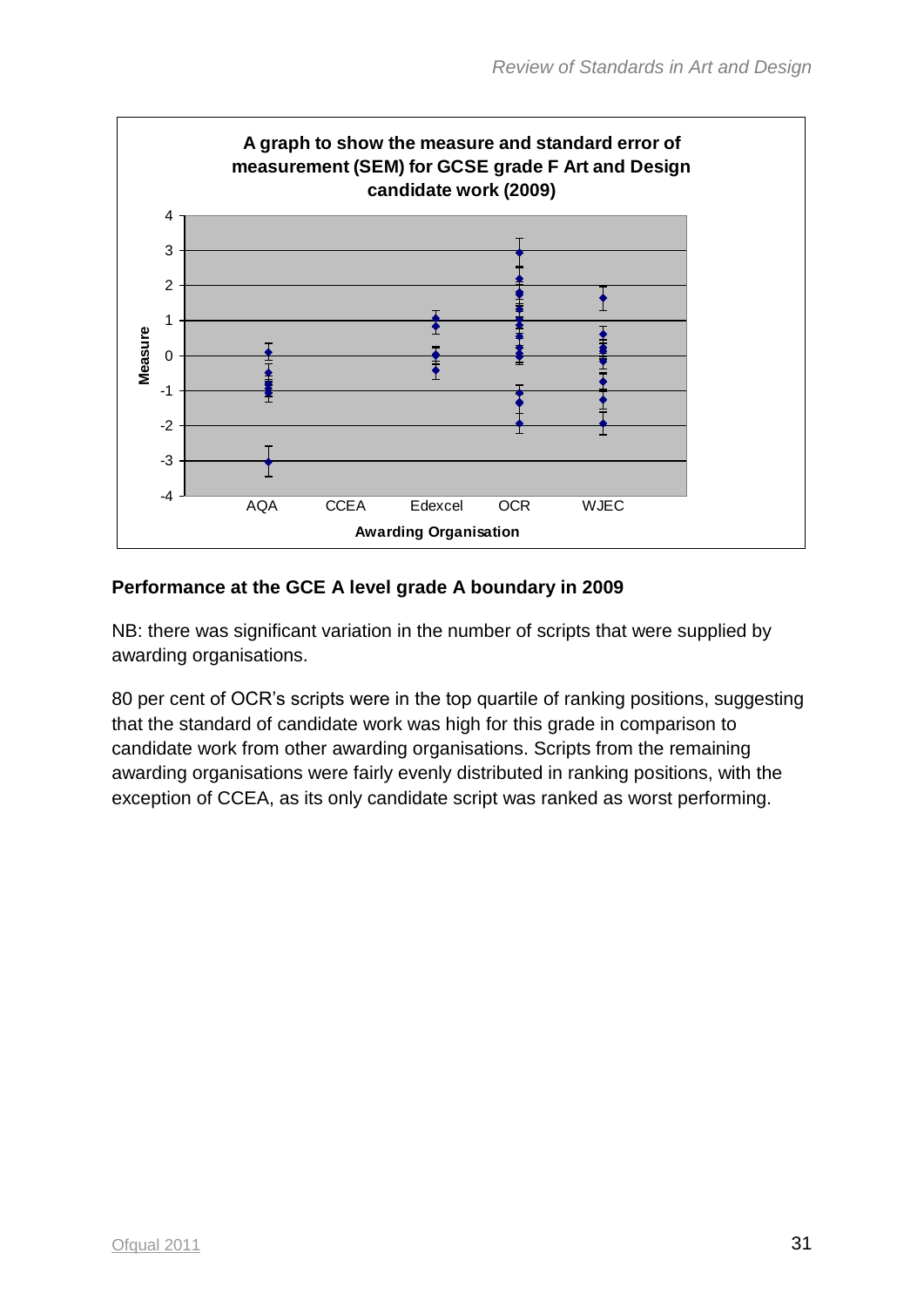**A graph to show the measure and standard error of measurement (SEM) for GCSE grade F Art and Design candidate work (2009)**

### Performance at the GCE A level grade A boundary in 2009

NB: there was significant variation in the number of scripts that were supplied by awarding organisations.

80 per cent of OCR's scripts were in the top quartile of ranking positions, suggesting that the standard of candidate work was high for this grade in comparison to candidate work from other awarding organisations. Scripts from the remaining awarding organisations were fairly evenly distributed in ranking positions, with the exception of CCEA, as its only candidate script was ranked as worst performing.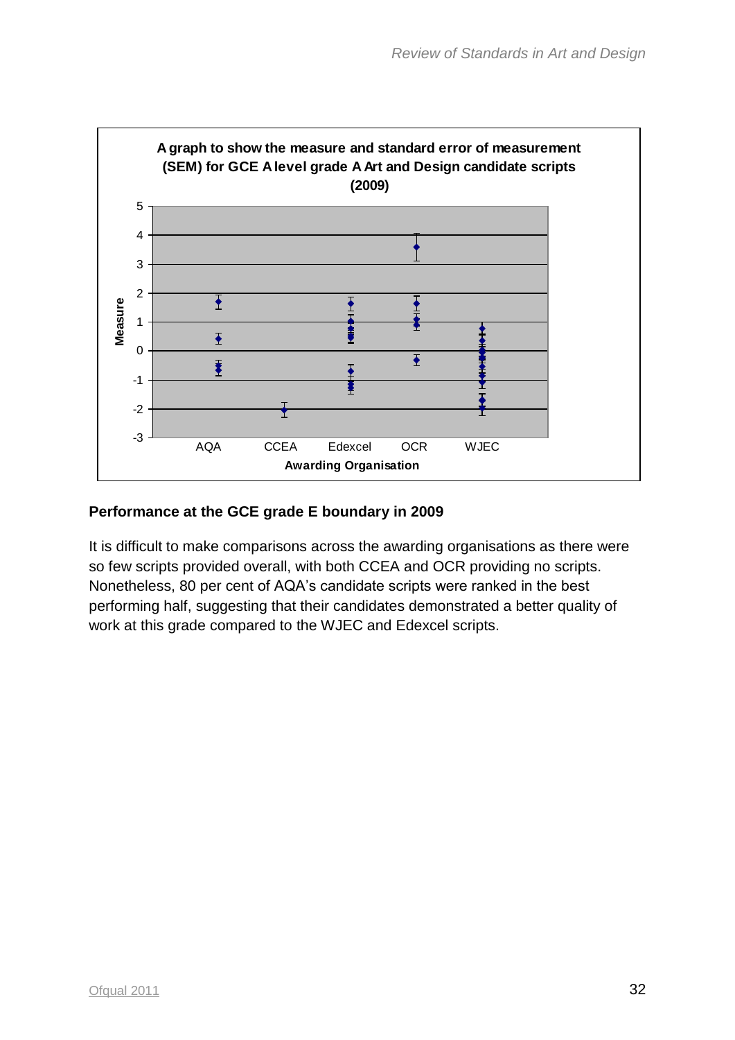**A graph to show the measure and standard error of measurement (SEM) for GCE A level grade A Art and Design candidate scripts (2009)**

### Performance at the GCE grade E boundary in 2009

It is difficult to make comparisons across the awarding organisations as there were so few scripts provided overall, with both CCEA and OCR providing no scripts. Nonetheless, 80 per cent of AQA's candidate scripts were ranked in the best performing half, suggesting that their candidates demonstrated a better quality of work at this grade compared to the WJEC and Edexcel scripts.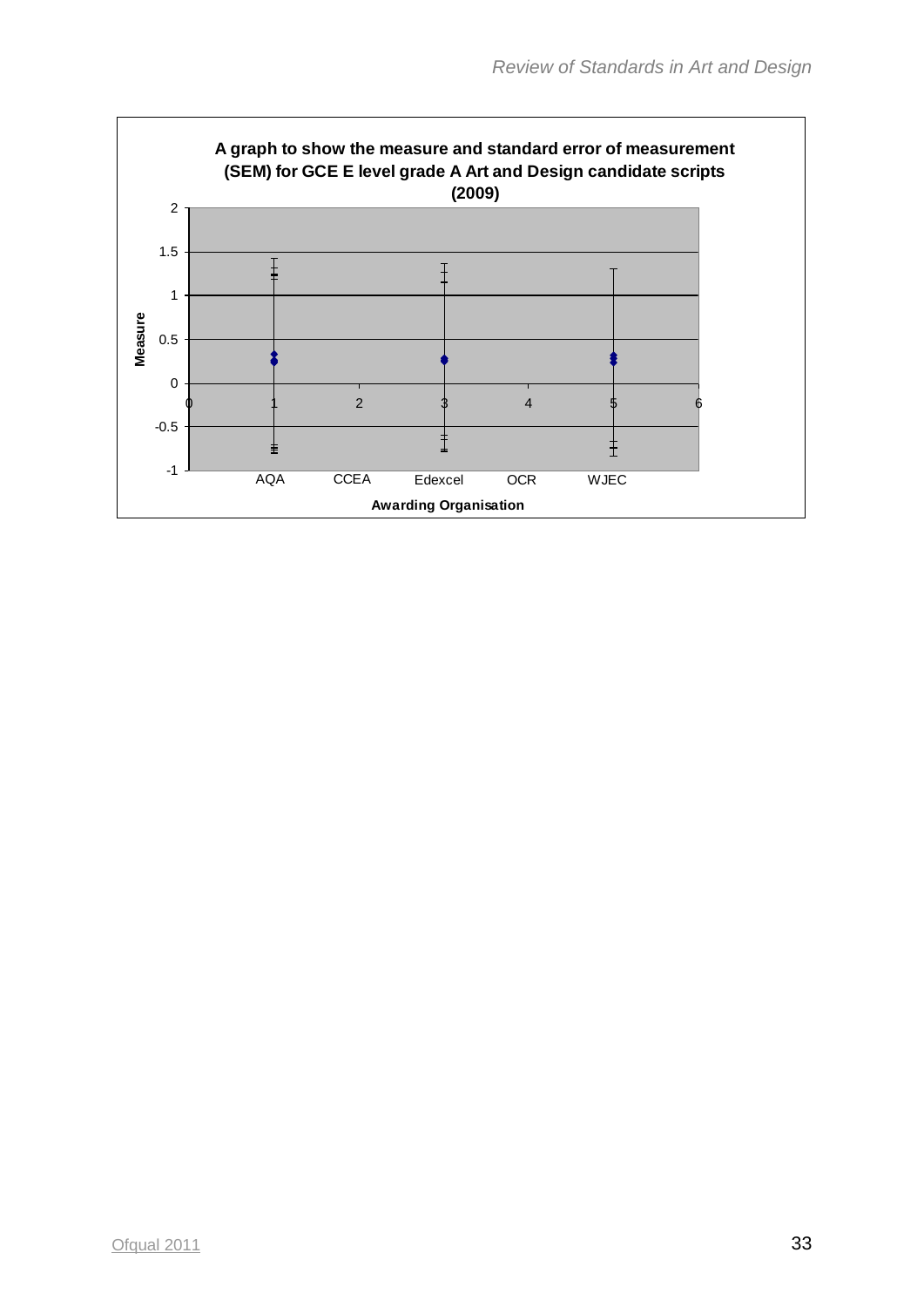**A graph to show the measure and standard error of measurement (SEM) for GCE E level grade A Art and Design candidate scripts (2009)**

Measure

Awarding Organisation

| | AQA | CCEA | Edexcel | OCR | WJEC |
|---|---|---|---|---|---|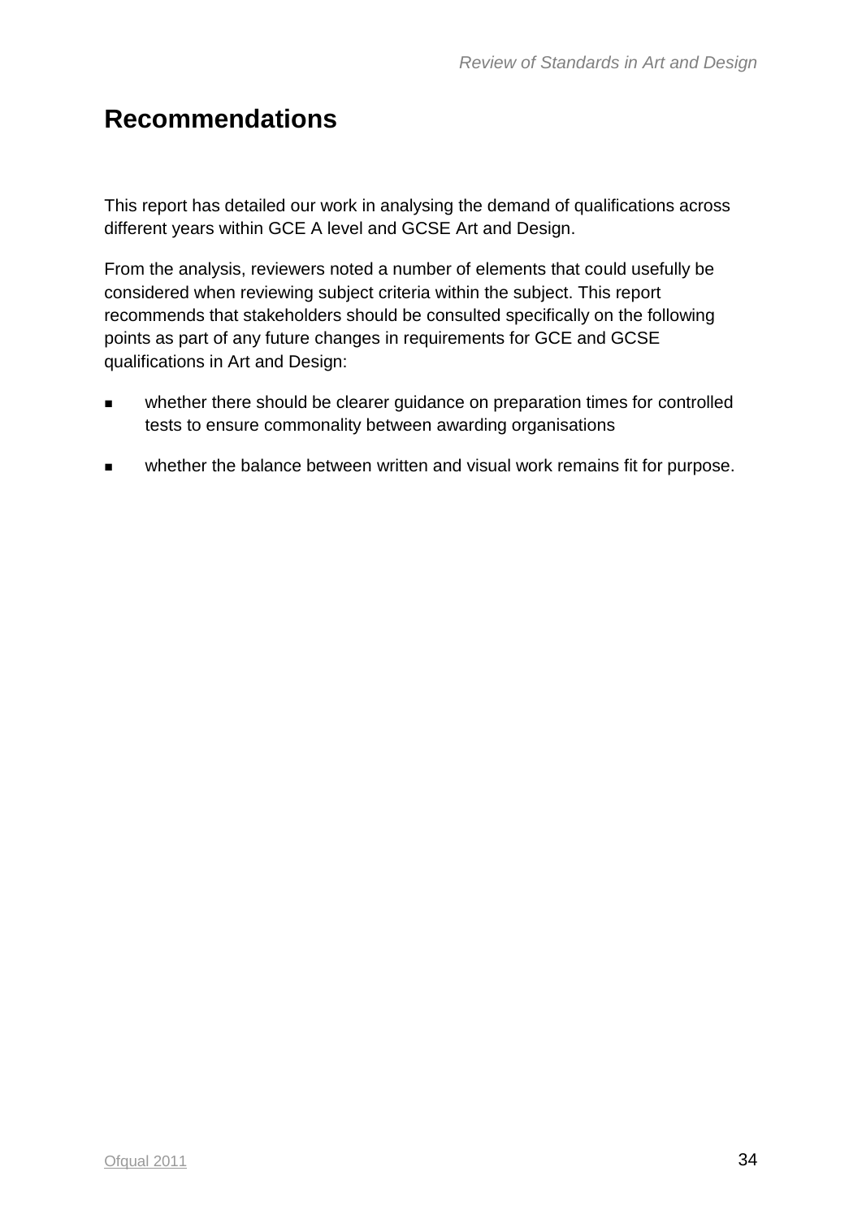# Recommendations

This report has detailed our work in analysing the demand of qualifications across different years within GCE A level and GCSE Art and Design.

From the analysis, reviewers noted a number of elements that could usefully be considered when reviewing subject criteria within the subject. This report recommends that stakeholders should be consulted specifically on the following points as part of any future changes in requirements for GCE and GCSE qualifications in Art and Design:

- whether there should be clearer guidance on preparation times for controlled tests to ensure commonality between awarding organisations
- whether the balance between written and visual work remains fit for purpose.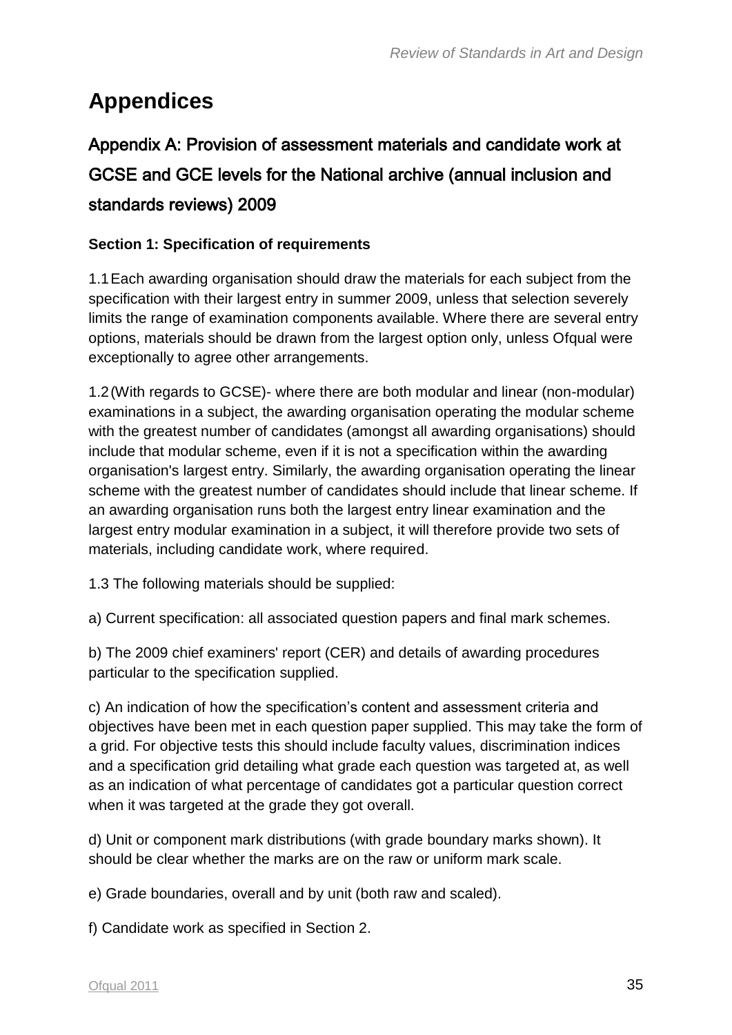# Appendices

## Appendix A: Provision of assessment materials and candidate work at GCSE and GCE levels for the National archive (annual inclusion and standards reviews) 2009

### Section 1: Specification of requirements

1.1 Each awarding organisation should draw the materials for each subject from the specification with their largest entry in summer 2009, unless that selection severely limits the range of examination components available. Where there are several entry options, materials should be drawn from the largest option only, unless Ofqual were exceptionally to agree other arrangements.

1.2 (With regards to GCSE)- where there are both modular and linear (non-modular) examinations in a subject, the awarding organisation operating the modular scheme with the greatest number of candidates (amongst all awarding organisations) should include that modular scheme, even if it is not a specification within the awarding organisation's largest entry. Similarly, the awarding organisation operating the linear scheme with the greatest number of candidates should include that linear scheme. If an awarding organisation runs both the largest entry linear examination and the largest entry modular examination in a subject, it will therefore provide two sets of materials, including candidate work, where required.

1.3 The following materials should be supplied:

a) Current specification: all associated question papers and final mark schemes.

b) The 2009 chief examiners' report (CER) and details of awarding procedures particular to the specification supplied.

c) An indication of how the specification's content and assessment criteria and objectives have been met in each question paper supplied. This may take the form of a grid. For objective tests this should include faculty values, discrimination indices and a specification grid detailing what grade each question was targeted at, as well as an indication of what percentage of candidates got a particular question correct when it was targeted at the grade they got overall.

d) Unit or component mark distributions (with grade boundary marks shown). It should be clear whether the marks are on the raw or uniform mark scale.

e) Grade boundaries, overall and by unit (both raw and scaled).

f) Candidate work as specified in Section 2.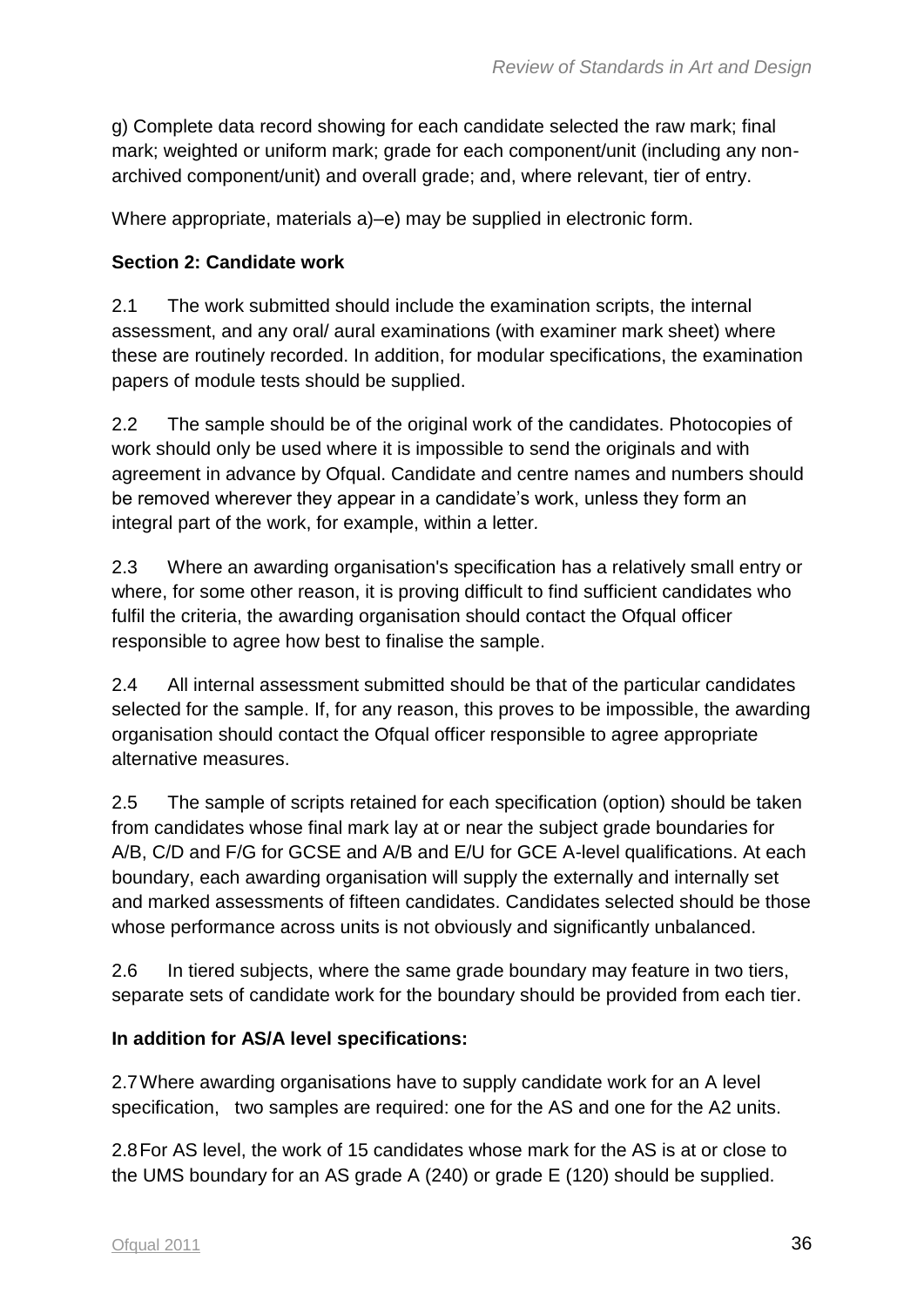g) Complete data record showing for each candidate selected the raw mark; final mark; weighted or uniform mark; grade for each component/unit (including any non-archived component/unit) and overall grade; and, where relevant, tier of entry.

Where appropriate, materials a)–e) may be supplied in electronic form.

**Section 2: Candidate work**

2.1 The work submitted should include the examination scripts, the internal assessment, and any oral/ aural examinations (with examiner mark sheet) where these are routinely recorded. In addition, for modular specifications, the examination papers of module tests should be supplied.

2.2 The sample should be of the original work of the candidates. Photocopies of work should only be used where it is impossible to send the originals and with agreement in advance by Ofqual. Candidate and centre names and numbers should be removed wherever they appear in a candidate's work, unless they form an integral part of the work, for example, within a letter.

2.3 Where an awarding organisation's specification has a relatively small entry or where, for some other reason, it is proving difficult to find sufficient candidates who fulfil the criteria, the awarding organisation should contact the Ofqual officer responsible to agree how best to finalise the sample.

2.4 All internal assessment submitted should be that of the particular candidates selected for the sample. If, for any reason, this proves to be impossible, the awarding organisation should contact the Ofqual officer responsible to agree appropriate alternative measures.

2.5 The sample of scripts retained for each specification (option) should be taken from candidates whose final mark lay at or near the subject grade boundaries for A/B, C/D and F/G for GCSE and A/B and E/U for GCE A-level qualifications. At each boundary, each awarding organisation will supply the externally and internally set and marked assessments of fifteen candidates. Candidates selected should be those whose performance across units is not obviously and significantly unbalanced.

2.6 In tiered subjects, where the same grade boundary may feature in two tiers, separate sets of candidate work for the boundary should be provided from each tier.

**In addition for AS/A level specifications:**

2.7 Where awarding organisations have to supply candidate work for an A level specification, two samples are required: one for the AS and one for the A2 units.

2.8 For AS level, the work of 15 candidates whose mark for the AS is at or close to the UMS boundary for an AS grade A (240) or grade E (120) should be supplied.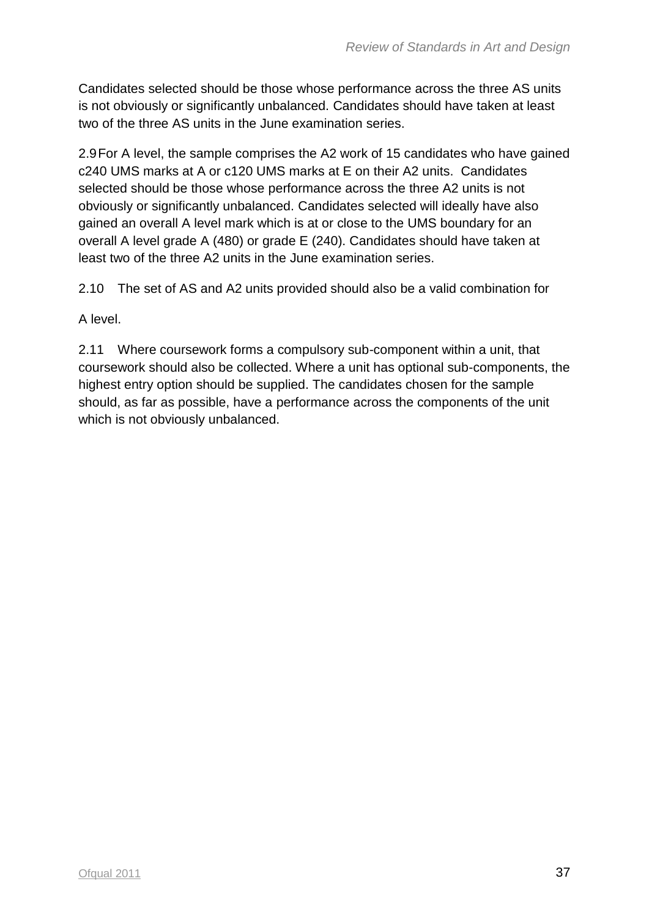Candidates selected should be those whose performance across the three AS units is not obviously or significantly unbalanced. Candidates should have taken at least two of the three AS units in the June examination series.

2.9 For A level, the sample comprises the A2 work of 15 candidates who have gained c240 UMS marks at A or c120 UMS marks at E on their A2 units. Candidates selected should be those whose performance across the three A2 units is not obviously or significantly unbalanced. Candidates selected will ideally have also gained an overall A level mark which is at or close to the UMS boundary for an overall A level grade A (480) or grade E (240). Candidates should have taken at least two of the three A2 units in the June examination series.

2.10 The set of AS and A2 units provided should also be a valid combination for

A level.

2.11 Where coursework forms a compulsory sub-component within a unit, that coursework should also be collected. Where a unit has optional sub-components, the highest entry option should be supplied. The candidates chosen for the sample should, as far as possible, have a performance across the components of the unit which is not obviously unbalanced.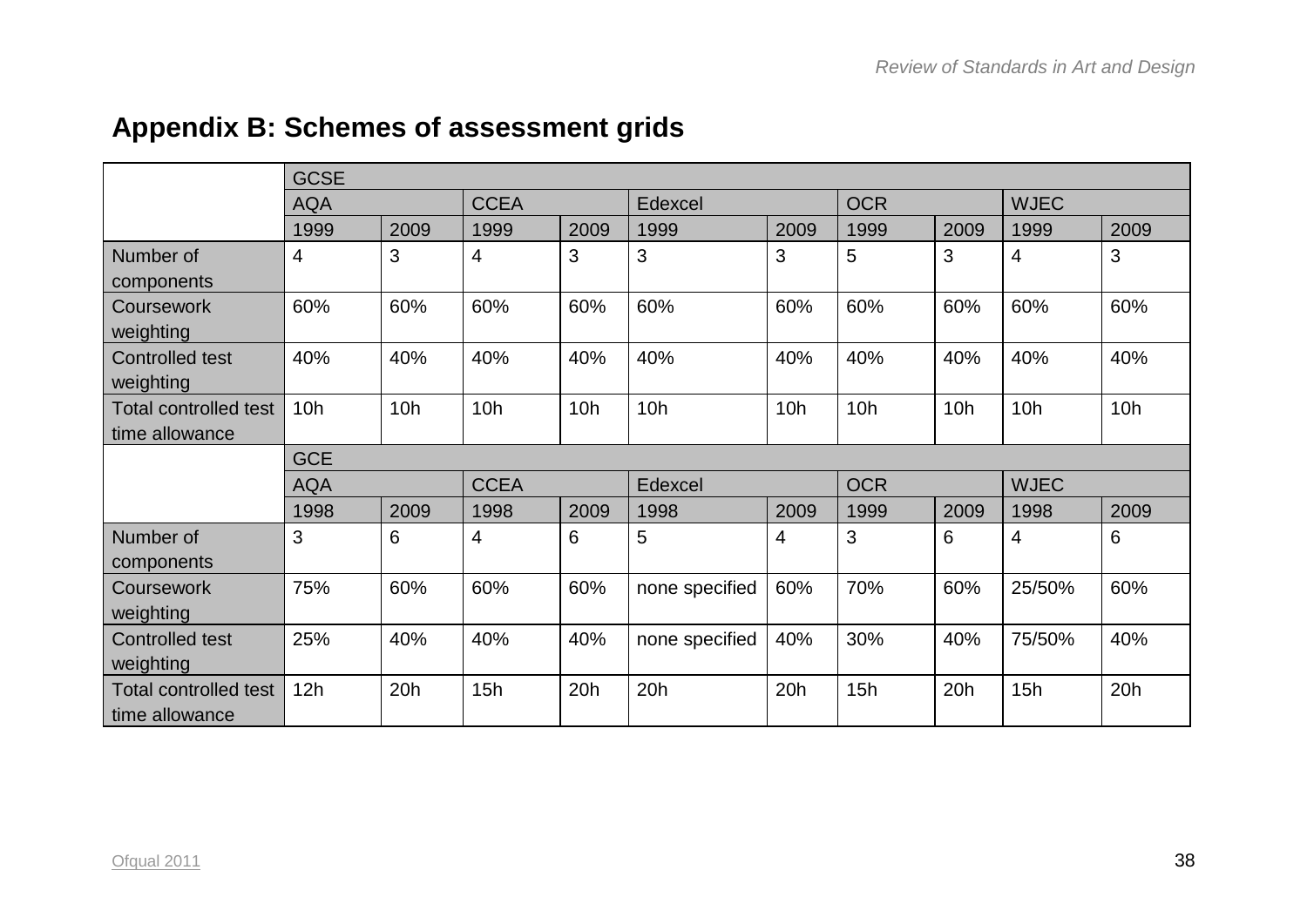## Appendix B: Schemes of assessment grids

| | GCSE | | | | | | | | | |
|---|---|---|---|---|---|---|---|---|---|---|
| | AQA | | CCEA | | Edexcel | | OCR | | WJEC | |
| | 1999 | 2009 | 1999 | 2009 | 1999 | 2009 | 1999 | 2009 | 1999 | 2009 |
| Number of components | 4 | 3 | 4 | 3 | 3 | 3 | 5 | 3 | 4 | 3 |
| Coursework weighting | 60% | 60% | 60% | 60% | 60% | 60% | 60% | 60% | 60% | 60% |
| Controlled test weighting | 40% | 40% | 40% | 40% | 40% | 40% | 40% | 40% | 40% | 40% |
| Total controlled test time allowance | 10h | 10h | 10h | 10h | 10h | 10h | 10h | 10h | 10h | 10h |
| | GCE | | | | | | | | | |
| | AQA | | CCEA | | Edexcel | | OCR | | WJEC | |
| | 1998 | 2009 | 1998 | 2009 | 1998 | 2009 | 1999 | 2009 | 1998 | 2009 |
| Number of components | 3 | 6 | 4 | 6 | 5 | 4 | 3 | 6 | 4 | 6 |
| Coursework weighting | 75% | 60% | 60% | 60% | none specified | 60% | 70% | 60% | 25/50% | 60% |
| Controlled test weighting | 25% | 40% | 40% | 40% | none specified | 40% | 30% | 40% | 75/50% | 40% |
| Total controlled test time allowance | 12h | 20h | 15h | 20h | 20h | 20h | 15h | 20h | 15h | 20h |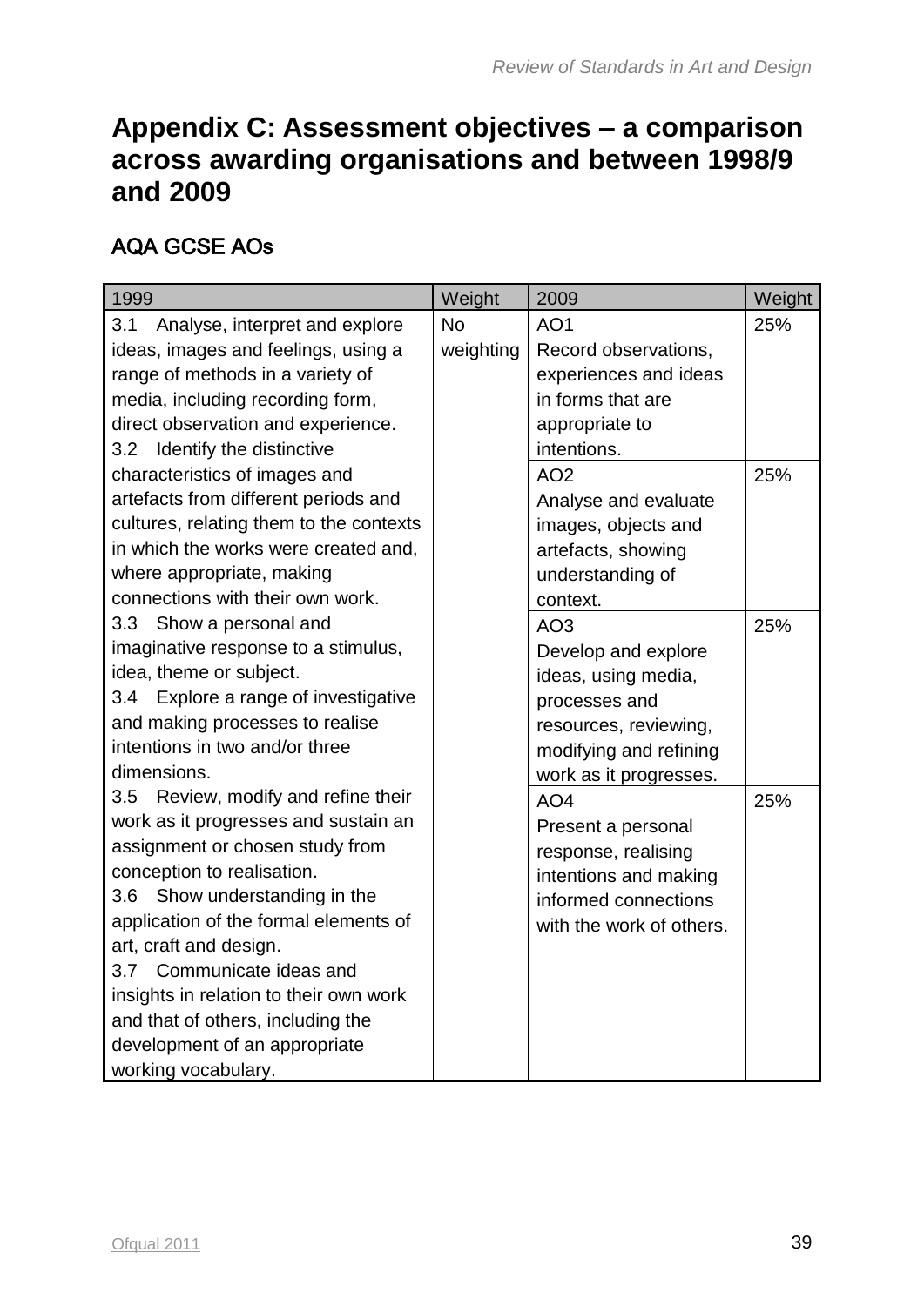# Appendix C: Assessment objectives – a comparison across awarding organisations and between 1998/9 and 2009

## AQA GCSE AOs

| 1999 | Weight | 2009 | Weight |
|---|---|---|---|
| 3.1 Analyse, interpret and explore ideas, images and feelings, using a range of methods in a variety of media, including recording form, direct observation and experience.<br>3.2 Identify the distinctive characteristics of images and artefacts from different periods and cultures, relating them to the contexts in which the works were created and, where appropriate, making connections with their own work.<br>3.3 Show a personal and imaginative response to a stimulus, idea, theme or subject.<br>3.4 Explore a range of investigative and making processes to realise intentions in two and/or three dimensions.<br>3.5 Review, modify and refine their work as it progresses and sustain an assignment or chosen study from conception to realisation.<br>3.6 Show understanding in the application of the formal elements of art, craft and design.<br>3.7 Communicate ideas and insights in relation to their own work and that of others, including the development of an appropriate working vocabulary. | No weighting | AO1<br>Record observations, experiences and ideas in forms that are appropriate to intentions. | 25% |
| | | AO2<br>Analyse and evaluate images, objects and artefacts, showing understanding of context. | 25% |
| | | AO3<br>Develop and explore ideas, using media, processes and resources, reviewing, modifying and refining work as it progresses. | 25% |
| | | AO4<br>Present a personal response, realising intentions and making informed connections with the work of others. | 25% |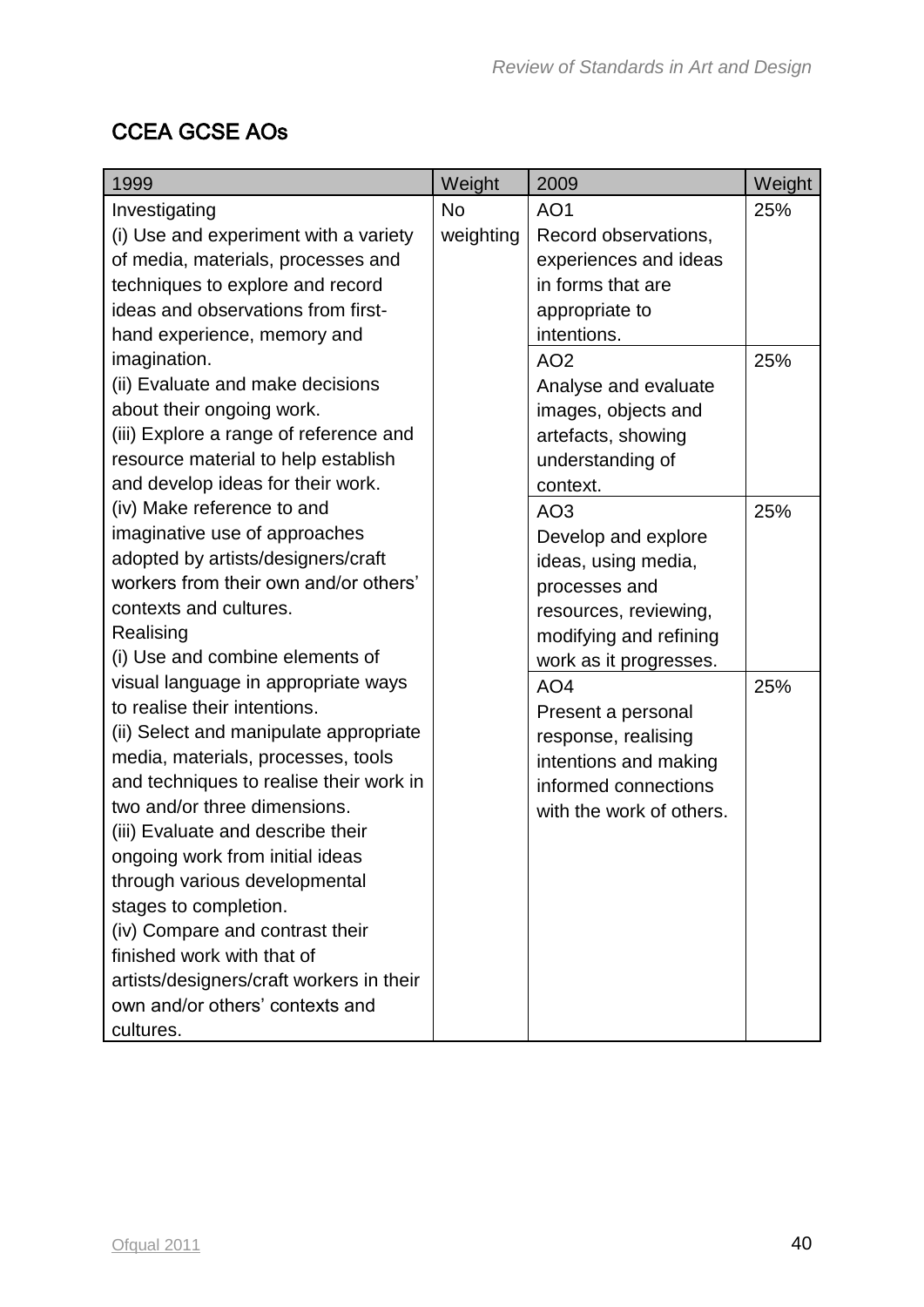## CCEA GCSE AOs

| 1999 | Weight | 2009 | Weight |
|---|---|---|---|
| Investigating<br>(i) Use and experiment with a variety of media, materials, processes and techniques to explore and record ideas and observations from first-hand experience, memory and imagination.<br>(ii) Evaluate and make decisions about their ongoing work.<br>(iii) Explore a range of reference and resource material to help establish and develop ideas for their work.<br>(iv) Make reference to and imaginative use of approaches adopted by artists/designers/craft workers from their own and/or others' contexts and cultures.<br>Realising<br>(i) Use and combine elements of visual language in appropriate ways to realise their intentions.<br>(ii) Select and manipulate appropriate media, materials, processes, tools and techniques to realise their work in two and/or three dimensions.<br>(iii) Evaluate and describe their ongoing work from initial ideas through various developmental stages to completion.<br>(iv) Compare and contrast their finished work with that of artists/designers/craft workers in their own and/or others' contexts and cultures. | No weighting | AO1<br>Record observations, experiences and ideas in forms that are appropriate to intentions. | 25% |
| | | AO2<br>Analyse and evaluate images, objects and artefacts, showing understanding of context. | 25% |
| | | AO3<br>Develop and explore ideas, using media, processes and resources, reviewing, modifying and refining work as it progresses. | 25% |
| | | AO4<br>Present a personal response, realising intentions and making informed connections with the work of others. | 25% |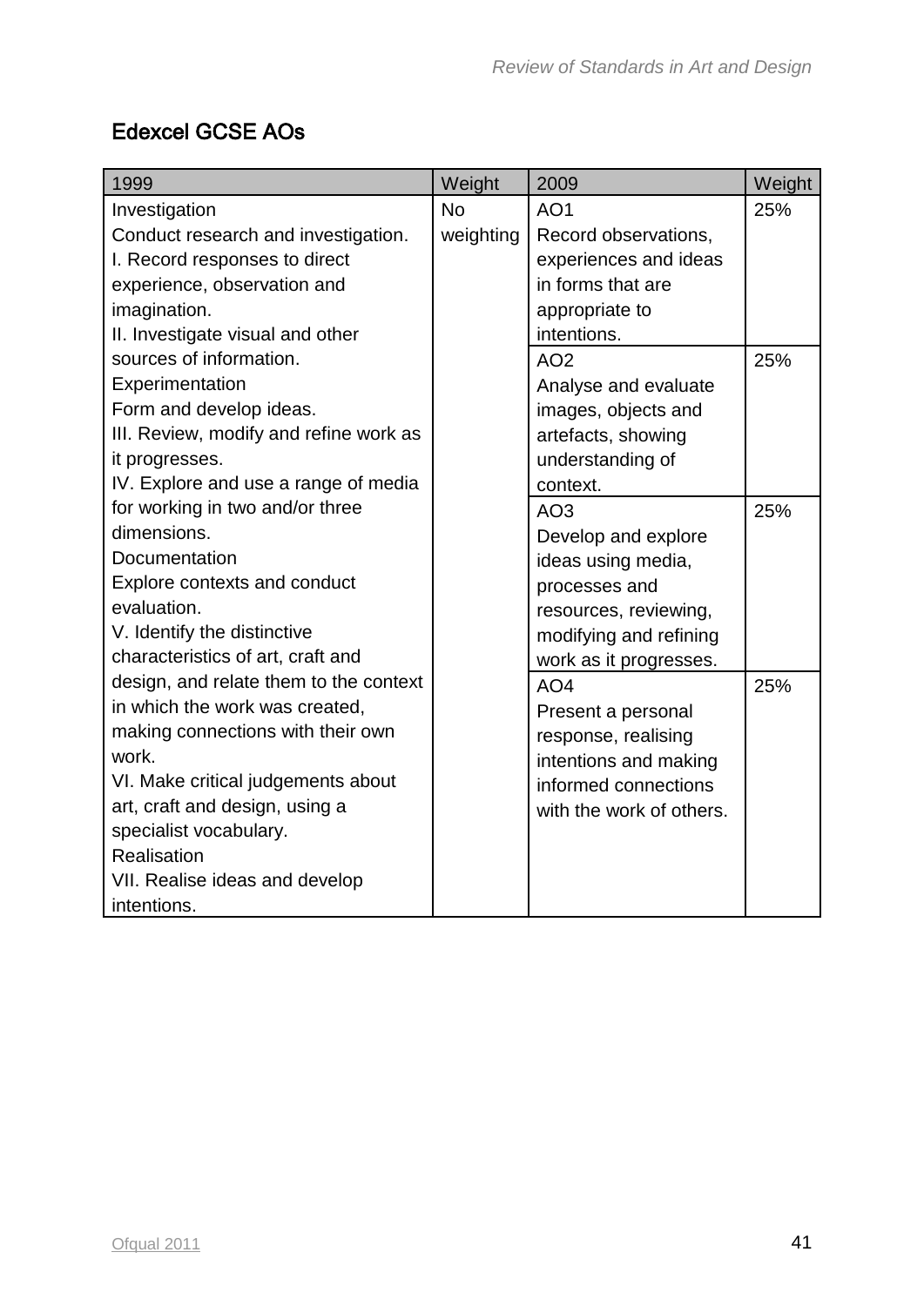## Edexcel GCSE AOs

| 1999 | Weight | 2009 | Weight |
|---|---|---|---|
| Investigation<br>Conduct research and investigation.<br>I. Record responses to direct experience, observation and imagination.<br>II. Investigate visual and other sources of information.<br>Experimentation<br>Form and develop ideas.<br>III. Review, modify and refine work as it progresses.<br>IV. Explore and use a range of media for working in two and/or three dimensions.<br>Documentation<br>Explore contexts and conduct evaluation.<br>V. Identify the distinctive characteristics of art, craft and design, and relate them to the context in which the work was created, making connections with their own work.<br>VI. Make critical judgements about art, craft and design, using a specialist vocabulary.<br>Realisation<br>VII. Realise ideas and develop intentions. | No weighting | AO1<br>Record observations, experiences and ideas in forms that are appropriate to intentions. | 25% |
| | | AO2<br>Analyse and evaluate images, objects and artefacts, showing understanding of context. | 25% |
| | | AO3<br>Develop and explore ideas using media, processes and resources, reviewing, modifying and refining work as it progresses. | 25% |
| | | AO4<br>Present a personal response, realising intentions and making informed connections with the work of others. | 25% |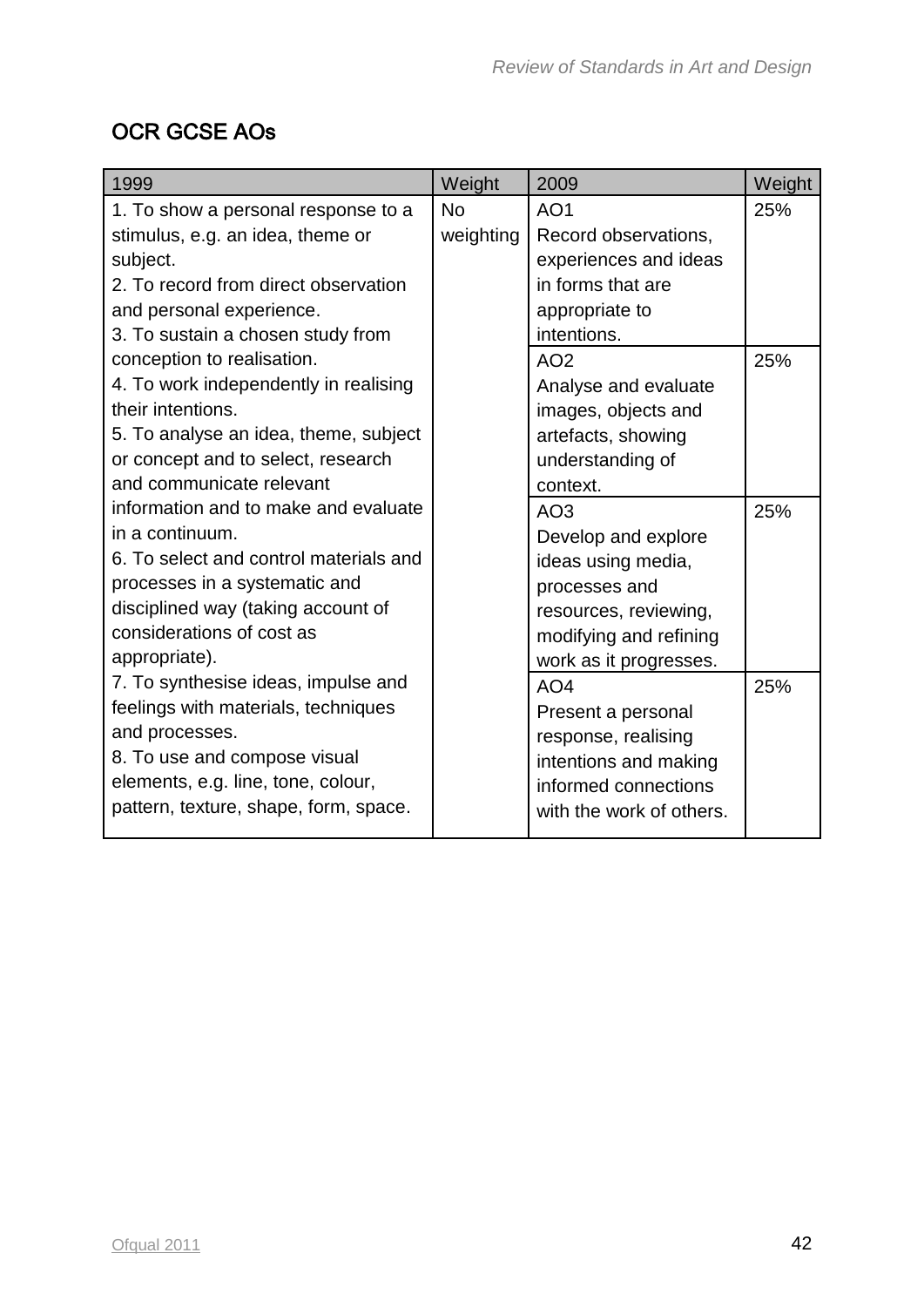## OCR GCSE AOs

| 1999 | Weight | 2009 | Weight |
|---|---|---|---|
| 1. To show a personal response to a stimulus, e.g. an idea, theme or subject.<br>2. To record from direct observation and personal experience.<br>3. To sustain a chosen study from conception to realisation.<br>4. To work independently in realising their intentions.<br>5. To analyse an idea, theme, subject or concept and to select, research and communicate relevant information and to make and evaluate in a continuum.<br>6. To select and control materials and processes in a systematic and disciplined way (taking account of considerations of cost as appropriate).<br>7. To synthesise ideas, impulse and feelings with materials, techniques and processes.<br>8. To use and compose visual elements, e.g. line, tone, colour, pattern, texture, shape, form, space. | No weighting | AO1<br>Record observations, experiences and ideas in forms that are appropriate to intentions. | 25% |
| | | AO2<br>Analyse and evaluate images, objects and artefacts, showing understanding of context. | 25% |
| | | AO3<br>Develop and explore ideas using media, processes and resources, reviewing, modifying and refining work as it progresses. | 25% |
| | | AO4<br>Present a personal response, realising intentions and making informed connections with the work of others. | 25% |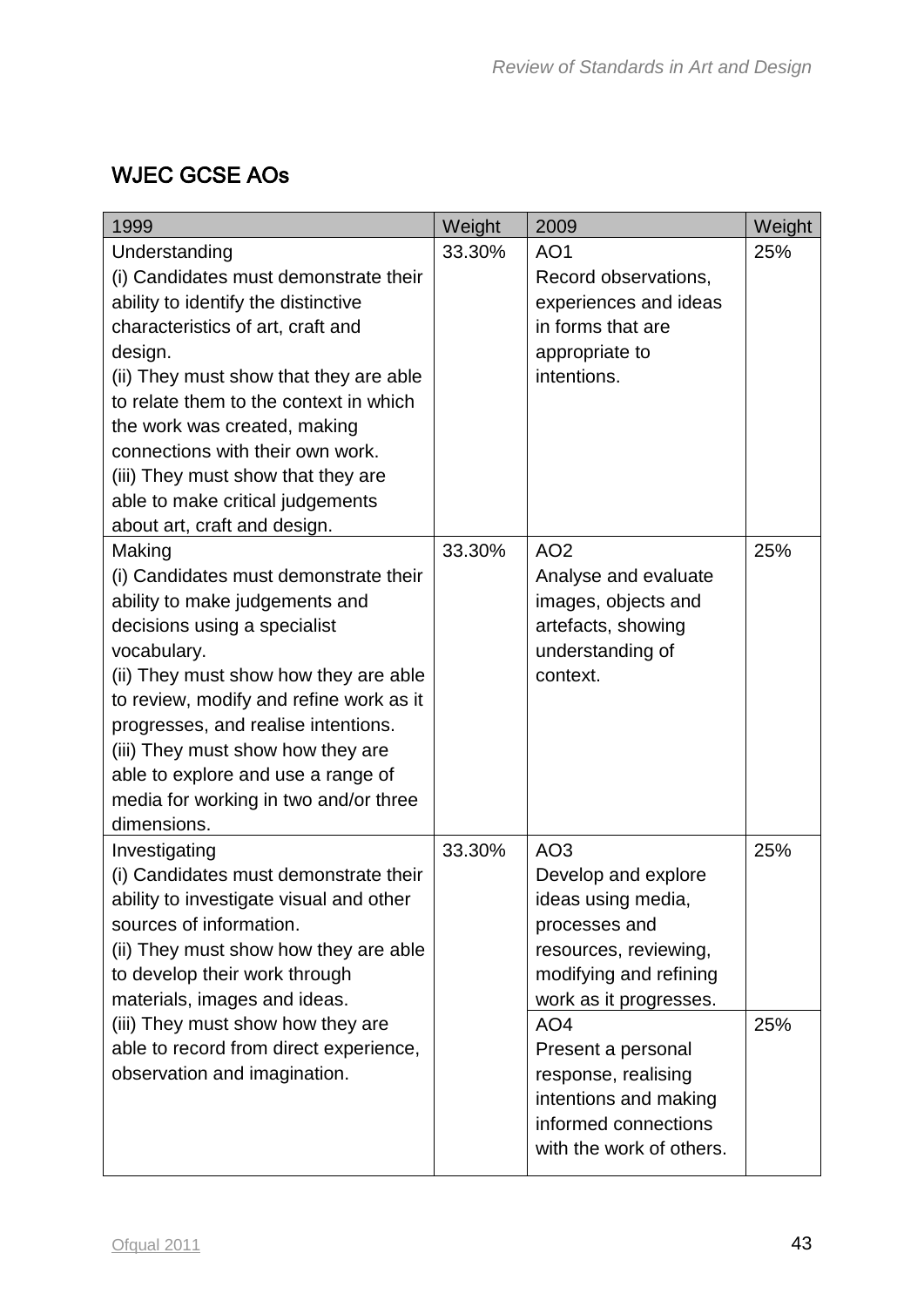## WJEC GCSE AOs

| 1999 | Weight | 2009 | Weight |
|---|---|---|---|
| Understanding<br>(i) Candidates must demonstrate their ability to identify the distinctive characteristics of art, craft and design.<br>(ii) They must show that they are able to relate them to the context in which the work was created, making connections with their own work.<br>(iii) They must show that they are able to make critical judgements about art, craft and design. | 33.30% | AO1<br>Record observations, experiences and ideas in forms that are appropriate to intentions. | 25% |
| Making<br>(i) Candidates must demonstrate their ability to make judgements and decisions using a specialist vocabulary.<br>(ii) They must show how they are able to review, modify and refine work as it progresses, and realise intentions.<br>(iii) They must show how they are able to explore and use a range of media for working in two and/or three dimensions. | 33.30% | AO2<br>Analyse and evaluate images, objects and artefacts, showing understanding of context. | 25% |
| Investigating<br>(i) Candidates must demonstrate their ability to investigate visual and other sources of information.<br>(ii) They must show how they are able to develop their work through materials, images and ideas.<br>(iii) They must show how they are able to record from direct experience, observation and imagination. | 33.30% | AO3<br>Develop and explore ideas using media, processes and resources, reviewing, modifying and refining work as it progresses. | 25% |
| | | AO4<br>Present a personal response, realising intentions and making informed connections with the work of others. | 25% |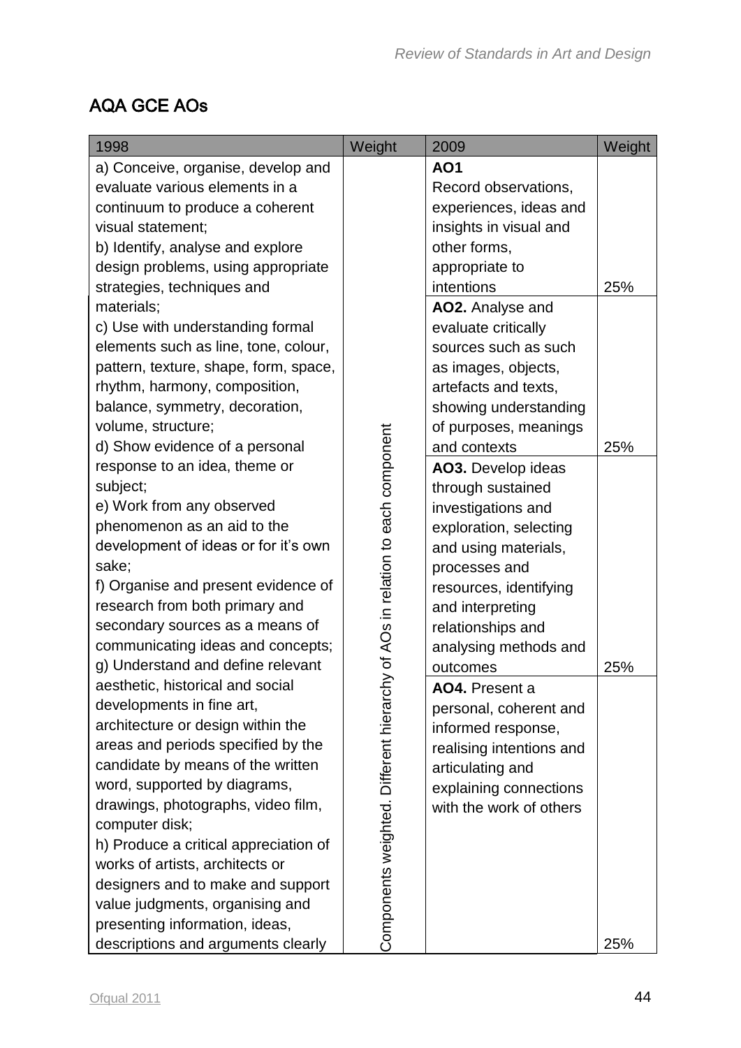## AQA GCE AOs

| 1998 | Weight | 2009 | Weight |
|---|---|---|---|
| a) Conceive, organise, develop and evaluate various elements in a continuum to produce a coherent visual statement; b) Identify, analyse and explore design problems, using appropriate strategies, techniques and materials; c) Use with understanding formal elements such as line, tone, colour, pattern, texture, shape, form, space, rhythm, harmony, composition, balance, symmetry, decoration, volume, structure; d) Show evidence of a personal response to an idea, theme or subject; e) Work from any observed phenomenon as an aid to the development of ideas or for it's own sake; f) Organise and present evidence of research from both primary and secondary sources as a means of communicating ideas and concepts; g) Understand and define relevant aesthetic, historical and social developments in fine art, architecture or design within the areas and periods specified by the candidate by means of the written word, supported by diagrams, drawings, photographs, video film, computer disk; h) Produce a critical appreciation of works of artists, architects or designers and to make and support value judgments, organising and presenting information, ideas, descriptions and arguments clearly | Components weighted. Different hierarchy of AOs in relation to each component | **AO1** Record observations, experiences, ideas and insights in visual and other forms, appropriate to intentions | 25% |
| | | **AO2.** Analyse and evaluate critically sources such as such as images, objects, artefacts and texts, showing understanding of purposes, meanings and contexts | 25% |
| | | **AO3.** Develop ideas through sustained investigations and exploration, selecting and using materials, processes and resources, identifying and interpreting relationships and analysing methods and outcomes | 25% |
| | | **AO4.** Present a personal, coherent and informed response, realising intentions and articulating and explaining connections with the work of others | 25% |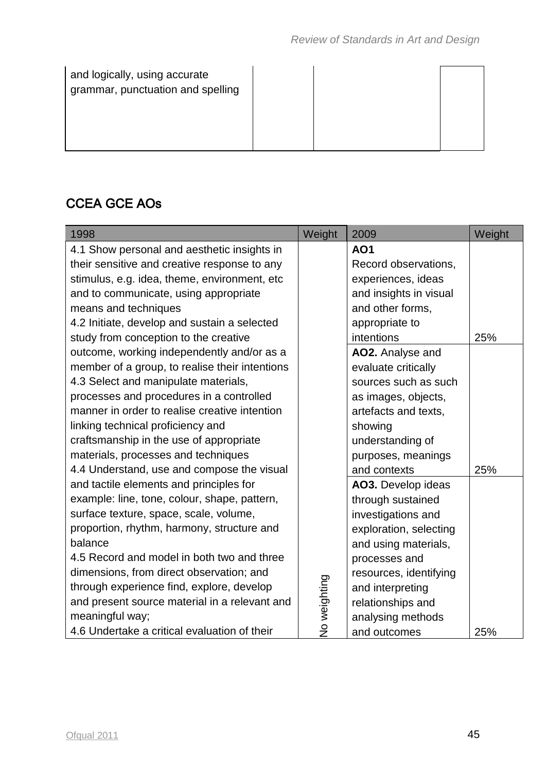| and logically, using accurate grammar, punctuation and spelling | | | |
|---|---|---|---|

## CCEA GCE AOs

| 1998 | Weight | 2009 | Weight |
|---|---|---|---|
| 4.1 Show personal and aesthetic insights in their sensitive and creative response to any stimulus, e.g. idea, theme, environment, etc and to communicate, using appropriate means and techniques<br>4.2 Initiate, develop and sustain a selected study from conception to the creative outcome, working independently and/or as a member of a group, to realise their intentions<br>4.3 Select and manipulate materials, processes and procedures in a controlled manner in order to realise creative intention linking technical proficiency and craftsmanship in the use of appropriate materials, processes and techniques<br>4.4 Understand, use and compose the visual and tactile elements and principles for example: line, tone, colour, shape, pattern, surface texture, space, scale, volume, proportion, rhythm, harmony, structure and balance<br>4.5 Record and model in both two and three dimensions, from direct observation; and through experience find, explore, develop and present source material in a relevant and meaningful way;<br>4.6 Undertake a critical evaluation of their | No weighting | **AO1** Record observations, experiences, ideas and insights in visual and other forms, appropriate to intentions | 25% |
| | | **AO2.** Analyse and evaluate critically sources such as such as images, objects, artefacts and texts, showing understanding of purposes, meanings and contexts | 25% |
| | | **AO3.** Develop ideas through sustained investigations and exploration, selecting and using materials, processes and resources, identifying and interpreting relationships and analysing methods and outcomes | 25% |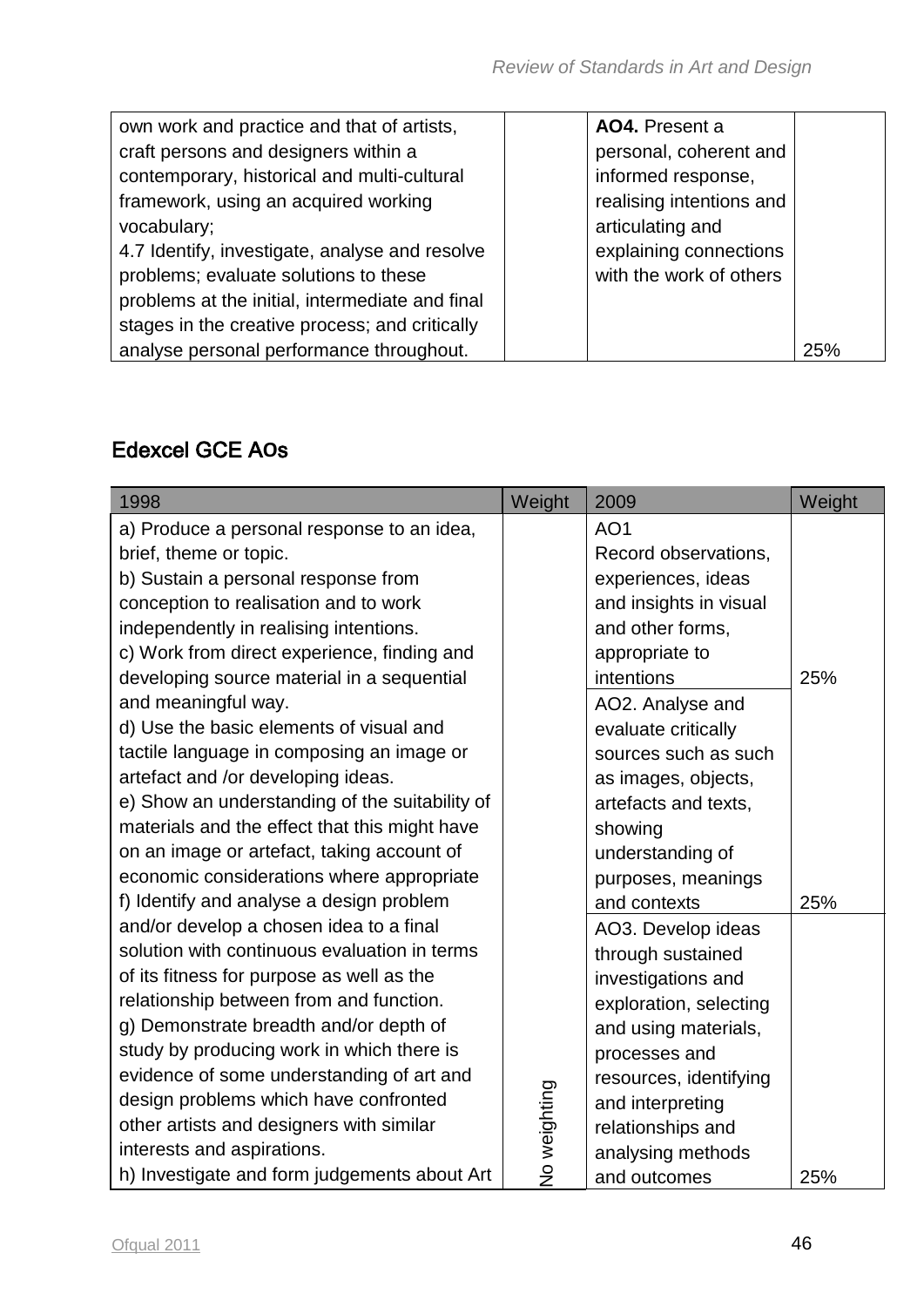| | | | |
|---|---|---|---|
| own work and practice and that of artists, craft persons and designers within a contemporary, historical and multi-cultural framework, using an acquired working vocabulary;<br>4.7 Identify, investigate, analyse and resolve problems; evaluate solutions to these problems at the initial, intermediate and final stages in the creative process; and critically analyse personal performance throughout. | | **AO4.** Present a personal, coherent and informed response, realising intentions and articulating and explaining connections with the work of others | 25% |

## Edexcel GCE AOs

| 1998 | Weight | 2009 | Weight |
|---|---|---|---|
| a) Produce a personal response to an idea, brief, theme or topic.<br>b) Sustain a personal response from conception to realisation and to work independently in realising intentions.<br>c) Work from direct experience, finding and developing source material in a sequential and meaningful way.<br>d) Use the basic elements of visual and tactile language in composing an image or artefact and /or developing ideas.<br>e) Show an understanding of the suitability of materials and the effect that this might have on an image or artefact, taking account of economic considerations where appropriate<br>f) Identify and analyse a design problem and/or develop a chosen idea to a final solution with continuous evaluation in terms of its fitness for purpose as well as the relationship between from and function.<br>g) Demonstrate breadth and/or depth of study by producing work in which there is evidence of some understanding of art and design problems which have confronted other artists and designers with similar interests and aspirations.<br>h) Investigate and form judgements about Art | No weighting | AO1<br>Record observations, experiences, ideas and insights in visual and other forms, appropriate to intentions | 25% |
| | | AO2. Analyse and evaluate critically sources such as such as images, objects, artefacts and texts, showing understanding of purposes, meanings and contexts | 25% |
| | | AO3. Develop ideas through sustained investigations and exploration, selecting and using materials, processes and resources, identifying and interpreting relationships and analysing methods and outcomes | 25% |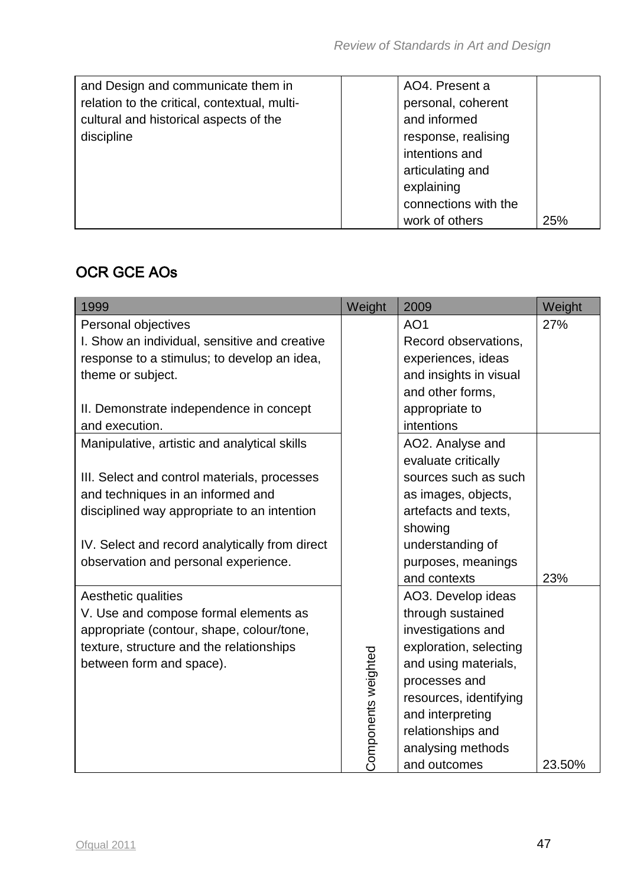| | | | |
|---|---|---|---|
| and Design and communicate them in relation to the critical, contextual, multi-cultural and historical aspects of the discipline | | AO4. Present a personal, coherent and informed response, realising intentions and articulating and explaining connections with the work of others | 25% |

## OCR GCE AOs

| 1999 | Weight | 2009 | Weight |
|---|---|---|---|
| Personal objectives<br>I. Show an individual, sensitive and creative response to a stimulus; to develop an idea, theme or subject.<br><br>II. Demonstrate independence in concept and execution. | Components weighted | AO1<br>Record observations, experiences, ideas and insights in visual and other forms, appropriate to intentions | 27% |
| Manipulative, artistic and analytical skills<br><br>III. Select and control materials, processes and techniques in an informed and disciplined way appropriate to an intention<br><br>IV. Select and record analytically from direct observation and personal experience. | | AO2. Analyse and evaluate critically sources such as such as images, objects, artefacts and texts, showing understanding of purposes, meanings and contexts | 23% |
| Aesthetic qualities<br>V. Use and compose formal elements as appropriate (contour, shape, colour/tone, texture, structure and the relationships between form and space). | | AO3. Develop ideas through sustained investigations and exploration, selecting and using materials, processes and resources, identifying and interpreting relationships and analysing methods and outcomes | 23.50% |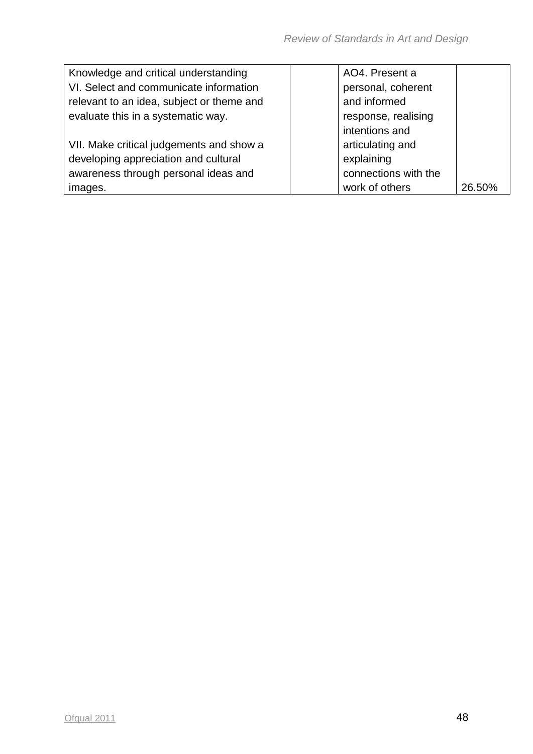| | | | |
|---|---|---|---|
| Knowledge and critical understanding<br>VI. Select and communicate information relevant to an idea, subject or theme and evaluate this in a systematic way.<br><br>VII. Make critical judgements and show a developing appreciation and cultural awareness through personal ideas and images. | | AO4. Present a personal, coherent and informed response, realising intentions and articulating and explaining connections with the work of others | 26.50% |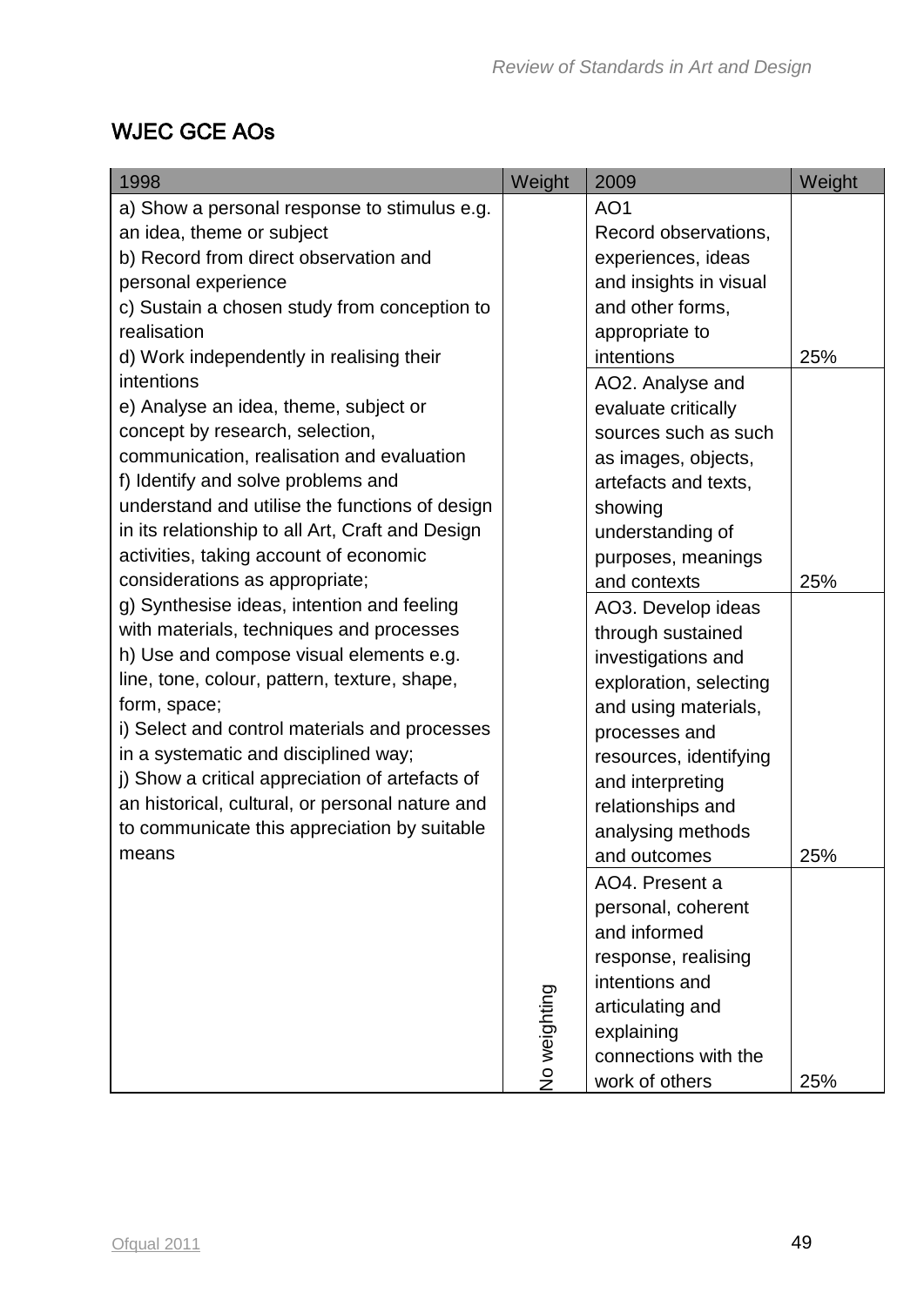## WJEC GCE AOs

| 1998 | Weight | 2009 | Weight |
| --- | --- | --- | --- |
| a) Show a personal response to stimulus e.g. an idea, theme or subject<br>b) Record from direct observation and personal experience<br>c) Sustain a chosen study from conception to realisation<br>d) Work independently in realising their intentions<br>e) Analyse an idea, theme, subject or concept by research, selection, communication, realisation and evaluation<br>f) Identify and solve problems and understand and utilise the functions of design in its relationship to all Art, Craft and Design activities, taking account of economic considerations as appropriate;<br>g) Synthesise ideas, intention and feeling with materials, techniques and processes<br>h) Use and compose visual elements e.g. line, tone, colour, pattern, texture, shape, form, space;<br>i) Select and control materials and processes in a systematic and disciplined way;<br>j) Show a critical appreciation of artefacts of an historical, cultural, or personal nature and to communicate this appreciation by suitable means | No weighting | AO1<br>Record observations, experiences, ideas and insights in visual and other forms, appropriate to intentions | 25% |
| | | AO2. Analyse and evaluate critically sources such as such as images, objects, artefacts and texts, showing understanding of purposes, meanings and contexts | 25% |
| | | AO3. Develop ideas through sustained investigations and exploration, selecting and using materials, processes and resources, identifying and interpreting relationships and analysing methods and outcomes | 25% |
| | | AO4. Present a personal, coherent and informed response, realising intentions and articulating and explaining connections with the work of others | 25% |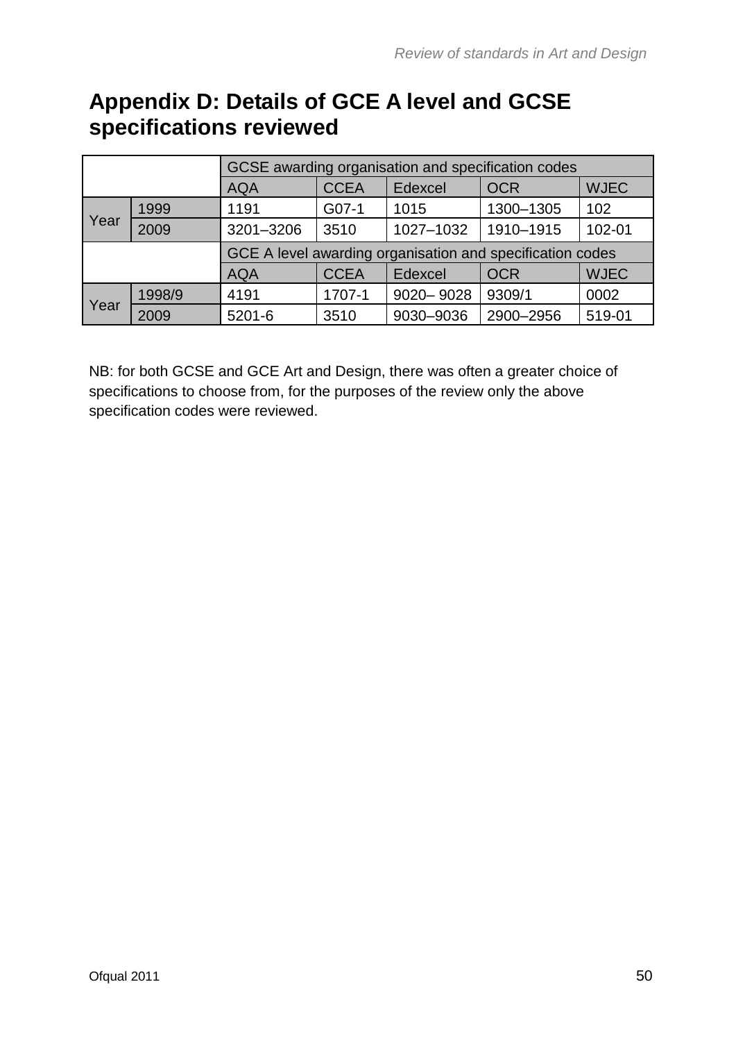# Appendix D: Details of GCE A level and GCSE specifications reviewed

| | | GCSE awarding organisation and specification codes | | | | |
|---|---|---|---|---|---|---|
| | | AQA | CCEA | Edexcel | OCR | WJEC |
| Year | 1999 | 1191 | G07-1 | 1015 | 1300–1305 | 102 |
| | 2009 | 3201–3206 | 3510 | 1027–1032 | 1910–1915 | 102-01 |
| | | GCE A level awarding organisation and specification codes | | | | |
| | | AQA | CCEA | Edexcel | OCR | WJEC |
| Year | 1998/9 | 4191 | 1707-1 | 9020– 9028 | 9309/1 | 0002 |
| | 2009 | 5201-6 | 3510 | 9030–9036 | 2900–2956 | 519-01 |

NB: for both GCSE and GCE Art and Design, there was often a greater choice of specifications to choose from, for the purposes of the review only the above specification codes were reviewed.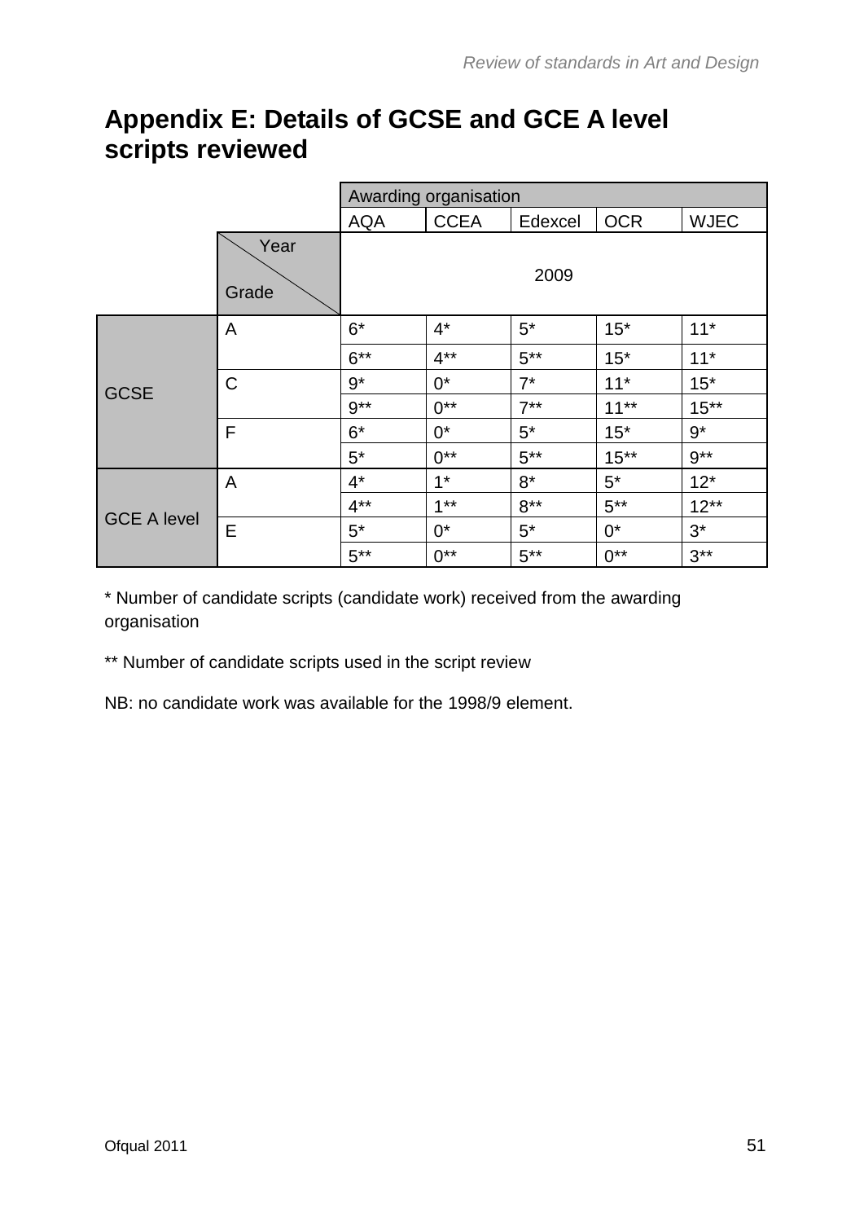## Appendix E: Details of GCSE and GCE A level scripts reviewed

| | | Awarding organisation | | | | |
|---|---|---|---|---|---|---|
| | | AQA | CCEA | Edexcel | OCR | WJEC |
| | Year / Grade | 2009 | | | | |
| GCSE | A | 6* | 4* | 5* | 15* | 11* |
| | | 6** | 4** | 5** | 15* | 11* |
| | C | 9* | 0* | 7* | 11* | 15* |
| | | 9** | 0** | 7** | 11** | 15** |
| | F | 6* | 0* | 5* | 15* | 9* |
| | | 5* | 0** | 5** | 15** | 9** |
| GCE A level | A | 4* | 1* | 8* | 5* | 12* |
| | | 4** | 1** | 8** | 5** | 12** |
| | E | 5* | 0* | 5* | 0* | 3* |
| | | 5** | 0** | 5** | 0** | 3** |

* Number of candidate scripts (candidate work) received from the awarding organisation

** Number of candidate scripts used in the script review

NB: no candidate work was available for the 1998/9 element.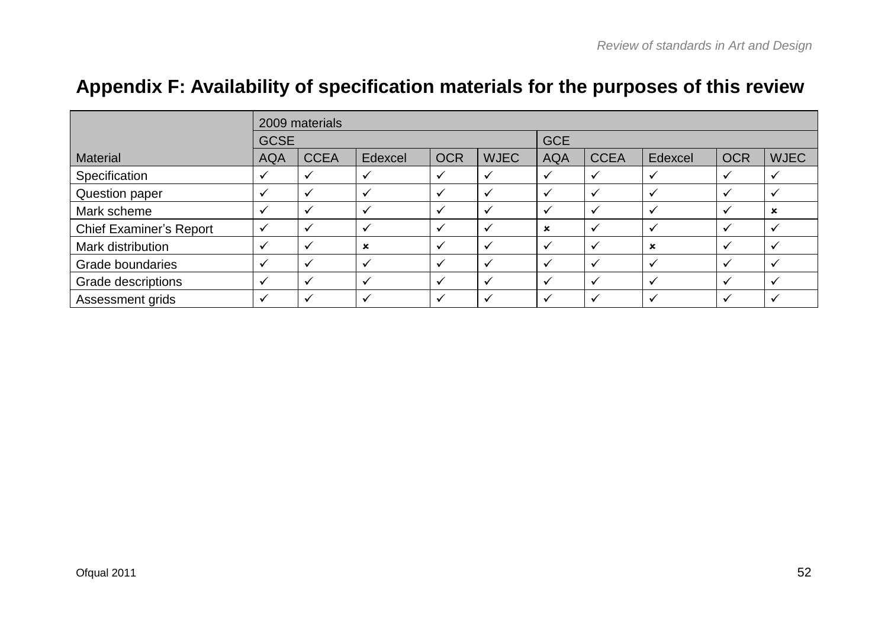## Appendix F: Availability of specification materials for the purposes of this review

| Material | 2009 materials | | | | | | | | | |
|---|---|---|---|---|---|---|---|---|---|---|
| | GCSE | | | | | GCE | | | | |
| | AQA | CCEA | Edexcel | OCR | WJEC | AQA | CCEA | Edexcel | OCR | WJEC |
| Specification | ✓ | ✓ | ✓ | ✓ | ✓ | ✓ | ✓ | ✓ | ✓ | ✓ |
| Question paper | ✓ | ✓ | ✓ | ✓ | ✓ | ✓ | ✓ | ✓ | ✓ | ✓ |
| Mark scheme | ✓ | ✓ | ✓ | ✓ | ✓ | ✓ | ✓ | ✓ | ✓ | × |
| Chief Examiner’s Report | ✓ | ✓ | ✓ | ✓ | ✓ | × | ✓ | ✓ | ✓ | ✓ |
| Mark distribution | ✓ | ✓ | × | ✓ | ✓ | ✓ | ✓ | × | ✓ | ✓ |
| Grade boundaries | ✓ | ✓ | ✓ | ✓ | ✓ | ✓ | ✓ | ✓ | ✓ | ✓ |
| Grade descriptions | ✓ | ✓ | ✓ | ✓ | ✓ | ✓ | ✓ | ✓ | ✓ | ✓ |
| Assessment grids | ✓ | ✓ | ✓ | ✓ | ✓ | ✓ | ✓ | ✓ | ✓ | ✓ |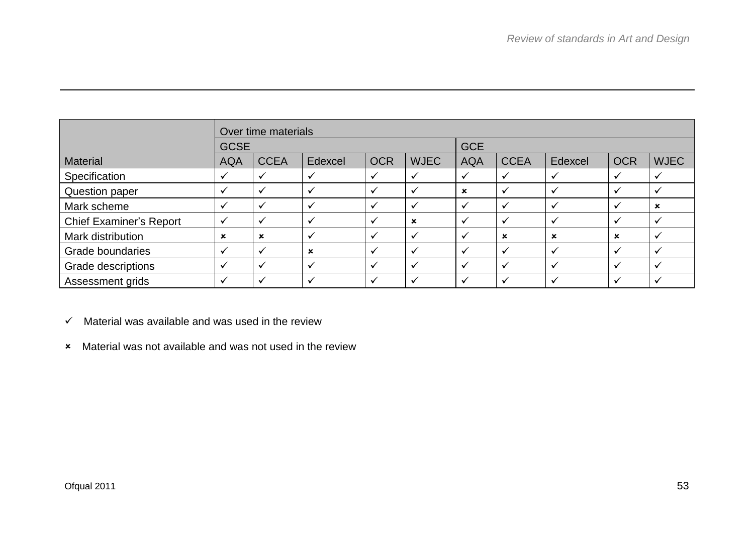| Material | Over time materials | | | | | | | | | |
|---|---|---|---|---|---|---|---|---|---|---|
| | GCSE | | | | | GCE | | | | |
| | AQA | CCEA | Edexcel | OCR | WJEC | AQA | CCEA | Edexcel | OCR | WJEC |
| Specification | ✓ | ✓ | ✓ | ✓ | ✓ | ✓ | ✓ | ✓ | ✓ | ✓ |
| Question paper | ✓ | ✓ | ✓ | ✓ | ✓ | × | ✓ | ✓ | ✓ | ✓ |
| Mark scheme | ✓ | ✓ | ✓ | ✓ | ✓ | ✓ | ✓ | ✓ | ✓ | × |
| Chief Examiner's Report | ✓ | ✓ | ✓ | ✓ | × | ✓ | ✓ | ✓ | ✓ | ✓ |
| Mark distribution | × | × | ✓ | ✓ | ✓ | ✓ | × | × | × | ✓ |
| Grade boundaries | ✓ | ✓ | × | ✓ | ✓ | ✓ | ✓ | ✓ | ✓ | ✓ |
| Grade descriptions | ✓ | ✓ | ✓ | ✓ | ✓ | ✓ | ✓ | ✓ | ✓ | ✓ |
| Assessment grids | ✓ | ✓ | ✓ | ✓ | ✓ | ✓ | ✓ | ✓ | ✓ | ✓ |

✓ Material was available and was used in the review

× Material was not available and was not used in the review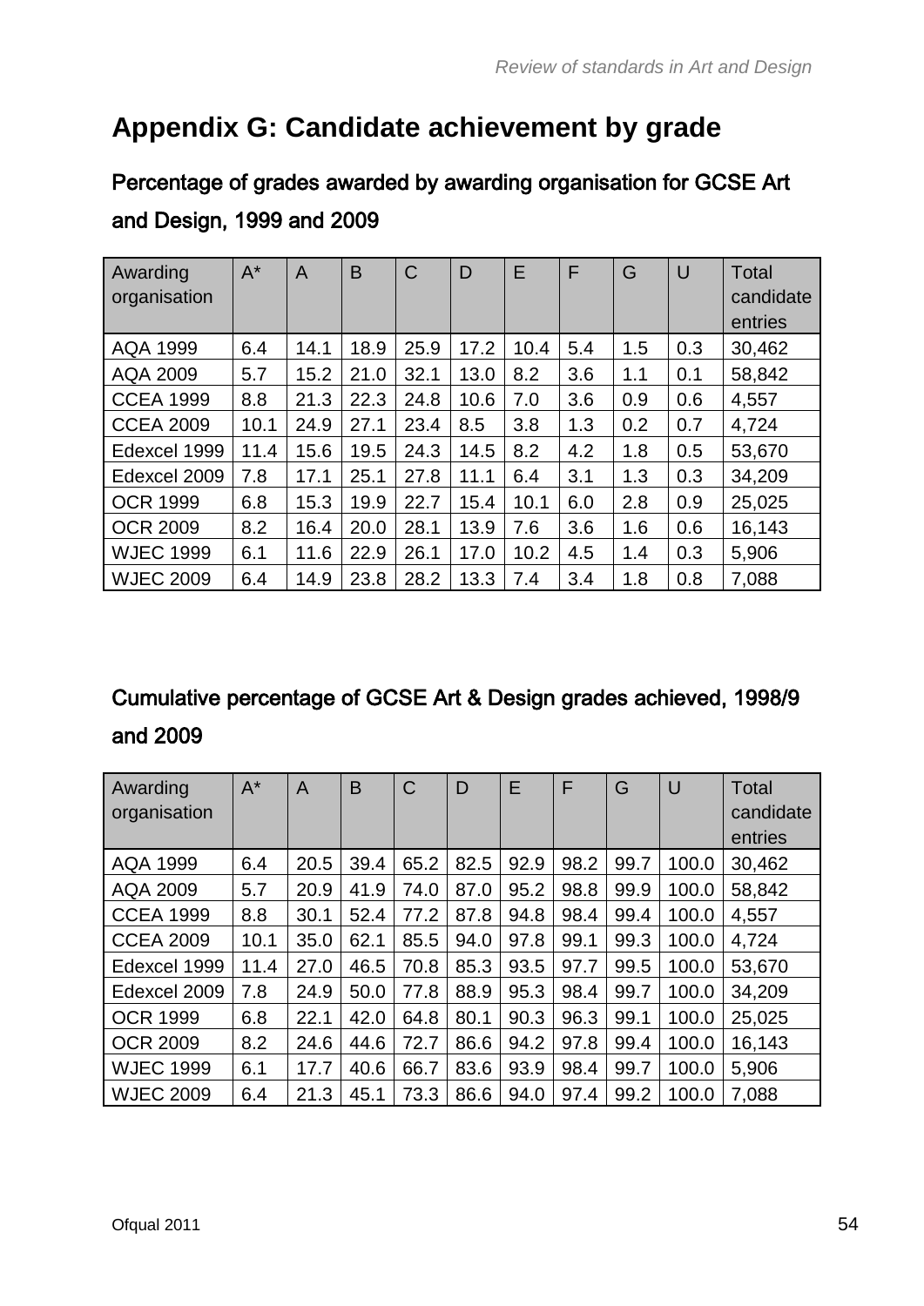# Appendix G: Candidate achievement by grade

## Percentage of grades awarded by awarding organisation for GCSE Art and Design, 1999 and 2009

| Awarding organisation | A* | A | B | C | D | E | F | G | U | Total candidate entries |
|---|---|---|---|---|---|---|---|---|---|---|
| AQA 1999 | 6.4 | 14.1 | 18.9 | 25.9 | 17.2 | 10.4 | 5.4 | 1.5 | 0.3 | 30,462 |
| AQA 2009 | 5.7 | 15.2 | 21.0 | 32.1 | 13.0 | 8.2 | 3.6 | 1.1 | 0.1 | 58,842 |
| CCEA 1999 | 8.8 | 21.3 | 22.3 | 24.8 | 10.6 | 7.0 | 3.6 | 0.9 | 0.6 | 4,557 |
| CCEA 2009 | 10.1 | 24.9 | 27.1 | 23.4 | 8.5 | 3.8 | 1.3 | 0.2 | 0.7 | 4,724 |
| Edexcel 1999 | 11.4 | 15.6 | 19.5 | 24.3 | 14.5 | 8.2 | 4.2 | 1.8 | 0.5 | 53,670 |
| Edexcel 2009 | 7.8 | 17.1 | 25.1 | 27.8 | 11.1 | 6.4 | 3.1 | 1.3 | 0.3 | 34,209 |
| OCR 1999 | 6.8 | 15.3 | 19.9 | 22.7 | 15.4 | 10.1 | 6.0 | 2.8 | 0.9 | 25,025 |
| OCR 2009 | 8.2 | 16.4 | 20.0 | 28.1 | 13.9 | 7.6 | 3.6 | 1.6 | 0.6 | 16,143 |
| WJEC 1999 | 6.1 | 11.6 | 22.9 | 26.1 | 17.0 | 10.2 | 4.5 | 1.4 | 0.3 | 5,906 |
| WJEC 2009 | 6.4 | 14.9 | 23.8 | 28.2 | 13.3 | 7.4 | 3.4 | 1.8 | 0.8 | 7,088 |

## Cumulative percentage of GCSE Art & Design grades achieved, 1998/9 and 2009

| Awarding organisation | A* | A | B | C | D | E | F | G | U | Total candidate entries |
|---|---|---|---|---|---|---|---|---|---|---|
| AQA 1999 | 6.4 | 20.5 | 39.4 | 65.2 | 82.5 | 92.9 | 98.2 | 99.7 | 100.0 | 30,462 |
| AQA 2009 | 5.7 | 20.9 | 41.9 | 74.0 | 87.0 | 95.2 | 98.8 | 99.9 | 100.0 | 58,842 |
| CCEA 1999 | 8.8 | 30.1 | 52.4 | 77.2 | 87.8 | 94.8 | 98.4 | 99.4 | 100.0 | 4,557 |
| CCEA 2009 | 10.1 | 35.0 | 62.1 | 85.5 | 94.0 | 97.8 | 99.1 | 99.3 | 100.0 | 4,724 |
| Edexcel 1999 | 11.4 | 27.0 | 46.5 | 70.8 | 85.3 | 93.5 | 97.7 | 99.5 | 100.0 | 53,670 |
| Edexcel 2009 | 7.8 | 24.9 | 50.0 | 77.8 | 88.9 | 95.3 | 98.4 | 99.7 | 100.0 | 34,209 |
| OCR 1999 | 6.8 | 22.1 | 42.0 | 64.8 | 80.1 | 90.3 | 96.3 | 99.1 | 100.0 | 25,025 |
| OCR 2009 | 8.2 | 24.6 | 44.6 | 72.7 | 86.6 | 94.2 | 97.8 | 99.4 | 100.0 | 16,143 |
| WJEC 1999 | 6.1 | 17.7 | 40.6 | 66.7 | 83.6 | 93.9 | 98.4 | 99.7 | 100.0 | 5,906 |
| WJEC 2009 | 6.4 | 21.3 | 45.1 | 73.3 | 86.6 | 94.0 | 97.4 | 99.2 | 100.0 | 7,088 |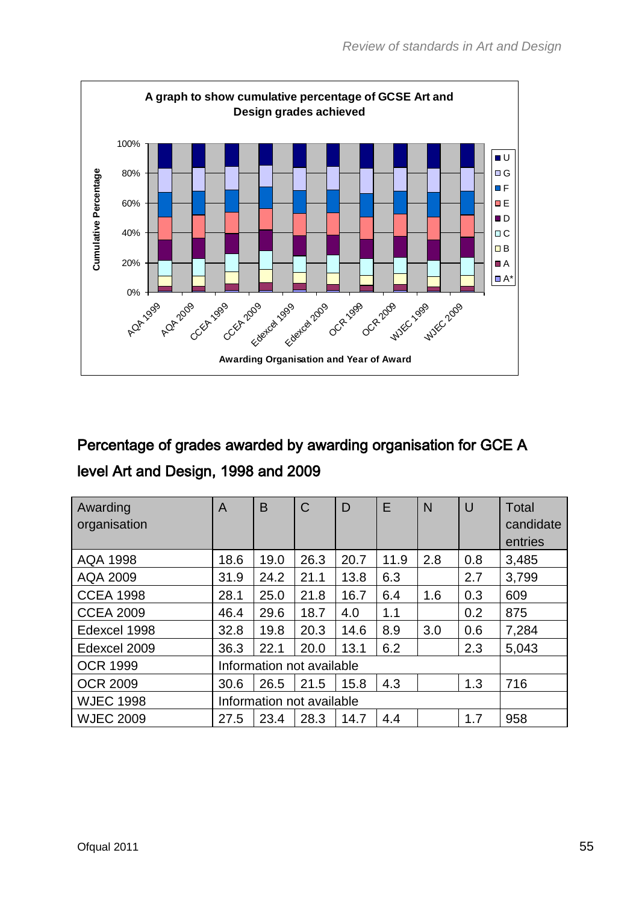**A graph to show cumulative percentage of GCSE Art and Design grades achieved**

## Percentage of grades awarded by awarding organisation for GCE A level Art and Design, 1998 and 2009

| Awarding organisation | A | B | C | D | E | N | U | Total candidate entries |
|---|---|---|---|---|---|---|---|---|
| AQA 1998 | 18.6 | 19.0 | 26.3 | 20.7 | 11.9 | 2.8 | 0.8 | 3,485 |
| AQA 2009 | 31.9 | 24.2 | 21.1 | 13.8 | 6.3 | | 2.7 | 3,799 |
| CCEA 1998 | 28.1 | 25.0 | 21.8 | 16.7 | 6.4 | 1.6 | 0.3 | 609 |
| CCEA 2009 | 46.4 | 29.6 | 18.7 | 4.0 | 1.1 | | 0.2 | 875 |
| Edexcel 1998 | 32.8 | 19.8 | 20.3 | 14.6 | 8.9 | 3.0 | 0.6 | 7,284 |
| Edexcel 2009 | 36.3 | 22.1 | 20.0 | 13.1 | 6.2 | | 2.3 | 5,043 |
| OCR 1999 | Information not available | | | | | | | |
| OCR 2009 | 30.6 | 26.5 | 21.5 | 15.8 | 4.3 | | 1.3 | 716 |
| WJEC 1998 | Information not available | | | | | | | |
| WJEC 2009 | 27.5 | 23.4 | 28.3 | 14.7 | 4.4 | | 1.7 | 958 |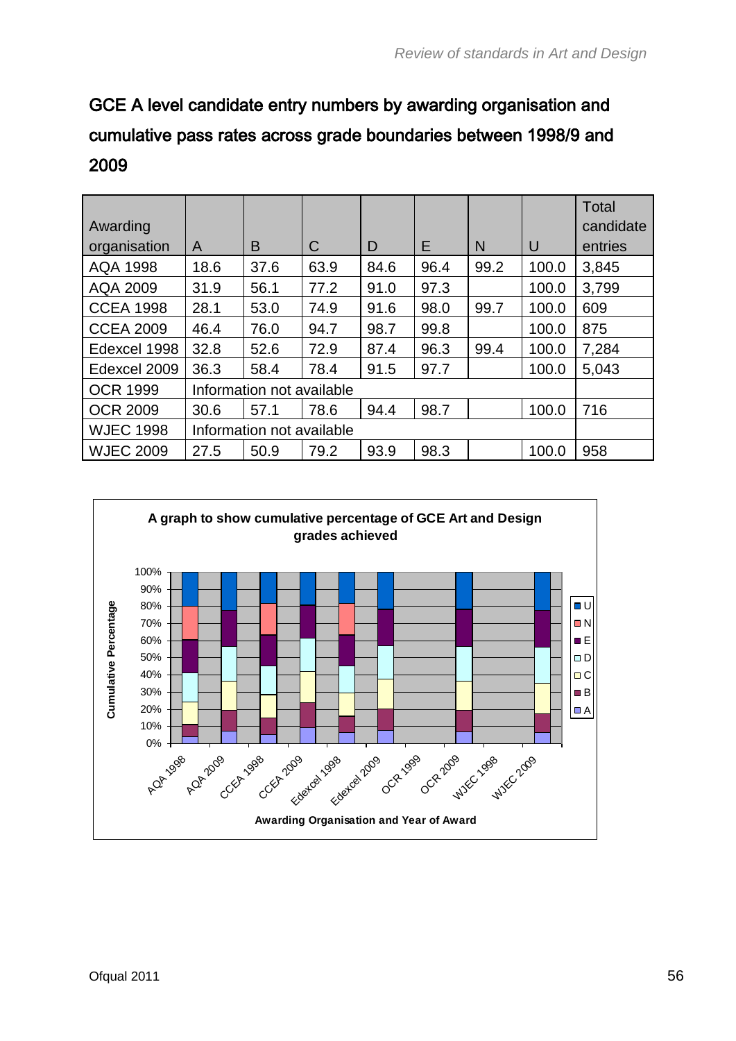## GCE A level candidate entry numbers by awarding organisation and cumulative pass rates across grade boundaries between 1998/9 and 2009

| Awarding organisation | A | B | C | D | E | N | U | Total candidate entries |
|---|---|---|---|---|---|---|---|---|
| AQA 1998 | 18.6 | 37.6 | 63.9 | 84.6 | 96.4 | 99.2 | 100.0 | 3,845 |
| AQA 2009 | 31.9 | 56.1 | 77.2 | 91.0 | 97.3 | | 100.0 | 3,799 |
| CCEA 1998 | 28.1 | 53.0 | 74.9 | 91.6 | 98.0 | 99.7 | 100.0 | 609 |
| CCEA 2009 | 46.4 | 76.0 | 94.7 | 98.7 | 99.8 | | 100.0 | 875 |
| Edexcel 1998 | 32.8 | 52.6 | 72.9 | 87.4 | 96.3 | 99.4 | 100.0 | 7,284 |
| Edexcel 2009 | 36.3 | 58.4 | 78.4 | 91.5 | 97.7 | | 100.0 | 5,043 |
| OCR 1999 | Information not available | | | | | | | |
| OCR 2009 | 30.6 | 57.1 | 78.6 | 94.4 | 98.7 | | 100.0 | 716 |
| WJEC 1998 | Information not available | | | | | | | |
| WJEC 2009 | 27.5 | 50.9 | 79.2 | 93.9 | 98.3 | | 100.0 | 958 |

**A graph to show cumulative percentage of GCE Art and Design grades achieved**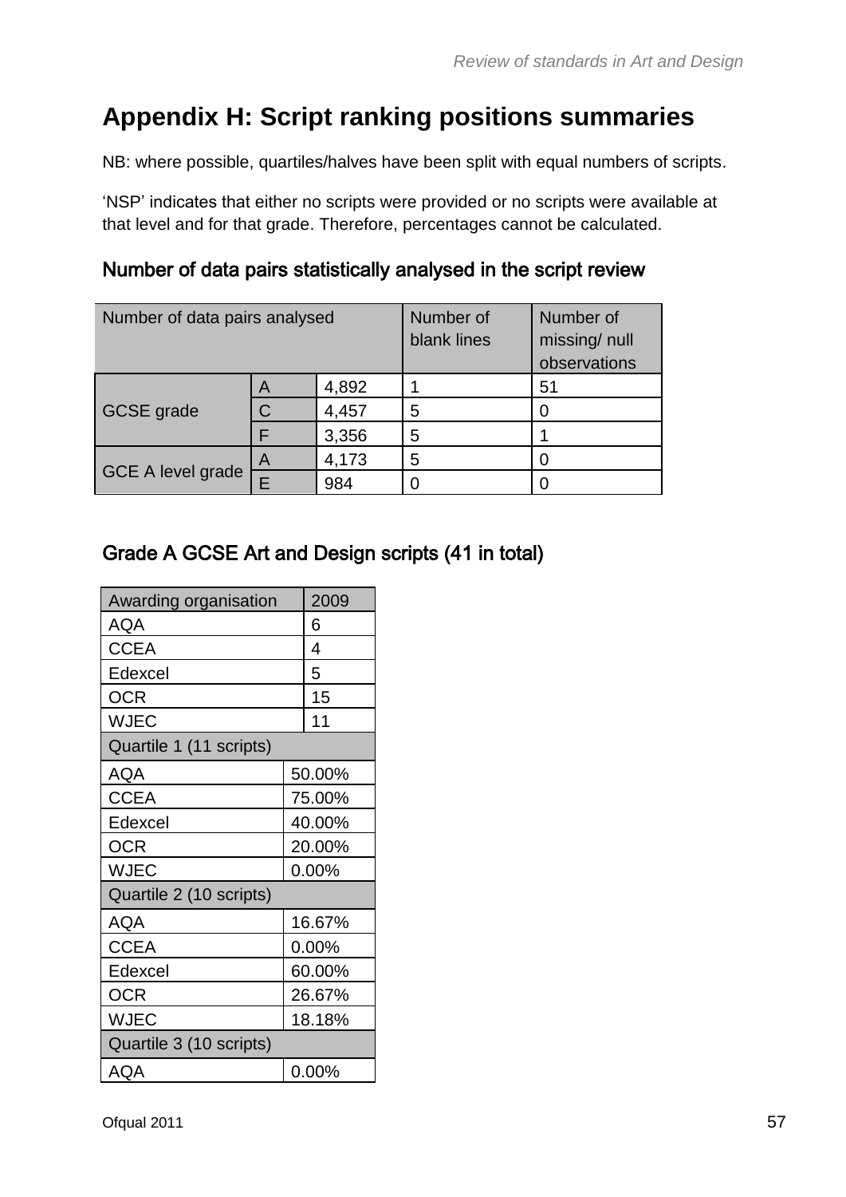# Appendix H: Script ranking positions summaries

NB: where possible, quartiles/halves have been split with equal numbers of scripts.

'NSP' indicates that either no scripts were provided or no scripts were available at that level and for that grade. Therefore, percentages cannot be calculated.

### Number of data pairs statistically analysed in the script review

| Number of data pairs analysed | | | Number of blank lines | Number of missing/ null observations |
|---|---|---|---|---|
| GCSE grade | A | 4,892 | 1 | 51 |
| | C | 4,457 | 5 | 0 |
| | F | 3,356 | 5 | 1 |
| GCE A level grade | A | 4,173 | 5 | 0 |
| | E | 984 | 0 | 0 |

### Grade A GCSE Art and Design scripts (41 in total)

| Awarding organisation | 2009 |
|---|---|
| AQA | 6 |
| CCEA | 4 |
| Edexcel | 5 |
| OCR | 15 |
| WJEC | 11 |
| **Quartile 1 (11 scripts)** | |
| AQA | 50.00% |
| CCEA | 75.00% |
| Edexcel | 40.00% |
| OCR | 20.00% |
| WJEC | 0.00% |
| **Quartile 2 (10 scripts)** | |
| AQA | 16.67% |
| CCEA | 0.00% |
| Edexcel | 60.00% |
| OCR | 26.67% |
| WJEC | 18.18% |
| **Quartile 3 (10 scripts)** | |
| AQA | 0.00% |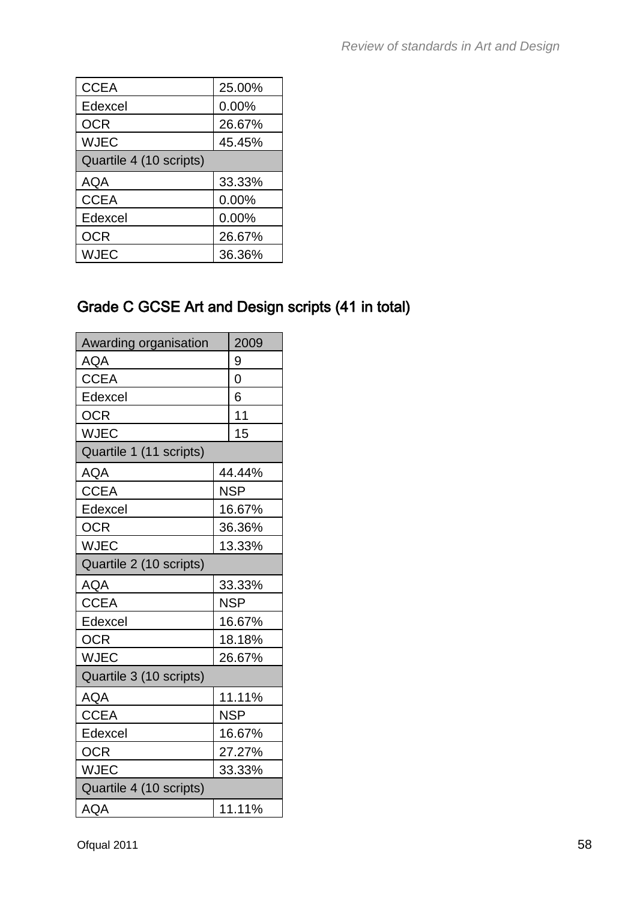| | |
|---|---|
| CCEA | 25.00% |
| Edexcel | 0.00% |
| OCR | 26.67% |
| WJEC | 45.45% |
| Quartile 4 (10 scripts) | |
| AQA | 33.33% |
| CCEA | 0.00% |
| Edexcel | 0.00% |
| OCR | 26.67% |
| WJEC | 36.36% |

## Grade C GCSE Art and Design scripts (41 in total)

| Awarding organisation | 2009 |
|---|---|
| AQA | 9 |
| CCEA | 0 |
| Edexcel | 6 |
| OCR | 11 |
| WJEC | 15 |
| Quartile 1 (11 scripts) | |
| AQA | 44.44% |
| CCEA | NSP |
| Edexcel | 16.67% |
| OCR | 36.36% |
| WJEC | 13.33% |
| Quartile 2 (10 scripts) | |
| AQA | 33.33% |
| CCEA | NSP |
| Edexcel | 16.67% |
| OCR | 18.18% |
| WJEC | 26.67% |
| Quartile 3 (10 scripts) | |
| AQA | 11.11% |
| CCEA | NSP |
| Edexcel | 16.67% |
| OCR | 27.27% |
| WJEC | 33.33% |
| Quartile 4 (10 scripts) | |
| AQA | 11.11% |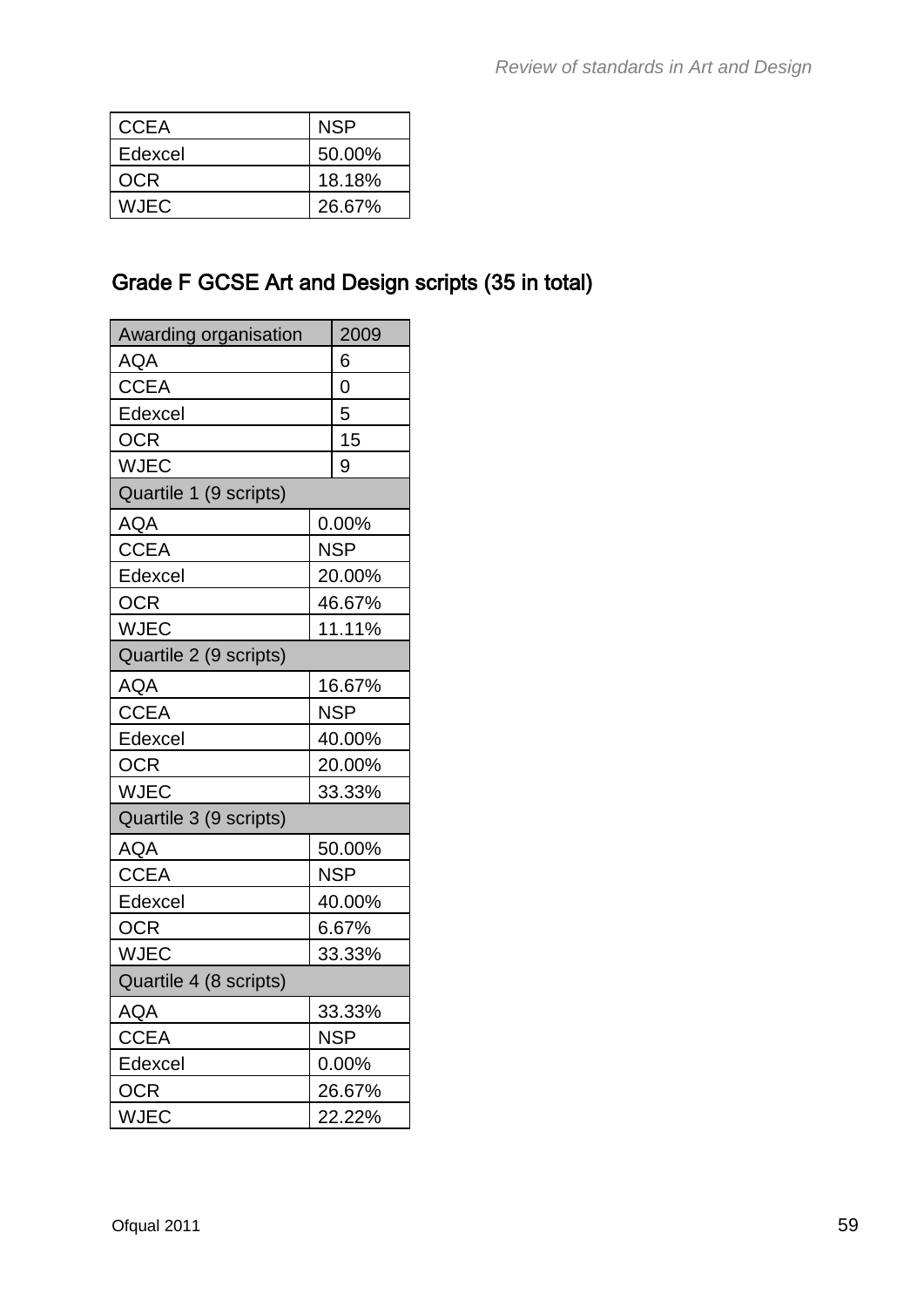| | |
|---|---|
| CCEA | NSP |
| Edexcel | 50.00% |
| OCR | 18.18% |
| WJEC | 26.67% |

### Grade F GCSE Art and Design scripts (35 in total)

| Awarding organisation | 2009 |
|---|---|
| AQA | 6 |
| CCEA | 0 |
| Edexcel | 5 |
| OCR | 15 |
| WJEC | 9 |
| **Quartile 1 (9 scripts)** | |
| AQA | 0.00% |
| CCEA | NSP |
| Edexcel | 20.00% |
| OCR | 46.67% |
| WJEC | 11.11% |
| **Quartile 2 (9 scripts)** | |
| AQA | 16.67% |
| CCEA | NSP |
| Edexcel | 40.00% |
| OCR | 20.00% |
| WJEC | 33.33% |
| **Quartile 3 (9 scripts)** | |
| AQA | 50.00% |
| CCEA | NSP |
| Edexcel | 40.00% |
| OCR | 6.67% |
| WJEC | 33.33% |
| **Quartile 4 (8 scripts)** | |
| AQA | 33.33% |
| CCEA | NSP |
| Edexcel | 0.00% |
| OCR | 26.67% |
| WJEC | 22.22% |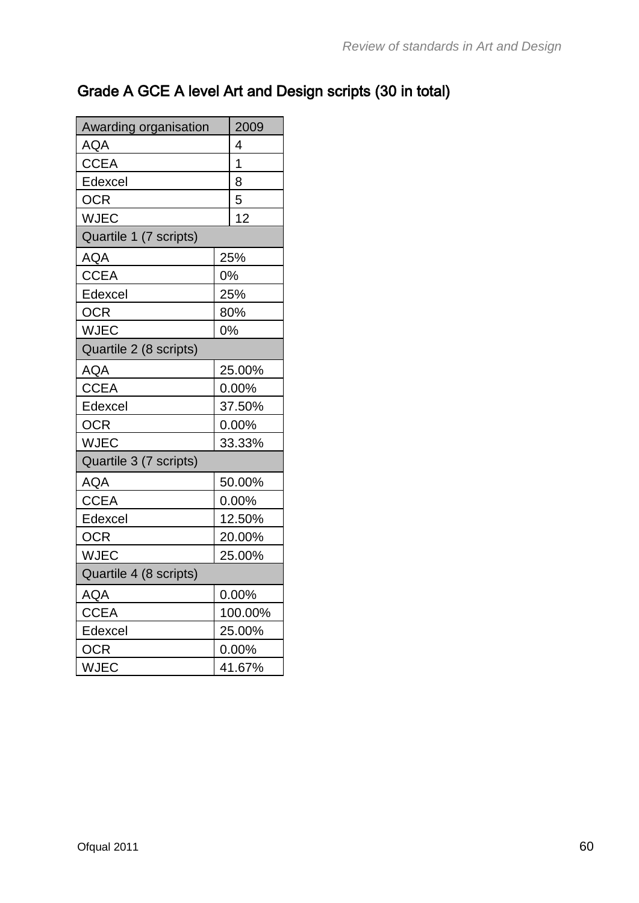## Grade A GCE A level Art and Design scripts (30 in total)

| Awarding organisation | 2009 |
|---|---|
| AQA | 4 |
| CCEA | 1 |
| Edexcel | 8 |
| OCR | 5 |
| WJEC | 12 |
| **Quartile 1 (7 scripts)** | |
| AQA | 25% |
| CCEA | 0% |
| Edexcel | 25% |
| OCR | 80% |
| WJEC | 0% |
| **Quartile 2 (8 scripts)** | |
| AQA | 25.00% |
| CCEA | 0.00% |
| Edexcel | 37.50% |
| OCR | 0.00% |
| WJEC | 33.33% |
| **Quartile 3 (7 scripts)** | |
| AQA | 50.00% |
| CCEA | 0.00% |
| Edexcel | 12.50% |
| OCR | 20.00% |
| WJEC | 25.00% |
| **Quartile 4 (8 scripts)** | |
| AQA | 0.00% |
| CCEA | 100.00% |
| Edexcel | 25.00% |
| OCR | 0.00% |
| WJEC | 41.67% |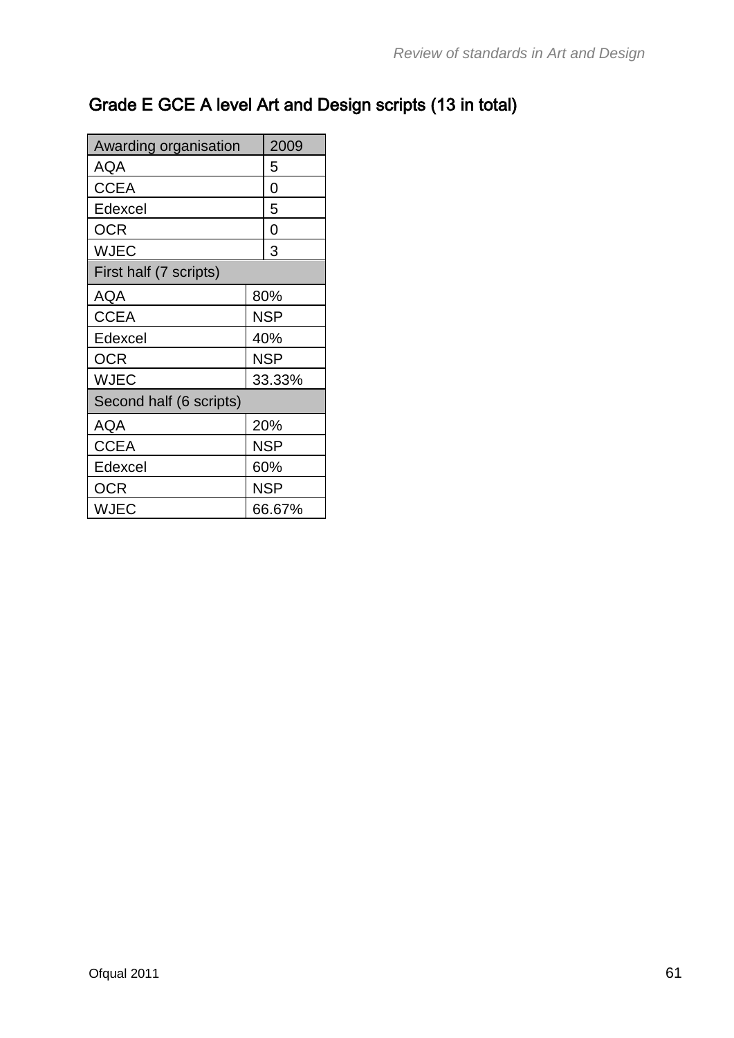## Grade E GCE A level Art and Design scripts (13 in total)

| Awarding organisation | 2009 |
|---|---|
| AQA | 5 |
| CCEA | 0 |
| Edexcel | 5 |
| OCR | 0 |
| WJEC | 3 |
| **First half (7 scripts)** | |
| AQA | 80% |
| CCEA | NSP |
| Edexcel | 40% |
| OCR | NSP |
| WJEC | 33.33% |
| **Second half (6 scripts)** | |
| AQA | 20% |
| CCEA | NSP |
| Edexcel | 60% |
| OCR | NSP |
| WJEC | 66.67% |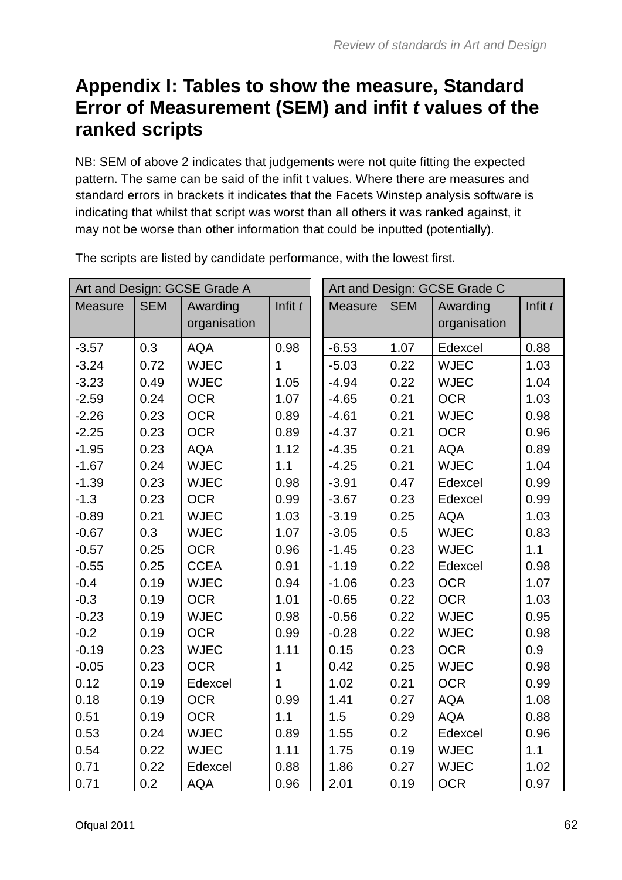# Appendix I: Tables to show the measure, Standard Error of Measurement (SEM) and infit *t* values of the ranked scripts

NB: SEM of above 2 indicates that judgements were not quite fitting the expected pattern. The same can be said of the infit t values. Where there are measures and standard errors in brackets it indicates that the Facets Winstep analysis software is indicating that whilst that script was worst than all others it was ranked against, it may not be worse than other information that could be inputted (potentially).

The scripts are listed by candidate performance, with the lowest first.

| Art and Design: GCSE Grade A | | | |
|---|---|---|---|
| Measure | SEM | Awarding organisation | Infit *t* |
| -3.57 | 0.3 | AQA | 0.98 |
| -3.24 | 0.72 | WJEC | 1 |
| -3.23 | 0.49 | WJEC | 1.05 |
| -2.59 | 0.24 | OCR | 1.07 |
| -2.26 | 0.23 | OCR | 0.89 |
| -2.25 | 0.23 | OCR | 0.89 |
| -1.95 | 0.23 | AQA | 1.12 |
| -1.67 | 0.24 | WJEC | 1.1 |
| -1.39 | 0.23 | WJEC | 0.98 |
| -1.3 | 0.23 | OCR | 0.99 |
| -0.89 | 0.21 | WJEC | 1.03 |
| -0.67 | 0.3 | WJEC | 1.07 |
| -0.57 | 0.25 | OCR | 0.96 |
| -0.55 | 0.25 | CCEA | 0.91 |
| -0.4 | 0.19 | WJEC | 0.94 |
| -0.3 | 0.19 | OCR | 1.01 |
| -0.23 | 0.19 | WJEC | 0.98 |
| -0.2 | 0.19 | OCR | 0.99 |
| -0.19 | 0.23 | WJEC | 1.11 |
| -0.05 | 0.23 | OCR | 1 |
| 0.12 | 0.19 | Edexcel | 1 |
| 0.18 | 0.19 | OCR | 0.99 |
| 0.51 | 0.19 | OCR | 1.1 |
| 0.53 | 0.24 | WJEC | 0.89 |
| 0.54 | 0.22 | WJEC | 1.11 |
| 0.71 | 0.22 | Edexcel | 0.88 |
| 0.71 | 0.2 | AQA | 0.96 |

| Art and Design: GCSE Grade C | | | |
|---|---|---|---|
| Measure | SEM | Awarding organisation | Infit *t* |
| -6.53 | 1.07 | Edexcel | 0.88 |
| -5.03 | 0.22 | WJEC | 1.03 |
| -4.94 | 0.22 | WJEC | 1.04 |
| -4.65 | 0.21 | OCR | 1.03 |
| -4.61 | 0.21 | WJEC | 0.98 |
| -4.37 | 0.21 | OCR | 0.96 |
| -4.35 | 0.21 | AQA | 0.89 |
| -4.25 | 0.21 | WJEC | 1.04 |
| -3.91 | 0.47 | Edexcel | 0.99 |
| -3.67 | 0.23 | Edexcel | 0.99 |
| -3.19 | 0.25 | AQA | 1.03 |
| -3.05 | 0.5 | WJEC | 0.83 |
| -1.45 | 0.23 | WJEC | 1.1 |
| -1.19 | 0.22 | Edexcel | 0.98 |
| -1.06 | 0.23 | OCR | 1.07 |
| -0.65 | 0.22 | OCR | 1.03 |
| -0.56 | 0.22 | WJEC | 0.95 |
| -0.28 | 0.22 | WJEC | 0.98 |
| 0.15 | 0.23 | OCR | 0.9 |
| 0.42 | 0.25 | WJEC | 0.98 |
| 1.02 | 0.21 | OCR | 0.99 |
| 1.41 | 0.27 | AQA | 1.08 |
| 1.5 | 0.29 | AQA | 0.88 |
| 1.55 | 0.2 | Edexcel | 0.96 |
| 1.75 | 0.19 | WJEC | 1.1 |
| 1.86 | 0.27 | WJEC | 1.02 |
| 2.01 | 0.19 | OCR | 0.97 |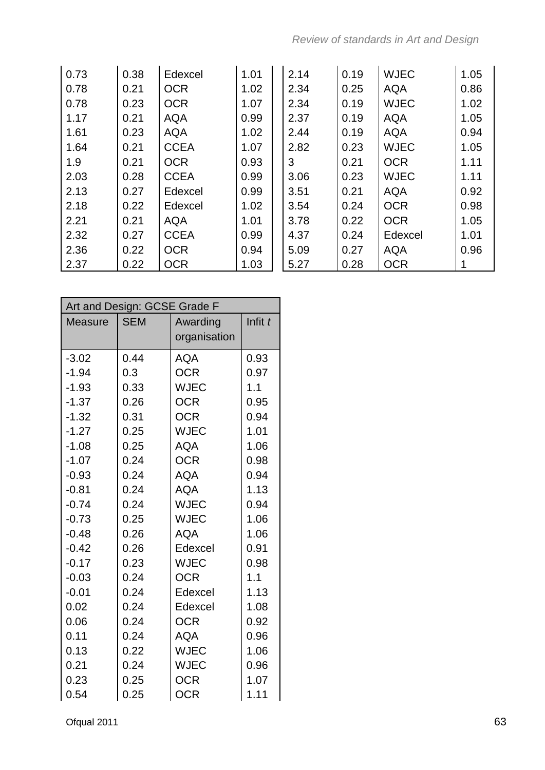| Measure | SEM | Awarding organisation | Infit *t* |
|---|---|---|---|
| 0.73 | 0.38 | Edexcel | 1.01 |
| 0.78 | 0.21 | OCR | 1.02 |
| 0.78 | 0.23 | OCR | 1.07 |
| 1.17 | 0.21 | AQA | 0.99 |
| 1.61 | 0.23 | AQA | 1.02 |
| 1.64 | 0.21 | CCEA | 1.07 |
| 1.9 | 0.21 | OCR | 0.93 |
| 2.03 | 0.28 | CCEA | 0.99 |
| 2.13 | 0.27 | Edexcel | 0.99 |
| 2.18 | 0.22 | Edexcel | 1.02 |
| 2.21 | 0.21 | AQA | 1.01 |
| 2.32 | 0.27 | CCEA | 0.99 |
| 2.36 | 0.22 | OCR | 0.94 |
| 2.37 | 0.22 | OCR | 1.03 |
| 2.14 | 0.19 | WJEC | 1.05 |
| 2.34 | 0.25 | AQA | 0.86 |
| 2.34 | 0.19 | WJEC | 1.02 |
| 2.37 | 0.19 | AQA | 1.05 |
| 2.44 | 0.19 | AQA | 0.94 |
| 2.82 | 0.23 | WJEC | 1.05 |
| 3 | 0.21 | OCR | 1.11 |
| 3.06 | 0.23 | WJEC | 1.11 |
| 3.51 | 0.21 | AQA | 0.92 |
| 3.54 | 0.24 | OCR | 0.98 |
| 3.78 | 0.22 | OCR | 1.05 |
| 4.37 | 0.24 | Edexcel | 1.01 |
| 5.09 | 0.27 | AQA | 0.96 |
| 5.27 | 0.28 | OCR | 1 |

| Art and Design: GCSE Grade F | | | |
|---|---|---|---|
| Measure | SEM | Awarding organisation | Infit *t* |
| -3.02 | 0.44 | AQA | 0.93 |
| -1.94 | 0.3 | OCR | 0.97 |
| -1.93 | 0.33 | WJEC | 1.1 |
| -1.37 | 0.26 | OCR | 0.95 |
| -1.32 | 0.31 | OCR | 0.94 |
| -1.27 | 0.25 | WJEC | 1.01 |
| -1.08 | 0.25 | AQA | 1.06 |
| -1.07 | 0.24 | OCR | 0.98 |
| -0.93 | 0.24 | AQA | 0.94 |
| -0.81 | 0.24 | AQA | 1.13 |
| -0.74 | 0.24 | WJEC | 0.94 |
| -0.73 | 0.25 | WJEC | 1.06 |
| -0.48 | 0.26 | AQA | 1.06 |
| -0.42 | 0.26 | Edexcel | 0.91 |
| -0.17 | 0.23 | WJEC | 0.98 |
| -0.03 | 0.24 | OCR | 1.1 |
| -0.01 | 0.24 | Edexcel | 1.13 |
| 0.02 | 0.24 | Edexcel | 1.08 |
| 0.06 | 0.24 | OCR | 0.92 |
| 0.11 | 0.24 | AQA | 0.96 |
| 0.13 | 0.22 | WJEC | 1.06 |
| 0.21 | 0.24 | WJEC | 0.96 |
| 0.23 | 0.25 | OCR | 1.07 |
| 0.54 | 0.25 | OCR | 1.11 |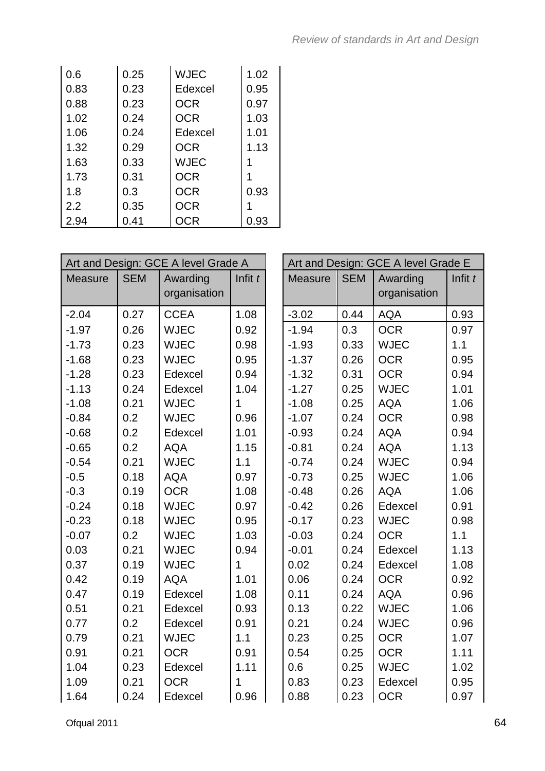| Measure | SEM | Awarding organisation | Infit *t* |
|---|---|---|---|
| 0.6 | 0.25 | WJEC | 1.02 |
| 0.83 | 0.23 | Edexcel | 0.95 |
| 0.88 | 0.23 | OCR | 0.97 |
| 1.02 | 0.24 | OCR | 1.03 |
| 1.06 | 0.24 | Edexcel | 1.01 |
| 1.32 | 0.29 | OCR | 1.13 |
| 1.63 | 0.33 | WJEC | 1 |
| 1.73 | 0.31 | OCR | 1 |
| 1.8 | 0.3 | OCR | 0.93 |
| 2.2 | 0.35 | OCR | 1 |
| 2.94 | 0.41 | OCR | 0.93 |

| Art and Design: GCE A level Grade A | | | |
|---|---|---|---|
| Measure | SEM | Awarding organisation | Infit *t* |
| -2.04 | 0.27 | CCEA | 1.08 |
| -1.97 | 0.26 | WJEC | 0.92 |
| -1.73 | 0.23 | WJEC | 0.98 |
| -1.68 | 0.23 | WJEC | 0.95 |
| -1.28 | 0.23 | Edexcel | 0.94 |
| -1.13 | 0.24 | Edexcel | 1.04 |
| -1.08 | 0.21 | WJEC | 1 |
| -0.84 | 0.2 | WJEC | 0.96 |
| -0.68 | 0.2 | Edexcel | 1.01 |
| -0.65 | 0.2 | AQA | 1.15 |
| -0.54 | 0.21 | WJEC | 1.1 |
| -0.5 | 0.18 | AQA | 0.97 |
| -0.3 | 0.19 | OCR | 1.08 |
| -0.24 | 0.18 | WJEC | 0.97 |
| -0.23 | 0.18 | WJEC | 0.95 |
| -0.07 | 0.2 | WJEC | 1.03 |
| 0.03 | 0.21 | WJEC | 0.94 |
| 0.37 | 0.19 | WJEC | 1 |
| 0.42 | 0.19 | AQA | 1.01 |
| 0.47 | 0.19 | Edexcel | 1.08 |
| 0.51 | 0.21 | Edexcel | 0.93 |
| 0.77 | 0.2 | Edexcel | 0.91 |
| 0.79 | 0.21 | WJEC | 1.1 |
| 0.91 | 0.21 | OCR | 0.91 |
| 1.04 | 0.23 | Edexcel | 1.11 |
| 1.09 | 0.21 | OCR | 1 |
| 1.64 | 0.24 | Edexcel | 0.96 |

| Art and Design: GCE A level Grade E | | | |
|---|---|---|---|
| Measure | SEM | Awarding organisation | Infit *t* |
| -3.02 | 0.44 | AQA | 0.93 |
| -1.94 | 0.3 | OCR | 0.97 |
| -1.93 | 0.33 | WJEC | 1.1 |
| -1.37 | 0.26 | OCR | 0.95 |
| -1.32 | 0.31 | OCR | 0.94 |
| -1.27 | 0.25 | WJEC | 1.01 |
| -1.08 | 0.25 | AQA | 1.06 |
| -1.07 | 0.24 | OCR | 0.98 |
| -0.93 | 0.24 | AQA | 0.94 |
| -0.81 | 0.24 | AQA | 1.13 |
| -0.74 | 0.24 | WJEC | 0.94 |
| -0.73 | 0.25 | WJEC | 1.06 |
| -0.48 | 0.26 | AQA | 1.06 |
| -0.42 | 0.26 | Edexcel | 0.91 |
| -0.17 | 0.23 | WJEC | 0.98 |
| -0.03 | 0.24 | OCR | 1.1 |
| -0.01 | 0.24 | Edexcel | 1.13 |
| 0.02 | 0.24 | Edexcel | 1.08 |
| 0.06 | 0.24 | OCR | 0.92 |
| 0.11 | 0.24 | AQA | 0.96 |
| 0.13 | 0.22 | WJEC | 1.06 |
| 0.21 | 0.24 | WJEC | 0.96 |
| 0.23 | 0.25 | OCR | 1.07 |
| 0.54 | 0.25 | OCR | 1.11 |
| 0.6 | 0.25 | WJEC | 1.02 |
| 0.83 | 0.23 | Edexcel | 0.95 |
| 0.88 | 0.23 | OCR | 0.97 |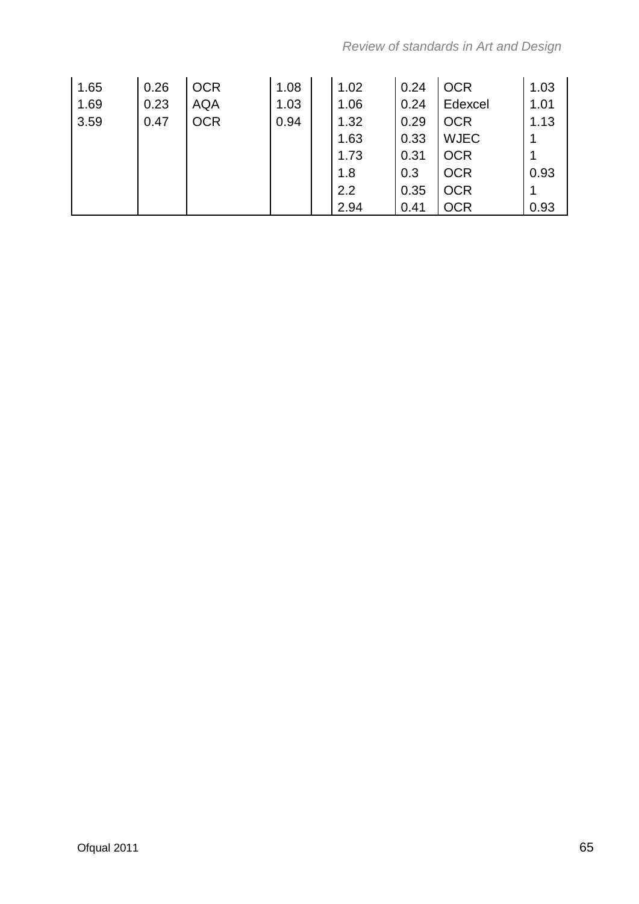| | | | | | | | | |
|---|---|---|---|---|---|---|---|---|
| 1.65 | 0.26 | OCR | 1.08 | | 1.02 | 0.24 | OCR | 1.03 |
| 1.69 | 0.23 | AQA | 1.03 | | 1.06 | 0.24 | Edexcel | 1.01 |
| 3.59 | 0.47 | OCR | 0.94 | | 1.32 | 0.29 | OCR | 1.13 |
| | | | | | 1.63 | 0.33 | WJEC | 1 |
| | | | | | 1.73 | 0.31 | OCR | 1 |
| | | | | | 1.8 | 0.3 | OCR | 0.93 |
| | | | | | 2.2 | 0.35 | OCR | 1 |
| | | | | | 2.94 | 0.41 | OCR | 0.93 |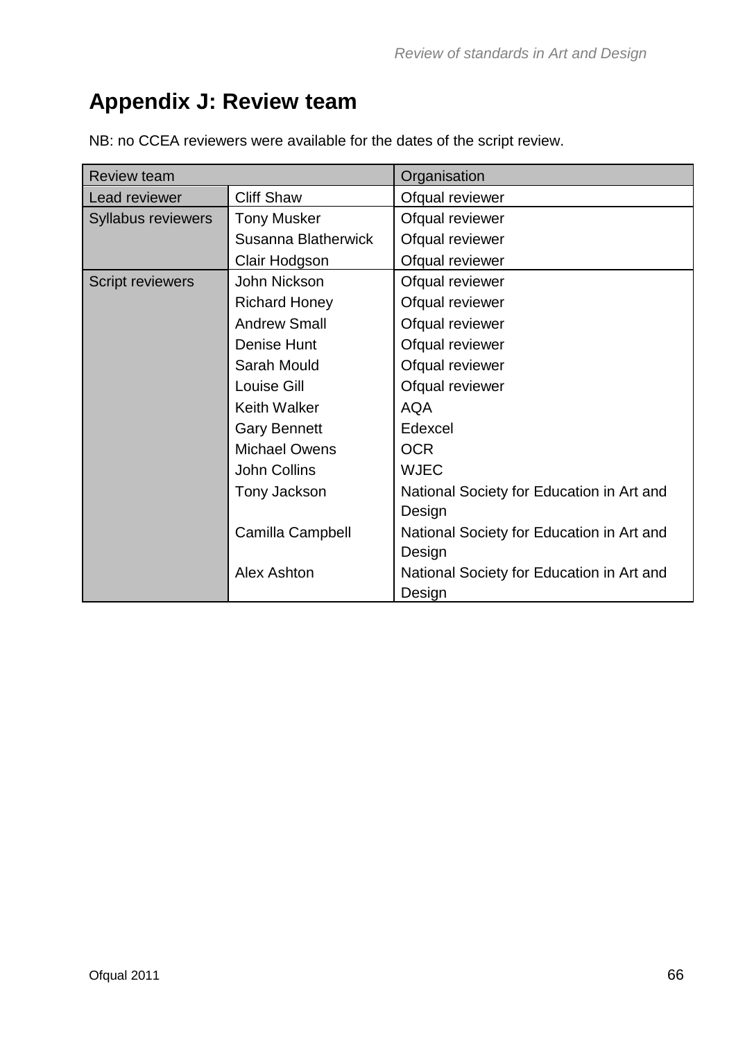## Appendix J: Review team

NB: no CCEA reviewers were available for the dates of the script review.

| Review team | | Organisation |
|---|---|---|
| Lead reviewer | Cliff Shaw | Ofqual reviewer |
| Syllabus reviewers | Tony Musker | Ofqual reviewer |
| | Susanna Blatherwick | Ofqual reviewer |
| | Clair Hodgson | Ofqual reviewer |
| Script reviewers | John Nickson | Ofqual reviewer |
| | Richard Honey | Ofqual reviewer |
| | Andrew Small | Ofqual reviewer |
| | Denise Hunt | Ofqual reviewer |
| | Sarah Mould | Ofqual reviewer |
| | Louise Gill | Ofqual reviewer |
| | Keith Walker | AQA |
| | Gary Bennett | Edexcel |
| | Michael Owens | OCR |
| | John Collins | WJEC |
| | Tony Jackson | National Society for Education in Art and Design |
| | Camilla Campbell | National Society for Education in Art and Design |
| | Alex Ashton | National Society for Education in Art and Design |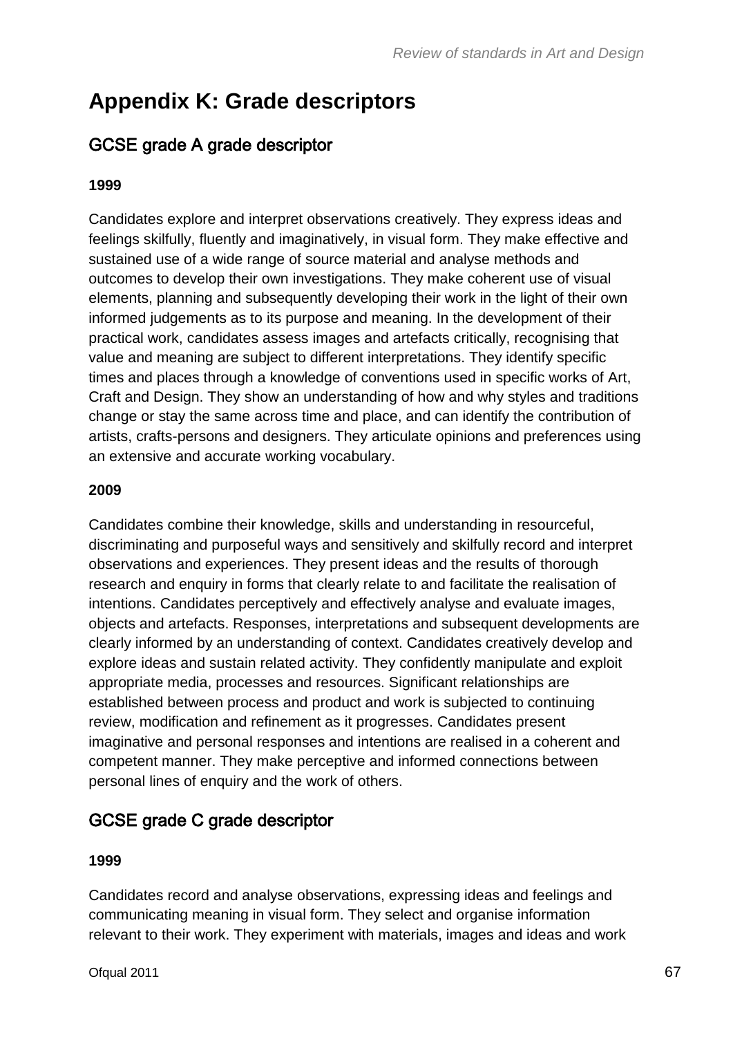# Appendix K: Grade descriptors

## GCSE grade A grade descriptor

**1999**

Candidates explore and interpret observations creatively. They express ideas and feelings skilfully, fluently and imaginatively, in visual form. They make effective and sustained use of a wide range of source material and analyse methods and outcomes to develop their own investigations. They make coherent use of visual elements, planning and subsequently developing their work in the light of their own informed judgements as to its purpose and meaning. In the development of their practical work, candidates assess images and artefacts critically, recognising that value and meaning are subject to different interpretations. They identify specific times and places through a knowledge of conventions used in specific works of Art, Craft and Design. They show an understanding of how and why styles and traditions change or stay the same across time and place, and can identify the contribution of artists, crafts-persons and designers. They articulate opinions and preferences using an extensive and accurate working vocabulary.

**2009**

Candidates combine their knowledge, skills and understanding in resourceful, discriminating and purposeful ways and sensitively and skilfully record and interpret observations and experiences. They present ideas and the results of thorough research and enquiry in forms that clearly relate to and facilitate the realisation of intentions. Candidates perceptively and effectively analyse and evaluate images, objects and artefacts. Responses, interpretations and subsequent developments are clearly informed by an understanding of context. Candidates creatively develop and explore ideas and sustain related activity. They confidently manipulate and exploit appropriate media, processes and resources. Significant relationships are established between process and product and work is subjected to continuing review, modification and refinement as it progresses. Candidates present imaginative and personal responses and intentions are realised in a coherent and competent manner. They make perceptive and informed connections between personal lines of enquiry and the work of others.

## GCSE grade C grade descriptor

**1999**

Candidates record and analyse observations, expressing ideas and feelings and communicating meaning in visual form. They select and organise information relevant to their work. They experiment with materials, images and ideas and work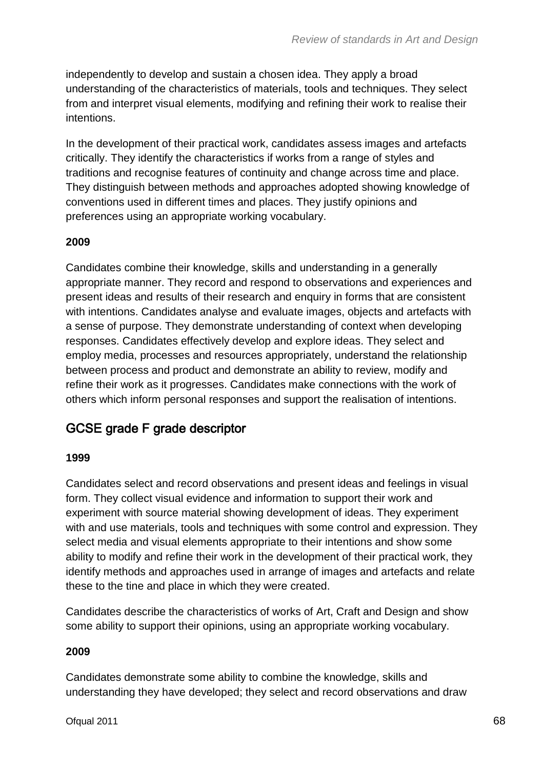independently to develop and sustain a chosen idea. They apply a broad understanding of the characteristics of materials, tools and techniques. They select from and interpret visual elements, modifying and refining their work to realise their intentions.

In the development of their practical work, candidates assess images and artefacts critically. They identify the characteristics if works from a range of styles and traditions and recognise features of continuity and change across time and place. They distinguish between methods and approaches adopted showing knowledge of conventions used in different times and places. They justify opinions and preferences using an appropriate working vocabulary.

**2009**

Candidates combine their knowledge, skills and understanding in a generally appropriate manner. They record and respond to observations and experiences and present ideas and results of their research and enquiry in forms that are consistent with intentions. Candidates analyse and evaluate images, objects and artefacts with a sense of purpose. They demonstrate understanding of context when developing responses. Candidates effectively develop and explore ideas. They select and employ media, processes and resources appropriately, understand the relationship between process and product and demonstrate an ability to review, modify and refine their work as it progresses. Candidates make connections with the work of others which inform personal responses and support the realisation of intentions.

## GCSE grade F grade descriptor

**1999**

Candidates select and record observations and present ideas and feelings in visual form. They collect visual evidence and information to support their work and experiment with source material showing development of ideas. They experiment with and use materials, tools and techniques with some control and expression. They select media and visual elements appropriate to their intentions and show some ability to modify and refine their work in the development of their practical work, they identify methods and approaches used in arrange of images and artefacts and relate these to the tine and place in which they were created.

Candidates describe the characteristics of works of Art, Craft and Design and show some ability to support their opinions, using an appropriate working vocabulary.

**2009**

Candidates demonstrate some ability to combine the knowledge, skills and understanding they have developed; they select and record observations and draw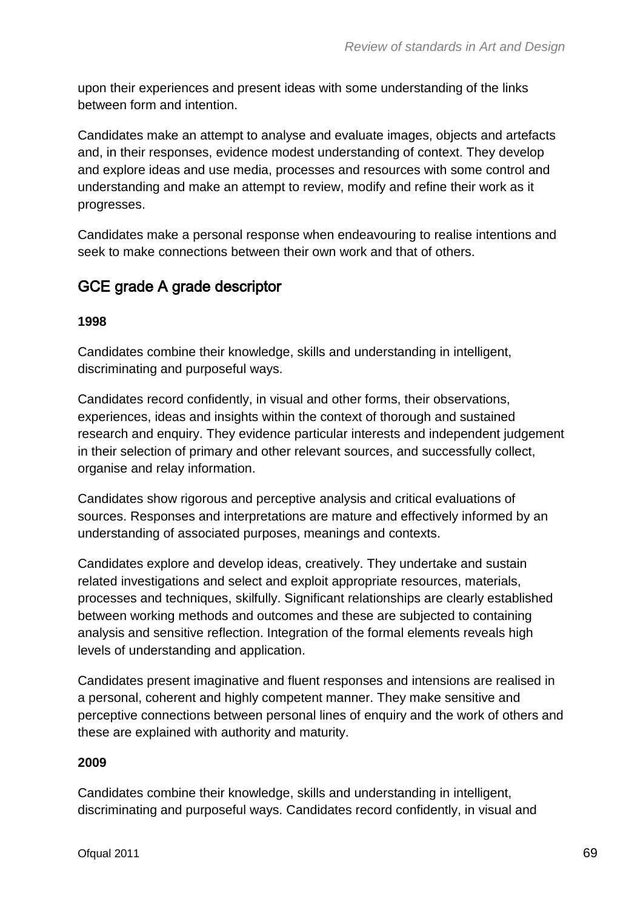upon their experiences and present ideas with some understanding of the links between form and intention.

Candidates make an attempt to analyse and evaluate images, objects and artefacts and, in their responses, evidence modest understanding of context. They develop and explore ideas and use media, processes and resources with some control and understanding and make an attempt to review, modify and refine their work as it progresses.

Candidates make a personal response when endeavouring to realise intentions and seek to make connections between their own work and that of others.

## GCE grade A grade descriptor

**1998**

Candidates combine their knowledge, skills and understanding in intelligent, discriminating and purposeful ways.

Candidates record confidently, in visual and other forms, their observations, experiences, ideas and insights within the context of thorough and sustained research and enquiry. They evidence particular interests and independent judgement in their selection of primary and other relevant sources, and successfully collect, organise and relay information.

Candidates show rigorous and perceptive analysis and critical evaluations of sources. Responses and interpretations are mature and effectively informed by an understanding of associated purposes, meanings and contexts.

Candidates explore and develop ideas, creatively. They undertake and sustain related investigations and select and exploit appropriate resources, materials, processes and techniques, skilfully. Significant relationships are clearly established between working methods and outcomes and these are subjected to containing analysis and sensitive reflection. Integration of the formal elements reveals high levels of understanding and application.

Candidates present imaginative and fluent responses and intensions are realised in a personal, coherent and highly competent manner. They make sensitive and perceptive connections between personal lines of enquiry and the work of others and these are explained with authority and maturity.

**2009**

Candidates combine their knowledge, skills and understanding in intelligent, discriminating and purposeful ways. Candidates record confidently, in visual and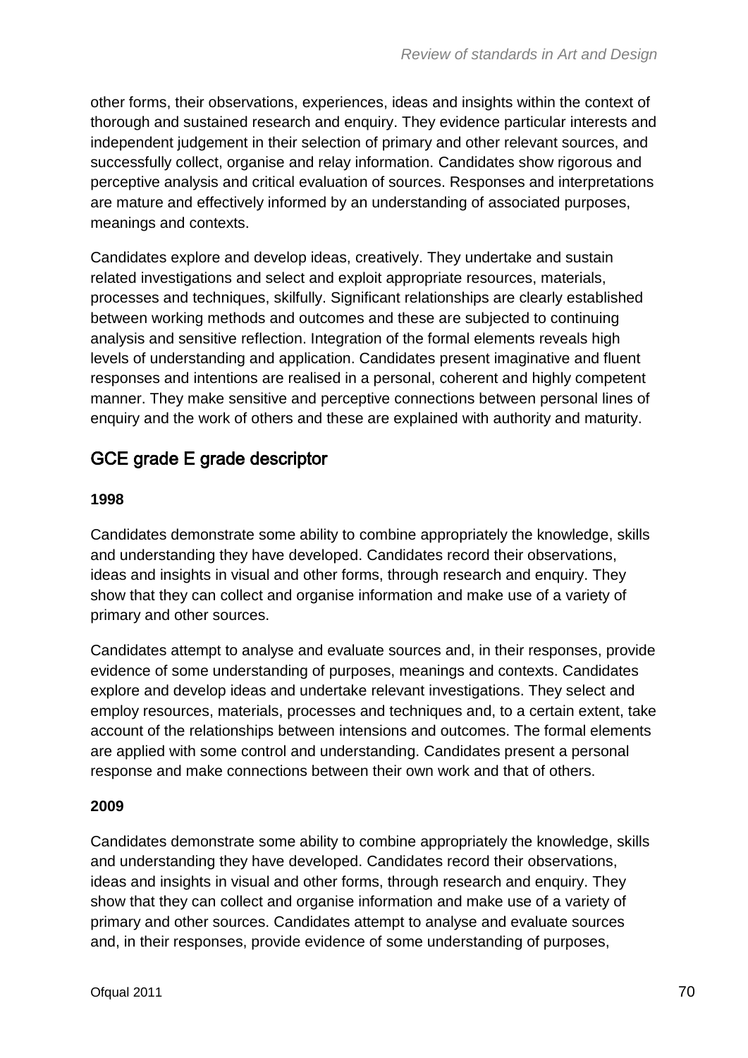other forms, their observations, experiences, ideas and insights within the context of thorough and sustained research and enquiry. They evidence particular interests and independent judgement in their selection of primary and other relevant sources, and successfully collect, organise and relay information. Candidates show rigorous and perceptive analysis and critical evaluation of sources. Responses and interpretations are mature and effectively informed by an understanding of associated purposes, meanings and contexts.

Candidates explore and develop ideas, creatively. They undertake and sustain related investigations and select and exploit appropriate resources, materials, processes and techniques, skilfully. Significant relationships are clearly established between working methods and outcomes and these are subjected to continuing analysis and sensitive reflection. Integration of the formal elements reveals high levels of understanding and application. Candidates present imaginative and fluent responses and intentions are realised in a personal, coherent and highly competent manner. They make sensitive and perceptive connections between personal lines of enquiry and the work of others and these are explained with authority and maturity.

## GCE grade E grade descriptor

**1998**

Candidates demonstrate some ability to combine appropriately the knowledge, skills and understanding they have developed. Candidates record their observations, ideas and insights in visual and other forms, through research and enquiry. They show that they can collect and organise information and make use of a variety of primary and other sources.

Candidates attempt to analyse and evaluate sources and, in their responses, provide evidence of some understanding of purposes, meanings and contexts. Candidates explore and develop ideas and undertake relevant investigations. They select and employ resources, materials, processes and techniques and, to a certain extent, take account of the relationships between intensions and outcomes. The formal elements are applied with some control and understanding. Candidates present a personal response and make connections between their own work and that of others.

**2009**

Candidates demonstrate some ability to combine appropriately the knowledge, skills and understanding they have developed. Candidates record their observations, ideas and insights in visual and other forms, through research and enquiry. They show that they can collect and organise information and make use of a variety of primary and other sources. Candidates attempt to analyse and evaluate sources and, in their responses, provide evidence of some understanding of purposes,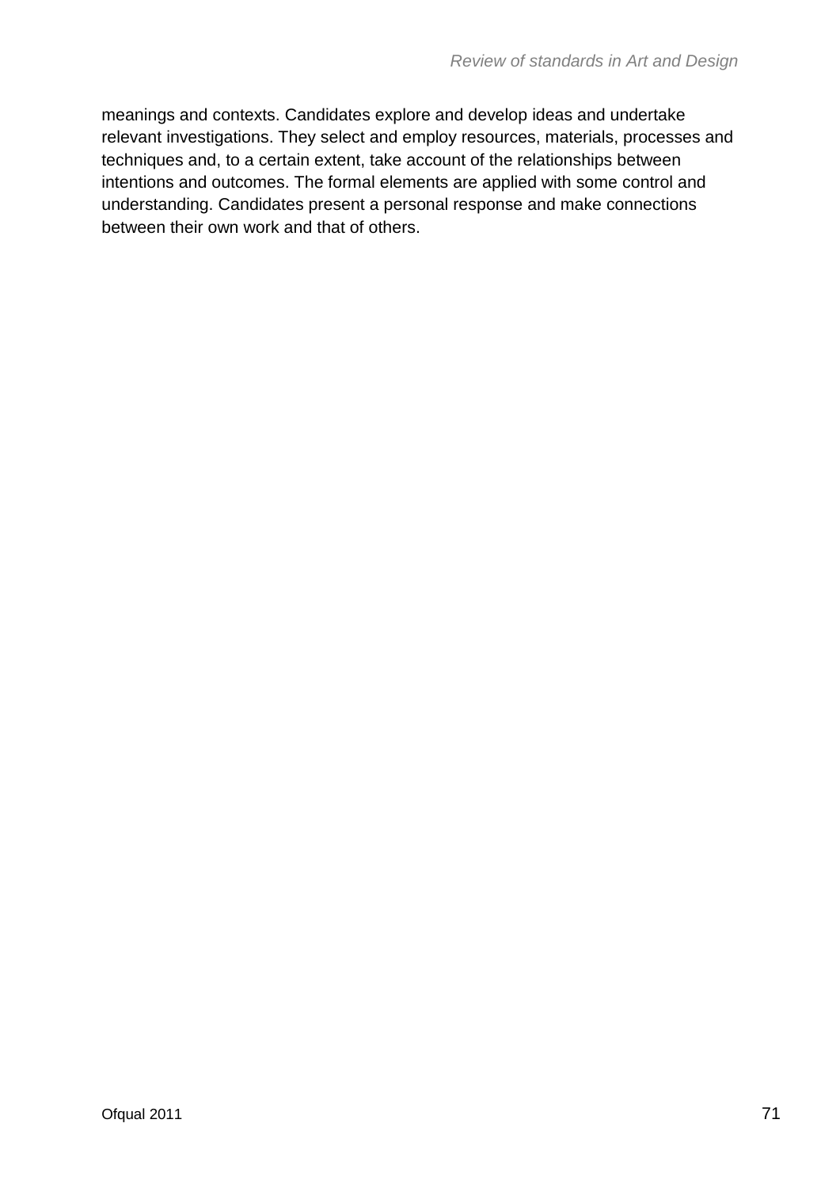meanings and contexts. Candidates explore and develop ideas and undertake relevant investigations. They select and employ resources, materials, processes and techniques and, to a certain extent, take account of the relationships between intentions and outcomes. The formal elements are applied with some control and understanding. Candidates present a personal response and make connections between their own work and that of others.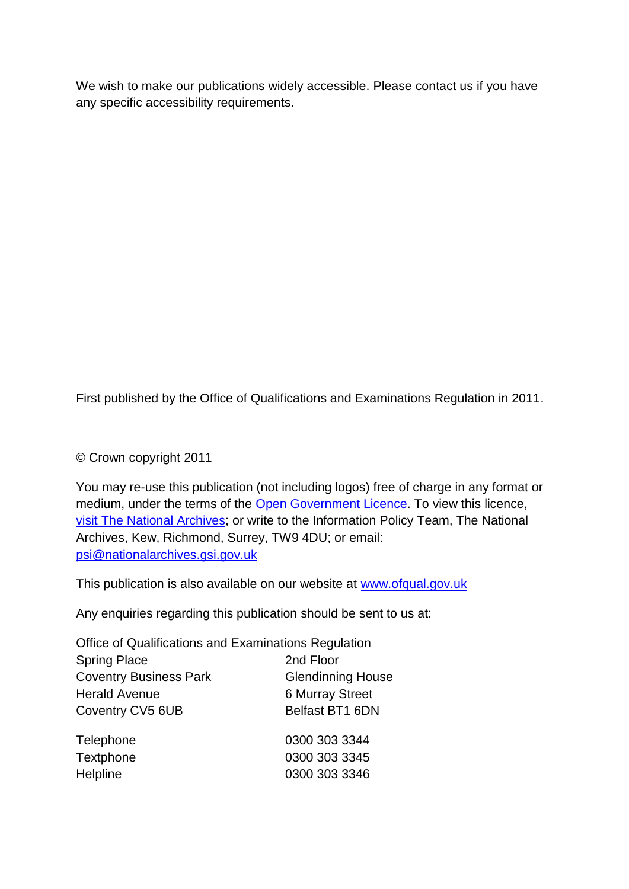We wish to make our publications widely accessible. Please contact us if you have any specific accessibility requirements.

First published by the Office of Qualifications and Examinations Regulation in 2011.

© Crown copyright 2011

You may re-use this publication (not including logos) free of charge in any format or medium, under the terms of the Open Government Licence. To view this licence, visit The National Archives; or write to the Information Policy Team, The National Archives, Kew, Richmond, Surrey, TW9 4DU; or email: psi@nationalarchives.gsi.gov.uk

This publication is also available on our website at www.ofqual.gov.uk

Any enquiries regarding this publication should be sent to us at:

Office of Qualifications and Examinations Regulation

| | |
|---|---|
| Spring Place | 2nd Floor |
| Coventry Business Park | Glendinning House |
| Herald Avenue | 6 Murray Street |
| Coventry CV5 6UB | Belfast BT1 6DN |

| | |
|---|---|
| Telephone | 0300 303 3344 |
| Textphone | 0300 303 3345 |
| Helpline | 0300 303 3346 |